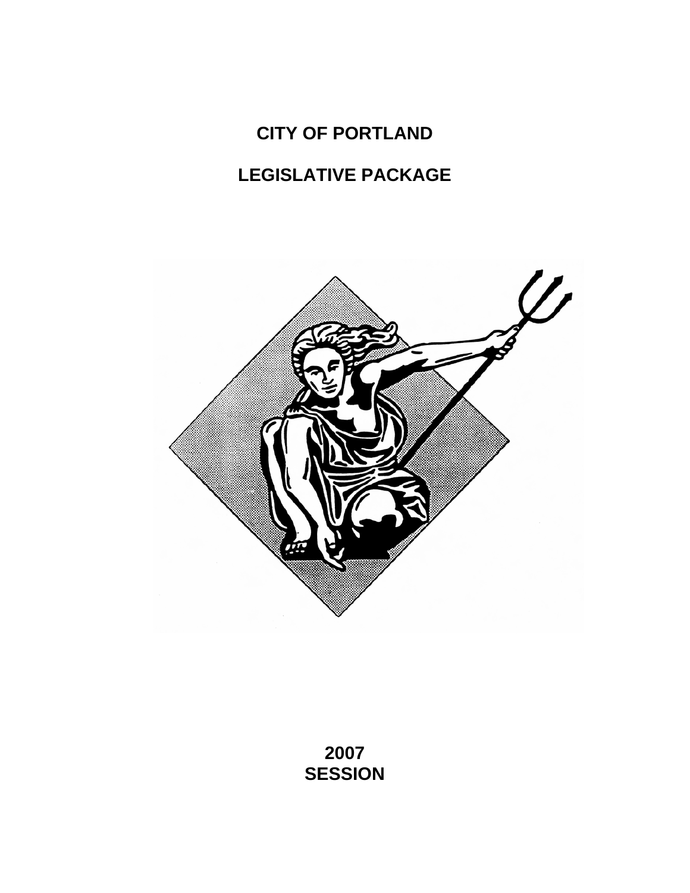# CITY OF PORTLAND

# LEGISLATIVE PACKAGE

**2007**
**SESSION**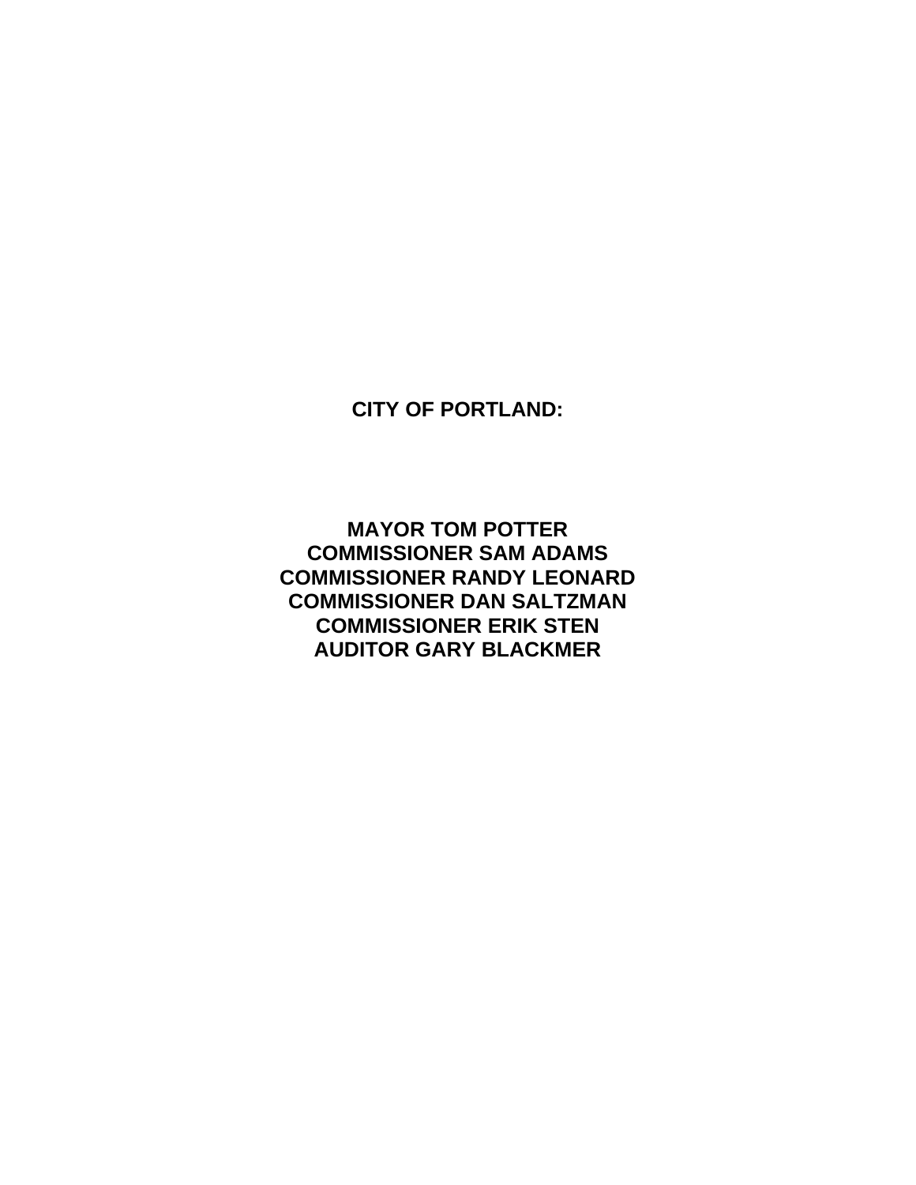**CITY OF PORTLAND:**

**MAYOR TOM POTTER**
**COMMISSIONER SAM ADAMS**
**COMMISSIONER RANDY LEONARD**
**COMMISSIONER DAN SALTZMAN**
**COMMISSIONER ERIK STEN**
**AUDITOR GARY BLACKMER**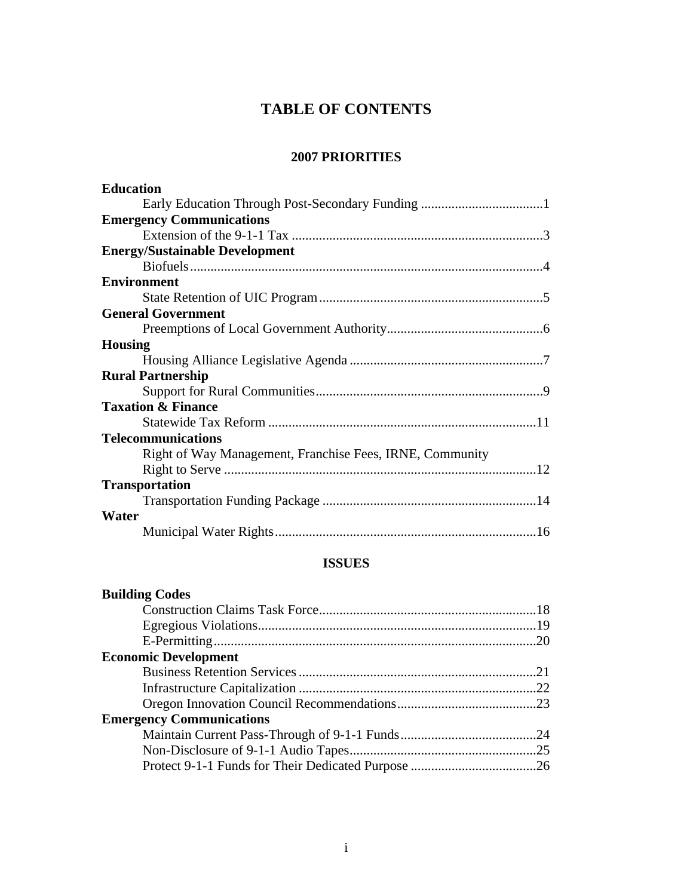# TABLE OF CONTENTS

## 2007 PRIORITIES

**Education**

Early Education Through Post-Secondary Funding ....................................1

**Emergency Communications**

Extension of the 9-1-1 Tax .........................................................................3

**Energy/Sustainable Development**

Biofuels.......................................................................................................4

**Environment**

State Retention of UIC Program..................................................................5

**General Government**

Preemptions of Local Government Authority.............................................6

**Housing**

Housing Alliance Legislative Agenda .........................................................7

**Rural Partnership**

Support for Rural Communities...................................................................9

**Taxation & Finance**

Statewide Tax Reform ..............................................................................11

**Telecommunications**

Right of Way Management, Franchise Fees, IRNE, Community Right to Serve ...........................................................................................12

**Transportation**

Transportation Funding Package ...............................................................14

**Water**

Municipal Water Rights.............................................................................16

## ISSUES

**Building Codes**

Construction Claims Task Force................................................................18

Egregious Violations.................................................................................19

E-Permitting..............................................................................................20

**Economic Development**

Business Retention Services ......................................................................21

Infrastructure Capitalization ......................................................................22

Oregon Innovation Council Recommendations.........................................23

**Emergency Communications**

Maintain Current Pass-Through of 9-1-1 Funds.........................................24

Non-Disclosure of 9-1-1 Audio Tapes.......................................................25

Protect 9-1-1 Funds for Their Dedicated Purpose .....................................26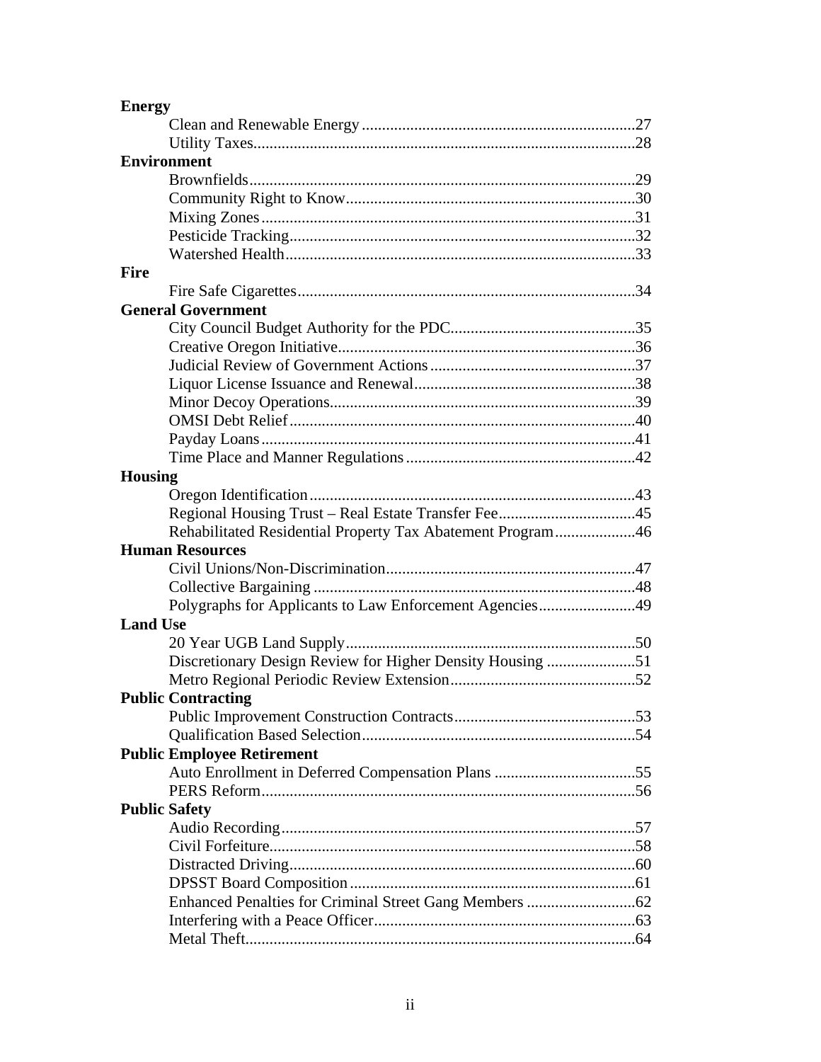**Energy**

- Clean and Renewable Energy ....................................................................27
- Utility Taxes..............................................................................................28

**Environment**

- Brownfields...............................................................................................29
- Community Right to Know.......................................................................30
- Mixing Zones............................................................................................31
- Pesticide Tracking.....................................................................................32
- Watershed Health......................................................................................33

**Fire**

- Fire Safe Cigarettes...................................................................................34

**General Government**

- City Council Budget Authority for the PDC.............................................35
- Creative Oregon Initiative.........................................................................36
- Judicial Review of Government Actions...................................................37
- Liquor License Issuance and Renewal......................................................38
- Minor Decoy Operations...........................................................................39
- OMSI Debt Relief.....................................................................................40
- Payday Loans............................................................................................41
- Time Place and Manner Regulations........................................................42

**Housing**

- Oregon Identification................................................................................43
- Regional Housing Trust – Real Estate Transfer Fee..................................45
- Rehabilitated Residential Property Tax Abatement Program....................46

**Human Resources**

- Civil Unions/Non-Discrimination.............................................................47
- Collective Bargaining ...............................................................................48
- Polygraphs for Applicants to Law Enforcement Agencies........................49

**Land Use**

- 20 Year UGB Land Supply........................................................................50
- Discretionary Design Review for Higher Density Housing ......................51
- Metro Regional Periodic Review Extension..............................................52

**Public Contracting**

- Public Improvement Construction Contracts.............................................53
- Qualification Based Selection...................................................................54

**Public Employee Retirement**

- Auto Enrollment in Deferred Compensation Plans ...................................55
- PERS Reform............................................................................................56

**Public Safety**

- Audio Recording.......................................................................................57
- Civil Forfeiture..........................................................................................58
- Distracted Driving.....................................................................................60
- DPSST Board Composition......................................................................61
- Enhanced Penalties for Criminal Street Gang Members ...........................62
- Interfering with a Peace Officer................................................................63
- Metal Theft................................................................................................64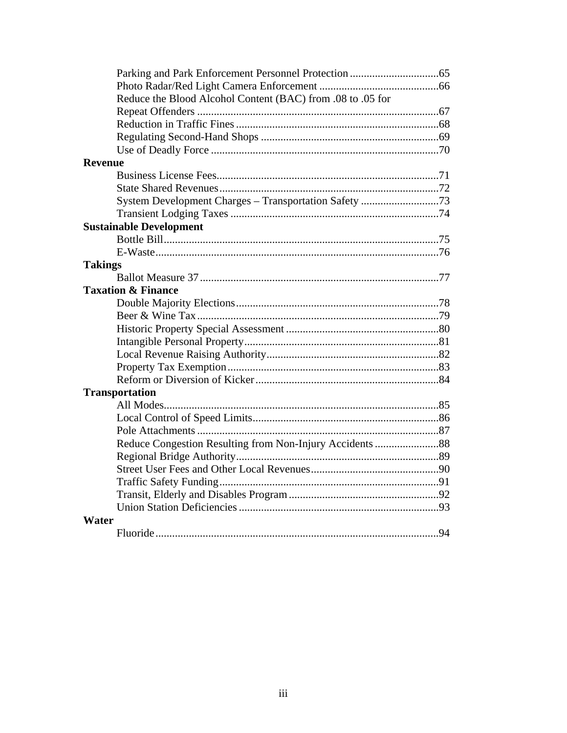Parking and Park Enforcement Personnel Protection ................................65
Photo Radar/Red Light Camera Enforcement ...........................................66
Reduce the Blood Alcohol Content (BAC) from .08 to .05 for
Repeat Offenders .......................................................................................67
Reduction in Traffic Fines .........................................................................68
Regulating Second-Hand Shops ................................................................69
Use of Deadly Force ..................................................................................70

**Revenue**

Business License Fees................................................................................71
State Shared Revenues...............................................................................72
System Development Charges – Transportation Safety ............................73
Transient Lodging Taxes ...........................................................................74

**Sustainable Development**

Bottle Bill...................................................................................................75
E-Waste......................................................................................................76

**Takings**

Ballot Measure 37......................................................................................77

**Taxation & Finance**

Double Majority Elections.........................................................................78
Beer & Wine Tax.......................................................................................79
Historic Property Special Assessment .......................................................80
Intangible Personal Property......................................................................81
Local Revenue Raising Authority..............................................................82
Property Tax Exemption............................................................................83
Reform or Diversion of Kicker..................................................................84

**Transportation**

All Modes...................................................................................................85
Local Control of Speed Limits...................................................................86
Pole Attachments .......................................................................................87
Reduce Congestion Resulting from Non-Injury Accidents .......................88
Regional Bridge Authority.........................................................................89
Street User Fees and Other Local Revenues..............................................90
Traffic Safety Funding...............................................................................91
Transit, Elderly and Disables Program......................................................92
Union Station Deficiencies ........................................................................93

**Water**

Fluoride......................................................................................................94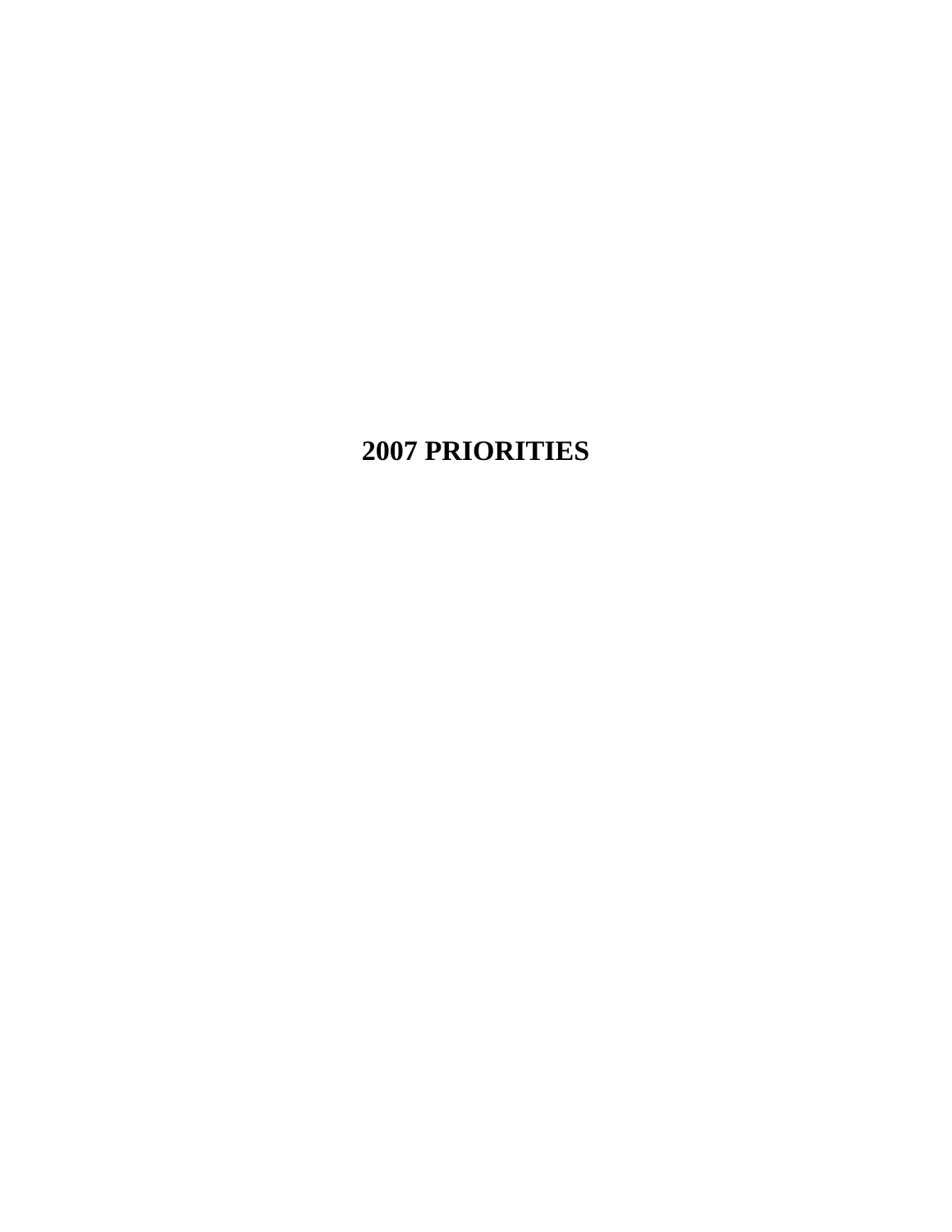# 2007 PRIORITIES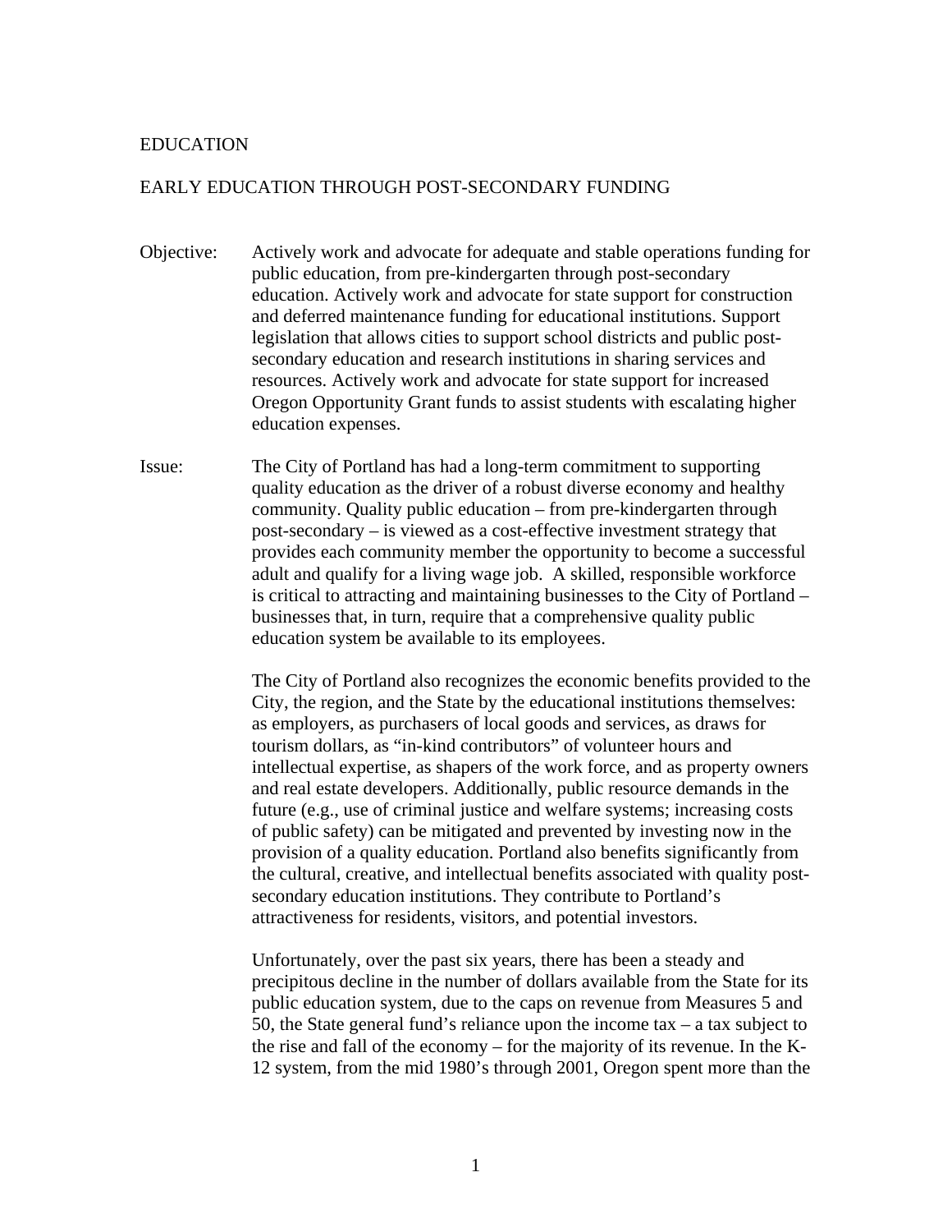# EDUCATION

## EARLY EDUCATION THROUGH POST-SECONDARY FUNDING

**Objective:** Actively work and advocate for adequate and stable operations funding for public education, from pre-kindergarten through post-secondary education. Actively work and advocate for state support for construction and deferred maintenance funding for educational institutions. Support legislation that allows cities to support school districts and public post-secondary education and research institutions in sharing services and resources. Actively work and advocate for state support for increased Oregon Opportunity Grant funds to assist students with escalating higher education expenses.

**Issue:** The City of Portland has had a long-term commitment to supporting quality education as the driver of a robust diverse economy and healthy community. Quality public education – from pre-kindergarten through post-secondary – is viewed as a cost-effective investment strategy that provides each community member the opportunity to become a successful adult and qualify for a living wage job. A skilled, responsible workforce is critical to attracting and maintaining businesses to the City of Portland – businesses that, in turn, require that a comprehensive quality public education system be available to its employees.

The City of Portland also recognizes the economic benefits provided to the City, the region, and the State by the educational institutions themselves: as employers, as purchasers of local goods and services, as draws for tourism dollars, as "in-kind contributors" of volunteer hours and intellectual expertise, as shapers of the work force, and as property owners and real estate developers. Additionally, public resource demands in the future (e.g., use of criminal justice and welfare systems; increasing costs of public safety) can be mitigated and prevented by investing now in the provision of a quality education. Portland also benefits significantly from the cultural, creative, and intellectual benefits associated with quality post-secondary education institutions. They contribute to Portland's attractiveness for residents, visitors, and potential investors.

Unfortunately, over the past six years, there has been a steady and precipitous decline in the number of dollars available from the State for its public education system, due to the caps on revenue from Measures 5 and 50, the State general fund's reliance upon the income tax – a tax subject to the rise and fall of the economy – for the majority of its revenue. In the K-12 system, from the mid 1980's through 2001, Oregon spent more than the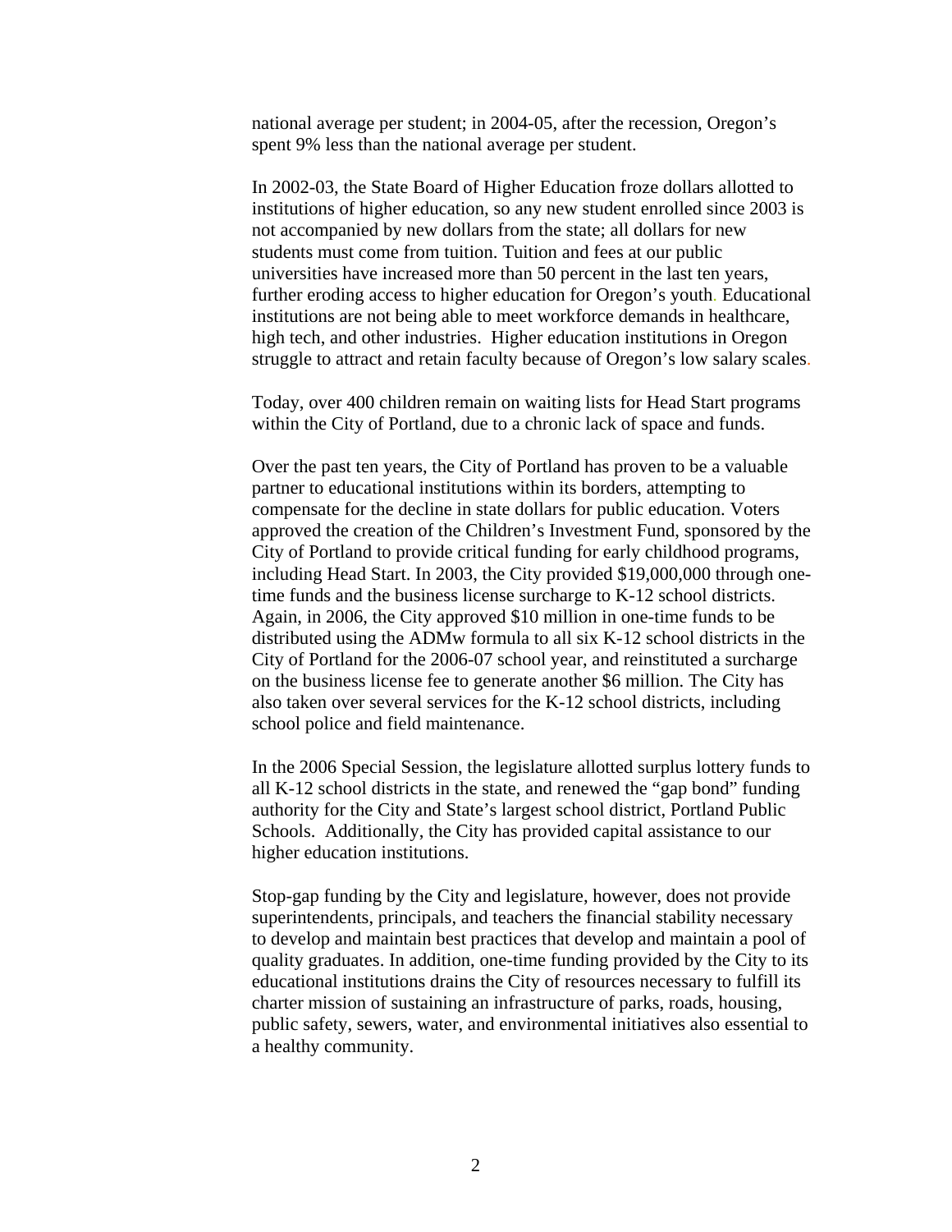national average per student; in 2004-05, after the recession, Oregon's spent 9% less than the national average per student.

In 2002-03, the State Board of Higher Education froze dollars allotted to institutions of higher education, so any new student enrolled since 2003 is not accompanied by new dollars from the state; all dollars for new students must come from tuition. Tuition and fees at our public universities have increased more than 50 percent in the last ten years, further eroding access to higher education for Oregon's youth. Educational institutions are not being able to meet workforce demands in healthcare, high tech, and other industries. Higher education institutions in Oregon struggle to attract and retain faculty because of Oregon's low salary scales.

Today, over 400 children remain on waiting lists for Head Start programs within the City of Portland, due to a chronic lack of space and funds.

Over the past ten years, the City of Portland has proven to be a valuable partner to educational institutions within its borders, attempting to compensate for the decline in state dollars for public education. Voters approved the creation of the Children's Investment Fund, sponsored by the City of Portland to provide critical funding for early childhood programs, including Head Start. In 2003, the City provided $19,000,000 through one-time funds and the business license surcharge to K-12 school districts. Again, in 2006, the City approved $10 million in one-time funds to be distributed using the ADMw formula to all six K-12 school districts in the City of Portland for the 2006-07 school year, and reinstituted a surcharge on the business license fee to generate another $6 million. The City has also taken over several services for the K-12 school districts, including school police and field maintenance.

In the 2006 Special Session, the legislature allotted surplus lottery funds to all K-12 school districts in the state, and renewed the "gap bond" funding authority for the City and State's largest school district, Portland Public Schools. Additionally, the City has provided capital assistance to our higher education institutions.

Stop-gap funding by the City and legislature, however, does not provide superintendents, principals, and teachers the financial stability necessary to develop and maintain best practices that develop and maintain a pool of quality graduates. In addition, one-time funding provided by the City to its educational institutions drains the City of resources necessary to fulfill its charter mission of sustaining an infrastructure of parks, roads, housing, public safety, sewers, water, and environmental initiatives also essential to a healthy community.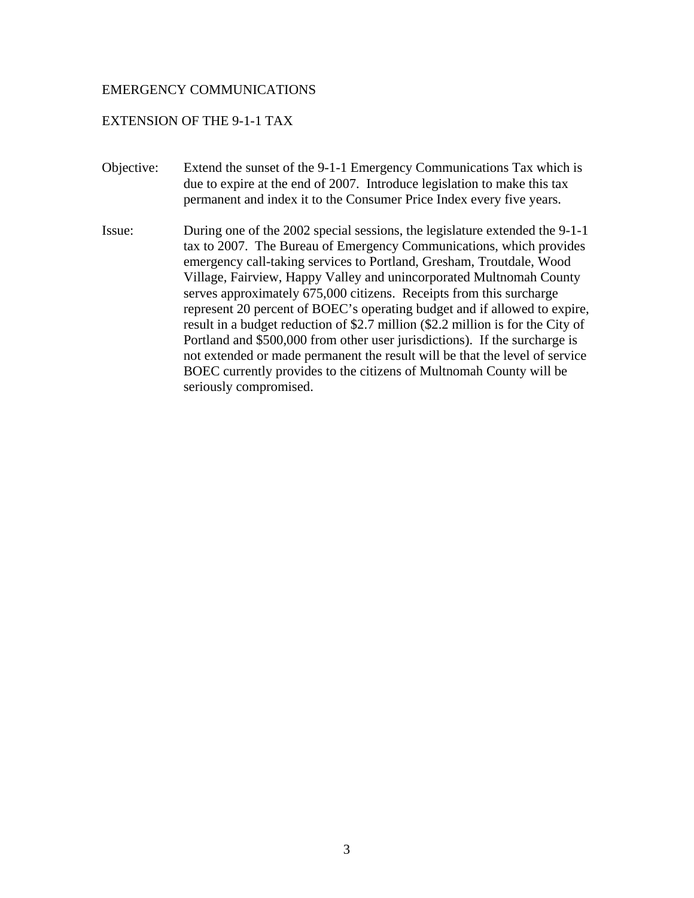## EMERGENCY COMMUNICATIONS

### EXTENSION OF THE 9-1-1 TAX

**Objective:** Extend the sunset of the 9-1-1 Emergency Communications Tax which is due to expire at the end of 2007. Introduce legislation to make this tax permanent and index it to the Consumer Price Index every five years.

**Issue:** During one of the 2002 special sessions, the legislature extended the 9-1-1 tax to 2007. The Bureau of Emergency Communications, which provides emergency call-taking services to Portland, Gresham, Troutdale, Wood Village, Fairview, Happy Valley and unincorporated Multnomah County serves approximately 675,000 citizens. Receipts from this surcharge represent 20 percent of BOEC's operating budget and if allowed to expire, result in a budget reduction of $2.7 million ($2.2 million is for the City of Portland and $500,000 from other user jurisdictions). If the surcharge is not extended or made permanent the result will be that the level of service BOEC currently provides to the citizens of Multnomah County will be seriously compromised.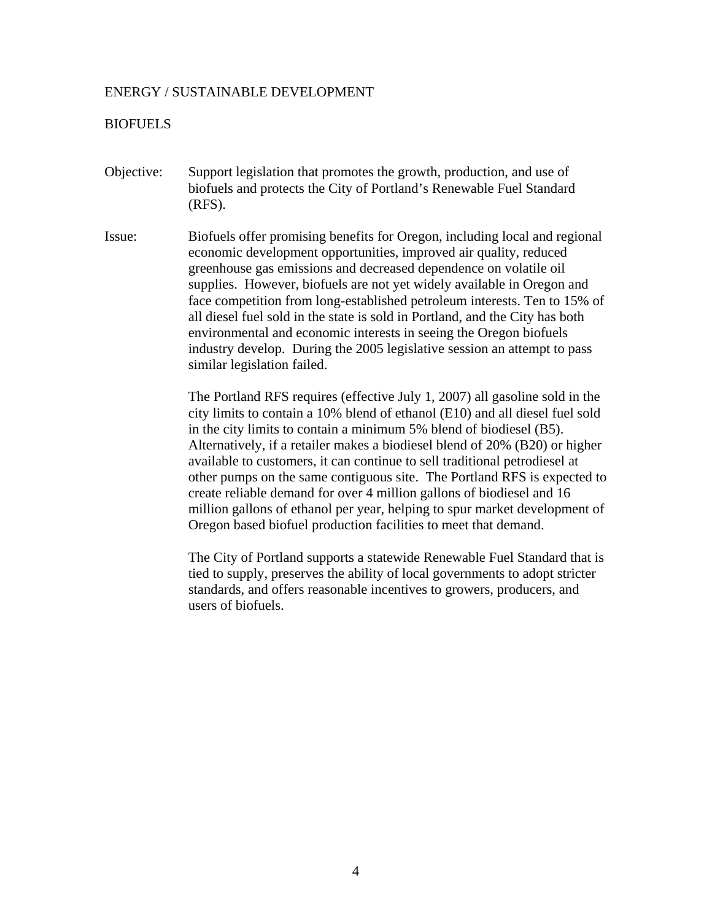## ENERGY / SUSTAINABLE DEVELOPMENT

### BIOFUELS

**Objective:** Support legislation that promotes the growth, production, and use of biofuels and protects the City of Portland's Renewable Fuel Standard (RFS).

**Issue:** Biofuels offer promising benefits for Oregon, including local and regional economic development opportunities, improved air quality, reduced greenhouse gas emissions and decreased dependence on volatile oil supplies. However, biofuels are not yet widely available in Oregon and face competition from long-established petroleum interests. Ten to 15% of all diesel fuel sold in the state is sold in Portland, and the City has both environmental and economic interests in seeing the Oregon biofuels industry develop. During the 2005 legislative session an attempt to pass similar legislation failed.

The Portland RFS requires (effective July 1, 2007) all gasoline sold in the city limits to contain a 10% blend of ethanol (E10) and all diesel fuel sold in the city limits to contain a minimum 5% blend of biodiesel (B5). Alternatively, if a retailer makes a biodiesel blend of 20% (B20) or higher available to customers, it can continue to sell traditional petrodiesel at other pumps on the same contiguous site. The Portland RFS is expected to create reliable demand for over 4 million gallons of biodiesel and 16 million gallons of ethanol per year, helping to spur market development of Oregon based biofuel production facilities to meet that demand.

The City of Portland supports a statewide Renewable Fuel Standard that is tied to supply, preserves the ability of local governments to adopt stricter standards, and offers reasonable incentives to growers, producers, and users of biofuels.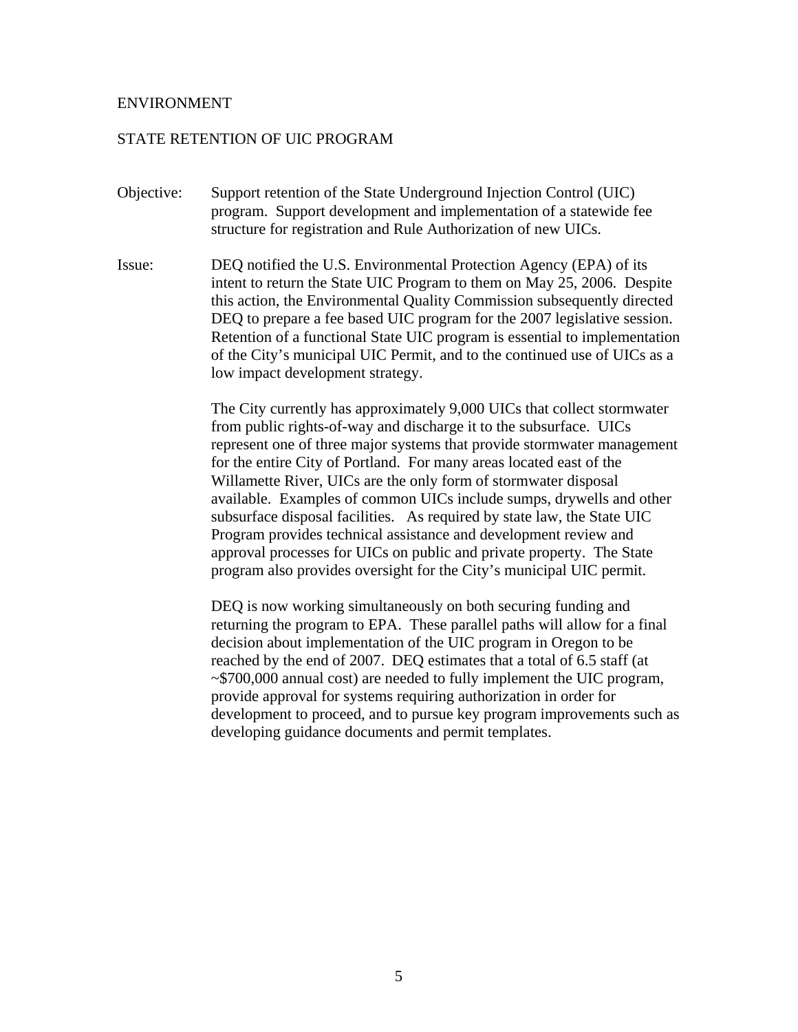ENVIRONMENT

## STATE RETENTION OF UIC PROGRAM

**Objective:** Support retention of the State Underground Injection Control (UIC) program. Support development and implementation of a statewide fee structure for registration and Rule Authorization of new UICs.

**Issue:** DEQ notified the U.S. Environmental Protection Agency (EPA) of its intent to return the State UIC Program to them on May 25, 2006. Despite this action, the Environmental Quality Commission subsequently directed DEQ to prepare a fee based UIC program for the 2007 legislative session. Retention of a functional State UIC program is essential to implementation of the City's municipal UIC Permit, and to the continued use of UICs as a low impact development strategy.

The City currently has approximately 9,000 UICs that collect stormwater from public rights-of-way and discharge it to the subsurface. UICs represent one of three major systems that provide stormwater management for the entire City of Portland. For many areas located east of the Willamette River, UICs are the only form of stormwater disposal available. Examples of common UICs include sumps, drywells and other subsurface disposal facilities. As required by state law, the State UIC Program provides technical assistance and development review and approval processes for UICs on public and private property. The State program also provides oversight for the City's municipal UIC permit.

DEQ is now working simultaneously on both securing funding and returning the program to EPA. These parallel paths will allow for a final decision about implementation of the UIC program in Oregon to be reached by the end of 2007. DEQ estimates that a total of 6.5 staff (at ~$700,000 annual cost) are needed to fully implement the UIC program, provide approval for systems requiring authorization in order for development to proceed, and to pursue key program improvements such as developing guidance documents and permit templates.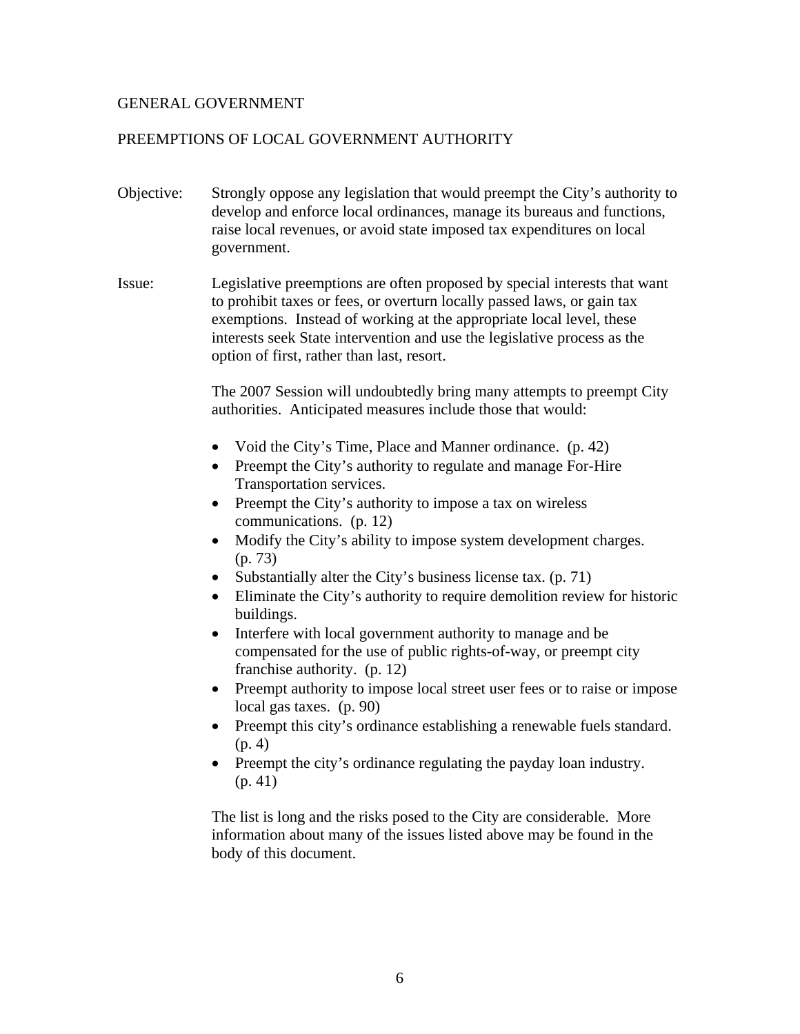## GENERAL GOVERNMENT

### PREEMPTIONS OF LOCAL GOVERNMENT AUTHORITY

**Objective:** Strongly oppose any legislation that would preempt the City's authority to develop and enforce local ordinances, manage its bureaus and functions, raise local revenues, or avoid state imposed tax expenditures on local government.

**Issue:** Legislative preemptions are often proposed by special interests that want to prohibit taxes or fees, or overturn locally passed laws, or gain tax exemptions. Instead of working at the appropriate local level, these interests seek State intervention and use the legislative process as the option of first, rather than last, resort.

The 2007 Session will undoubtedly bring many attempts to preempt City authorities. Anticipated measures include those that would:

- Void the City's Time, Place and Manner ordinance. (p. 42)
- Preempt the City's authority to regulate and manage For-Hire Transportation services.
- Preempt the City's authority to impose a tax on wireless communications. (p. 12)
- Modify the City's ability to impose system development charges. (p. 73)
- Substantially alter the City's business license tax. (p. 71)
- Eliminate the City's authority to require demolition review for historic buildings.
- Interfere with local government authority to manage and be compensated for the use of public rights-of-way, or preempt city franchise authority. (p. 12)
- Preempt authority to impose local street user fees or to raise or impose local gas taxes. (p. 90)
- Preempt this city's ordinance establishing a renewable fuels standard. (p. 4)
- Preempt the city's ordinance regulating the payday loan industry. (p. 41)

The list is long and the risks posed to the City are considerable. More information about many of the issues listed above may be found in the body of this document.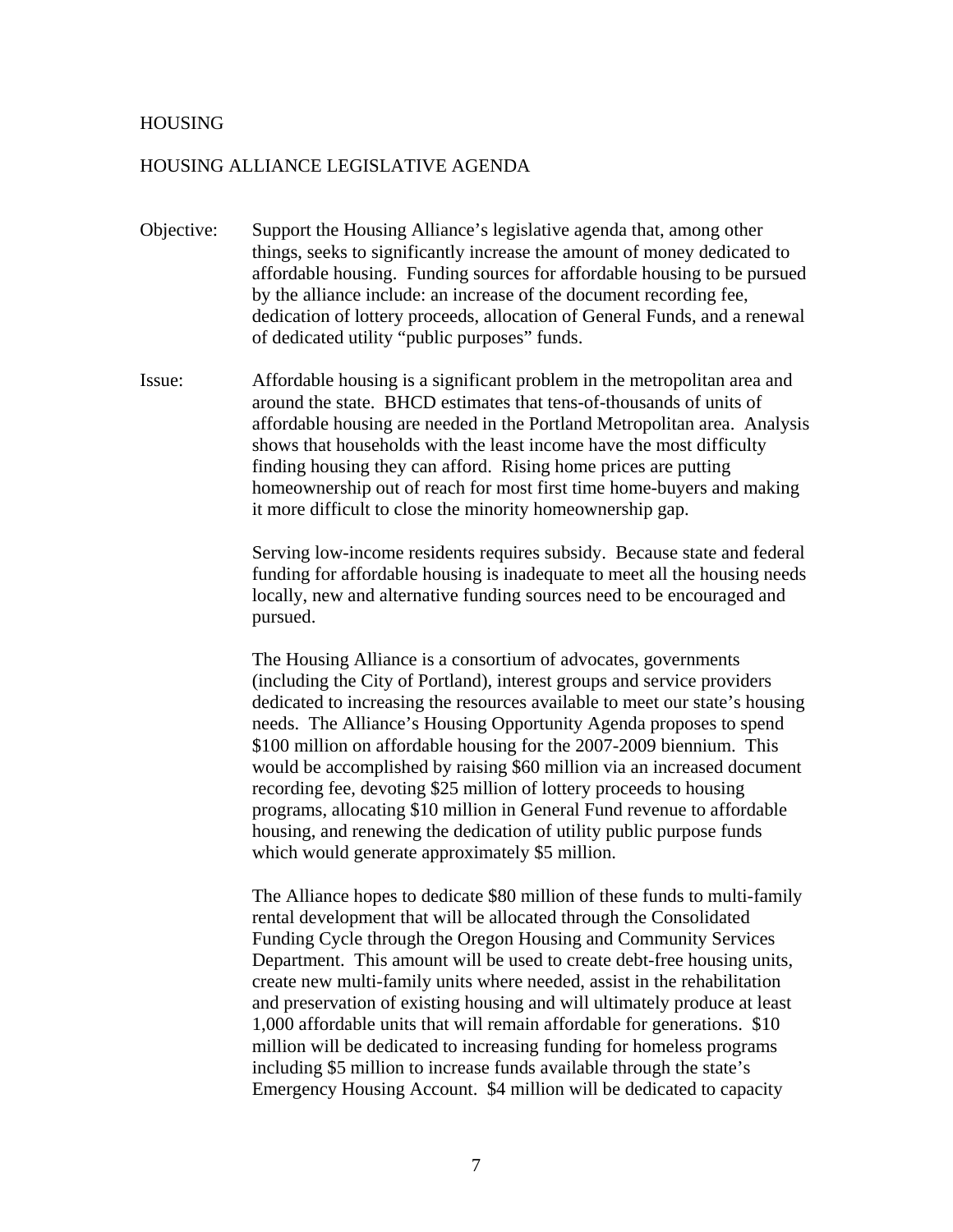# HOUSING

## HOUSING ALLIANCE LEGISLATIVE AGENDA

Objective: Support the Housing Alliance's legislative agenda that, among other things, seeks to significantly increase the amount of money dedicated to affordable housing. Funding sources for affordable housing to be pursued by the alliance include: an increase of the document recording fee, dedication of lottery proceeds, allocation of General Funds, and a renewal of dedicated utility "public purposes" funds.

Issue: Affordable housing is a significant problem in the metropolitan area and around the state. BHCD estimates that tens-of-thousands of units of affordable housing are needed in the Portland Metropolitan area. Analysis shows that households with the least income have the most difficulty finding housing they can afford. Rising home prices are putting homeownership out of reach for most first time home-buyers and making it more difficult to close the minority homeownership gap.

Serving low-income residents requires subsidy. Because state and federal funding for affordable housing is inadequate to meet all the housing needs locally, new and alternative funding sources need to be encouraged and pursued.

The Housing Alliance is a consortium of advocates, governments (including the City of Portland), interest groups and service providers dedicated to increasing the resources available to meet our state's housing needs. The Alliance's Housing Opportunity Agenda proposes to spend $100 million on affordable housing for the 2007-2009 biennium. This would be accomplished by raising $60 million via an increased document recording fee, devoting $25 million of lottery proceeds to housing programs, allocating $10 million in General Fund revenue to affordable housing, and renewing the dedication of utility public purpose funds which would generate approximately $5 million.

The Alliance hopes to dedicate $80 million of these funds to multi-family rental development that will be allocated through the Consolidated Funding Cycle through the Oregon Housing and Community Services Department. This amount will be used to create debt-free housing units, create new multi-family units where needed, assist in the rehabilitation and preservation of existing housing and will ultimately produce at least 1,000 affordable units that will remain affordable for generations. $10 million will be dedicated to increasing funding for homeless programs including $5 million to increase funds available through the state's Emergency Housing Account. $4 million will be dedicated to capacity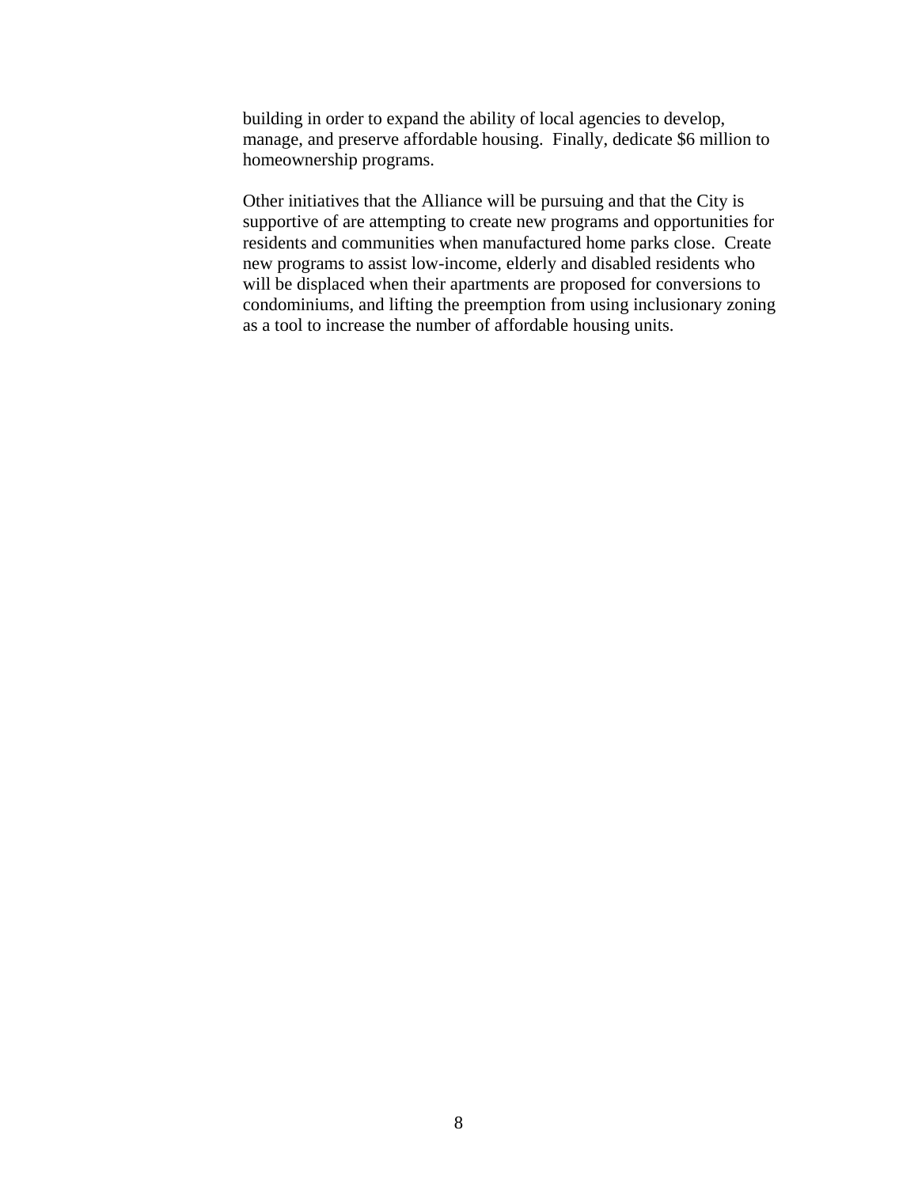building in order to expand the ability of local agencies to develop, manage, and preserve affordable housing. Finally, dedicate $6 million to homeownership programs.

Other initiatives that the Alliance will be pursuing and that the City is supportive of are attempting to create new programs and opportunities for residents and communities when manufactured home parks close. Create new programs to assist low-income, elderly and disabled residents who will be displaced when their apartments are proposed for conversions to condominiums, and lifting the preemption from using inclusionary zoning as a tool to increase the number of affordable housing units.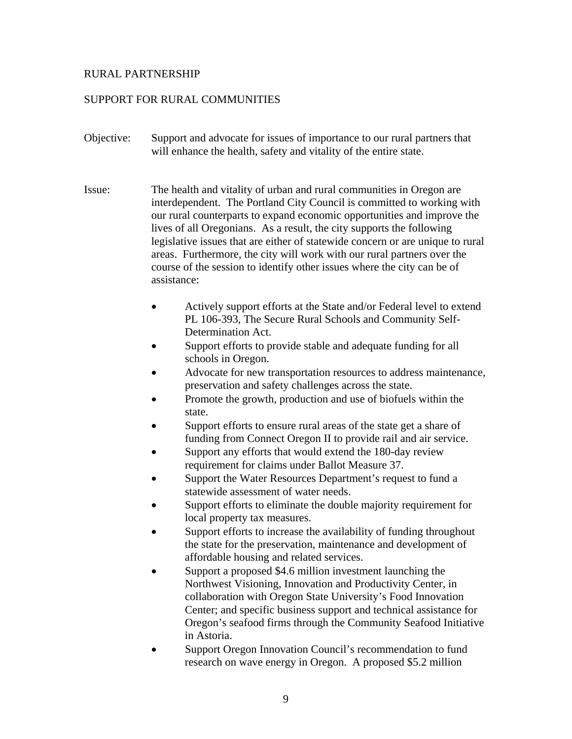## RURAL PARTNERSHIP

### SUPPORT FOR RURAL COMMUNITIES

Objective: Support and advocate for issues of importance to our rural partners that will enhance the health, safety and vitality of the entire state.

Issue: The health and vitality of urban and rural communities in Oregon are interdependent. The Portland City Council is committed to working with our rural counterparts to expand economic opportunities and improve the lives of all Oregonians. As a result, the city supports the following legislative issues that are either of statewide concern or are unique to rural areas. Furthermore, the city will work with our rural partners over the course of the session to identify other issues where the city can be of assistance:

- Actively support efforts at the State and/or Federal level to extend PL 106-393, The Secure Rural Schools and Community Self-Determination Act.
- Support efforts to provide stable and adequate funding for all schools in Oregon.
- Advocate for new transportation resources to address maintenance, preservation and safety challenges across the state.
- Promote the growth, production and use of biofuels within the state.
- Support efforts to ensure rural areas of the state get a share of funding from Connect Oregon II to provide rail and air service.
- Support any efforts that would extend the 180-day review requirement for claims under Ballot Measure 37.
- Support the Water Resources Department's request to fund a statewide assessment of water needs.
- Support efforts to eliminate the double majority requirement for local property tax measures.
- Support efforts to increase the availability of funding throughout the state for the preservation, maintenance and development of affordable housing and related services.
- Support a proposed $4.6 million investment launching the Northwest Visioning, Innovation and Productivity Center, in collaboration with Oregon State University's Food Innovation Center; and specific business support and technical assistance for Oregon's seafood firms through the Community Seafood Initiative in Astoria.
- Support Oregon Innovation Council's recommendation to fund research on wave energy in Oregon. A proposed $5.2 million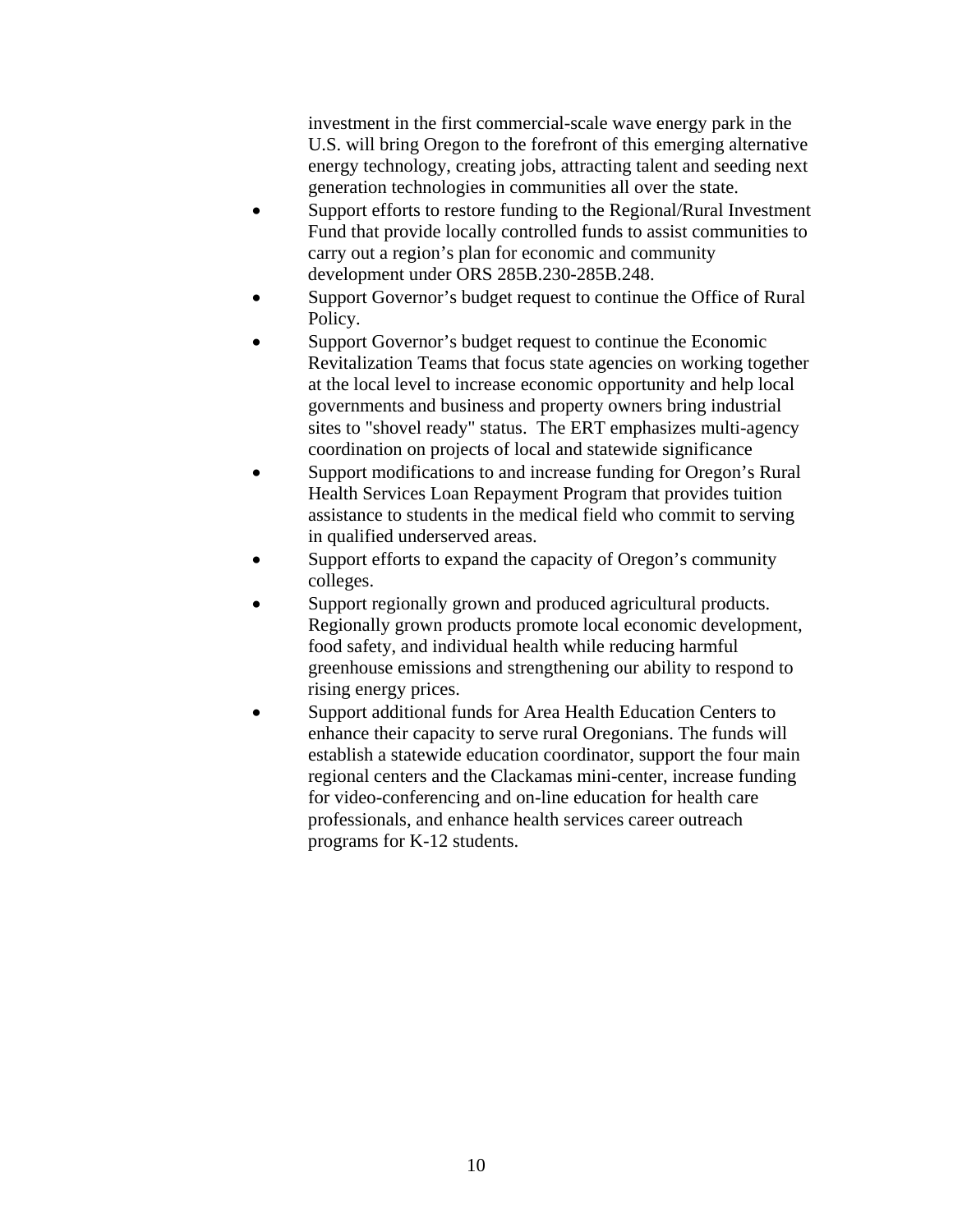investment in the first commercial-scale wave energy park in the U.S. will bring Oregon to the forefront of this emerging alternative energy technology, creating jobs, attracting talent and seeding next generation technologies in communities all over the state.

- Support efforts to restore funding to the Regional/Rural Investment Fund that provide locally controlled funds to assist communities to carry out a region's plan for economic and community development under ORS 285B.230-285B.248.
- Support Governor's budget request to continue the Office of Rural Policy.
- Support Governor's budget request to continue the Economic Revitalization Teams that focus state agencies on working together at the local level to increase economic opportunity and help local governments and business and property owners bring industrial sites to "shovel ready" status. The ERT emphasizes multi-agency coordination on projects of local and statewide significance
- Support modifications to and increase funding for Oregon's Rural Health Services Loan Repayment Program that provides tuition assistance to students in the medical field who commit to serving in qualified underserved areas.
- Support efforts to expand the capacity of Oregon's community colleges.
- Support regionally grown and produced agricultural products. Regionally grown products promote local economic development, food safety, and individual health while reducing harmful greenhouse emissions and strengthening our ability to respond to rising energy prices.
- Support additional funds for Area Health Education Centers to enhance their capacity to serve rural Oregonians. The funds will establish a statewide education coordinator, support the four main regional centers and the Clackamas mini-center, increase funding for video-conferencing and on-line education for health care professionals, and enhance health services career outreach programs for K-12 students.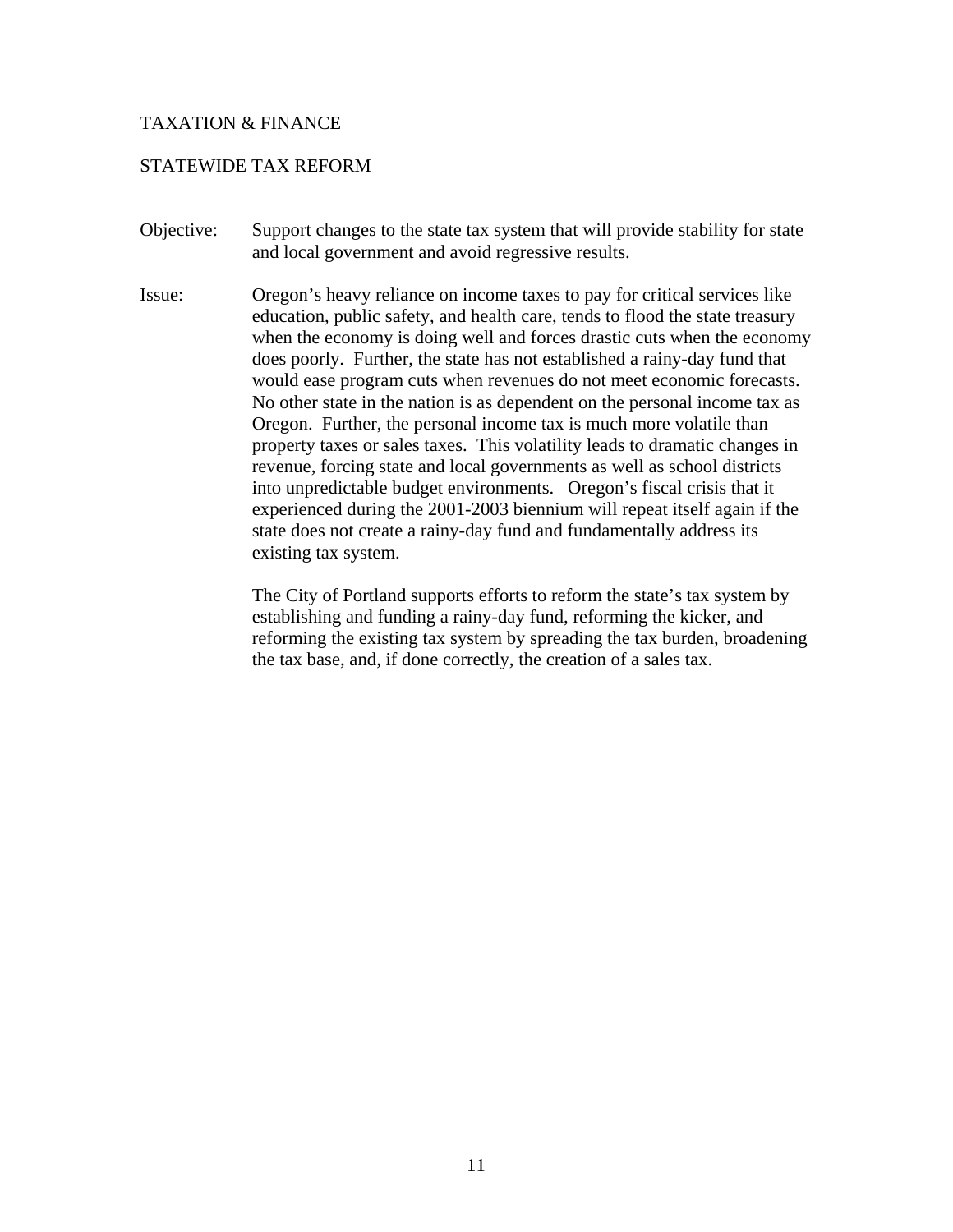## TAXATION & FINANCE

### STATEWIDE TAX REFORM

**Objective:** Support changes to the state tax system that will provide stability for state and local government and avoid regressive results.

**Issue:** Oregon's heavy reliance on income taxes to pay for critical services like education, public safety, and health care, tends to flood the state treasury when the economy is doing well and forces drastic cuts when the economy does poorly. Further, the state has not established a rainy-day fund that would ease program cuts when revenues do not meet economic forecasts. No other state in the nation is as dependent on the personal income tax as Oregon. Further, the personal income tax is much more volatile than property taxes or sales taxes. This volatility leads to dramatic changes in revenue, forcing state and local governments as well as school districts into unpredictable budget environments. Oregon's fiscal crisis that it experienced during the 2001-2003 biennium will repeat itself again if the state does not create a rainy-day fund and fundamentally address its existing tax system.

The City of Portland supports efforts to reform the state's tax system by establishing and funding a rainy-day fund, reforming the kicker, and reforming the existing tax system by spreading the tax burden, broadening the tax base, and, if done correctly, the creation of a sales tax.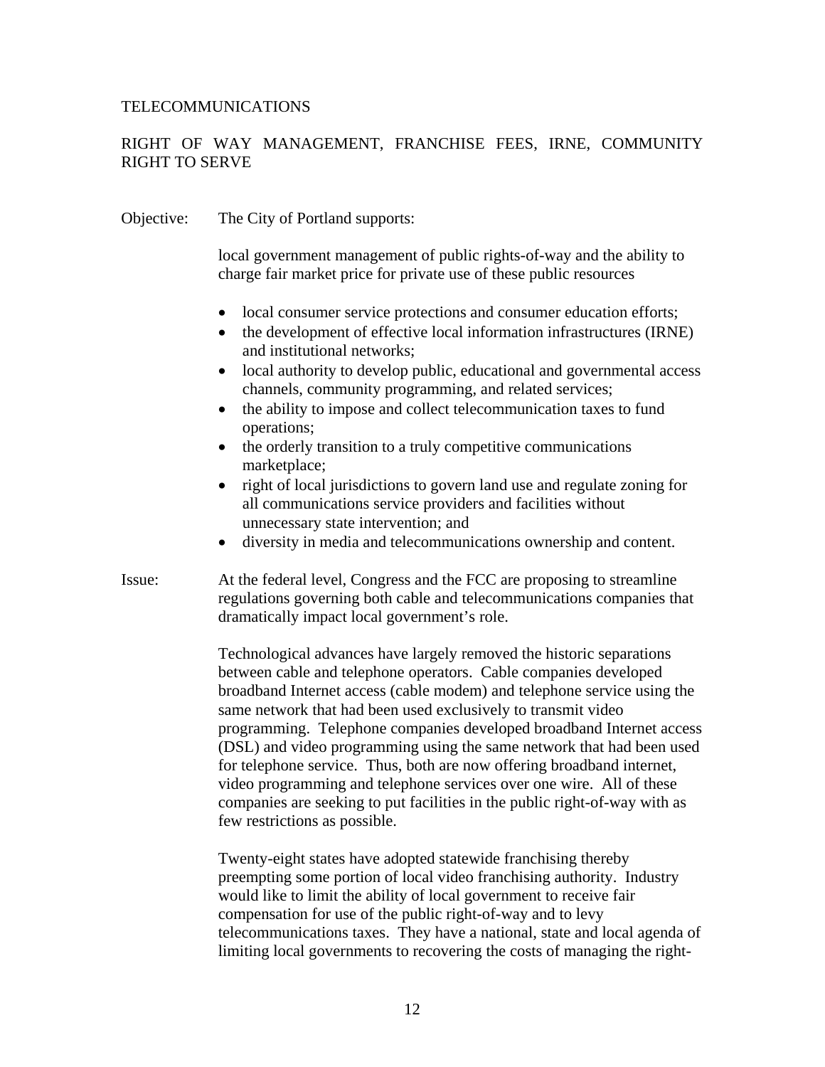TELECOMMUNICATIONS

RIGHT OF WAY MANAGEMENT, FRANCHISE FEES, IRNE, COMMUNITY RIGHT TO SERVE

Objective: The City of Portland supports:

local government management of public rights-of-way and the ability to charge fair market price for private use of these public resources

- local consumer service protections and consumer education efforts;
- the development of effective local information infrastructures (IRNE) and institutional networks;
- local authority to develop public, educational and governmental access channels, community programming, and related services;
- the ability to impose and collect telecommunication taxes to fund operations;
- the orderly transition to a truly competitive communications marketplace;
- right of local jurisdictions to govern land use and regulate zoning for all communications service providers and facilities without unnecessary state intervention; and
- diversity in media and telecommunications ownership and content.

Issue: At the federal level, Congress and the FCC are proposing to streamline regulations governing both cable and telecommunications companies that dramatically impact local government's role.

Technological advances have largely removed the historic separations between cable and telephone operators. Cable companies developed broadband Internet access (cable modem) and telephone service using the same network that had been used exclusively to transmit video programming. Telephone companies developed broadband Internet access (DSL) and video programming using the same network that had been used for telephone service. Thus, both are now offering broadband internet, video programming and telephone services over one wire. All of these companies are seeking to put facilities in the public right-of-way with as few restrictions as possible.

Twenty-eight states have adopted statewide franchising thereby preempting some portion of local video franchising authority. Industry would like to limit the ability of local government to receive fair compensation for use of the public right-of-way and to levy telecommunications taxes. They have a national, state and local agenda of limiting local governments to recovering the costs of managing the right-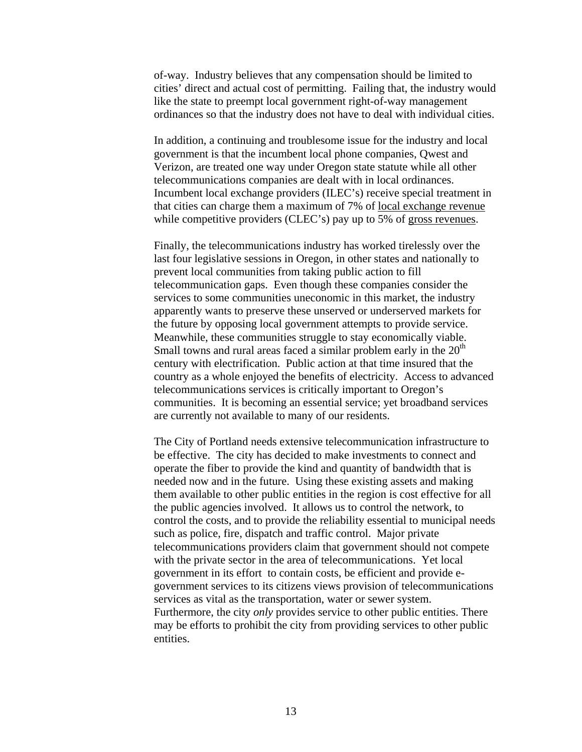of-way. Industry believes that any compensation should be limited to cities' direct and actual cost of permitting. Failing that, the industry would like the state to preempt local government right-of-way management ordinances so that the industry does not have to deal with individual cities.

In addition, a continuing and troublesome issue for the industry and local government is that the incumbent local phone companies, Qwest and Verizon, are treated one way under Oregon state statute while all other telecommunications companies are dealt with in local ordinances. Incumbent local exchange providers (ILEC's) receive special treatment in that cities can charge them a maximum of 7% of <u>local exchange revenue</u> while competitive providers (CLEC's) pay up to 5% of <u>gross revenues</u>.

Finally, the telecommunications industry has worked tirelessly over the last four legislative sessions in Oregon, in other states and nationally to prevent local communities from taking public action to fill telecommunication gaps. Even though these companies consider the services to some communities uneconomic in this market, the industry apparently wants to preserve these unserved or underserved markets for the future by opposing local government attempts to provide service. Meanwhile, these communities struggle to stay economically viable. Small towns and rural areas faced a similar problem early in the 20th century with electrification. Public action at that time insured that the country as a whole enjoyed the benefits of electricity. Access to advanced telecommunications services is critically important to Oregon's communities. It is becoming an essential service; yet broadband services are currently not available to many of our residents.

The City of Portland needs extensive telecommunication infrastructure to be effective. The city has decided to make investments to connect and operate the fiber to provide the kind and quantity of bandwidth that is needed now and in the future. Using these existing assets and making them available to other public entities in the region is cost effective for all the public agencies involved. It allows us to control the network, to control the costs, and to provide the reliability essential to municipal needs such as police, fire, dispatch and traffic control. Major private telecommunications providers claim that government should not compete with the private sector in the area of telecommunications. Yet local government in its effort to contain costs, be efficient and provide e-government services to its citizens views provision of telecommunications services as vital as the transportation, water or sewer system. Furthermore, the city *only* provides service to other public entities. There may be efforts to prohibit the city from providing services to other public entities.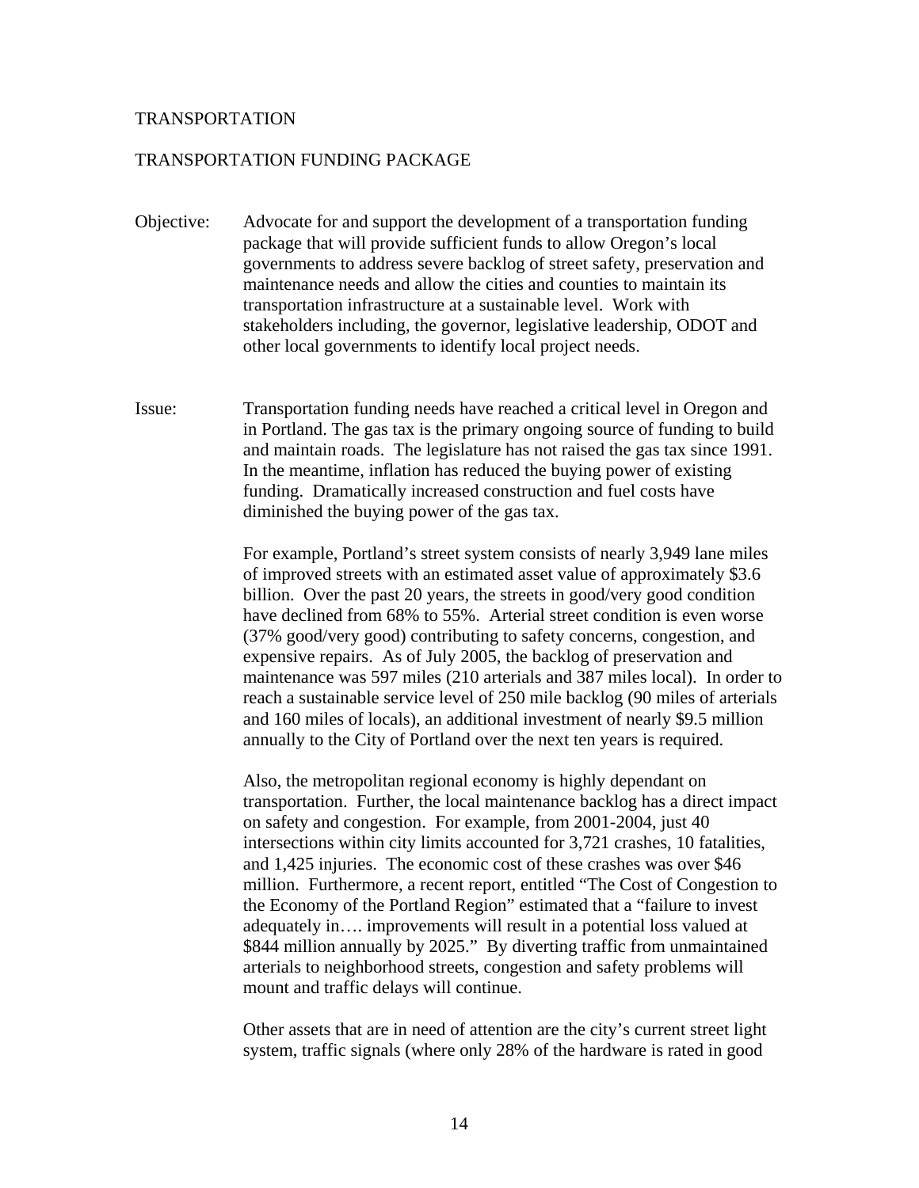# TRANSPORTATION

## TRANSPORTATION FUNDING PACKAGE

**Objective:** Advocate for and support the development of a transportation funding package that will provide sufficient funds to allow Oregon's local governments to address severe backlog of street safety, preservation and maintenance needs and allow the cities and counties to maintain its transportation infrastructure at a sustainable level. Work with stakeholders including, the governor, legislative leadership, ODOT and other local governments to identify local project needs.

**Issue:** Transportation funding needs have reached a critical level in Oregon and in Portland. The gas tax is the primary ongoing source of funding to build and maintain roads. The legislature has not raised the gas tax since 1991. In the meantime, inflation has reduced the buying power of existing funding. Dramatically increased construction and fuel costs have diminished the buying power of the gas tax.

For example, Portland's street system consists of nearly 3,949 lane miles of improved streets with an estimated asset value of approximately $3.6 billion. Over the past 20 years, the streets in good/very good condition have declined from 68% to 55%. Arterial street condition is even worse (37% good/very good) contributing to safety concerns, congestion, and expensive repairs. As of July 2005, the backlog of preservation and maintenance was 597 miles (210 arterials and 387 miles local). In order to reach a sustainable service level of 250 mile backlog (90 miles of arterials and 160 miles of locals), an additional investment of nearly $9.5 million annually to the City of Portland over the next ten years is required.

Also, the metropolitan regional economy is highly dependant on transportation. Further, the local maintenance backlog has a direct impact on safety and congestion. For example, from 2001-2004, just 40 intersections within city limits accounted for 3,721 crashes, 10 fatalities, and 1,425 injuries. The economic cost of these crashes was over $46 million. Furthermore, a recent report, entitled "The Cost of Congestion to the Economy of the Portland Region" estimated that a "failure to invest adequately in…. improvements will result in a potential loss valued at $844 million annually by 2025." By diverting traffic from unmaintained arterials to neighborhood streets, congestion and safety problems will mount and traffic delays will continue.

Other assets that are in need of attention are the city's current street light system, traffic signals (where only 28% of the hardware is rated in good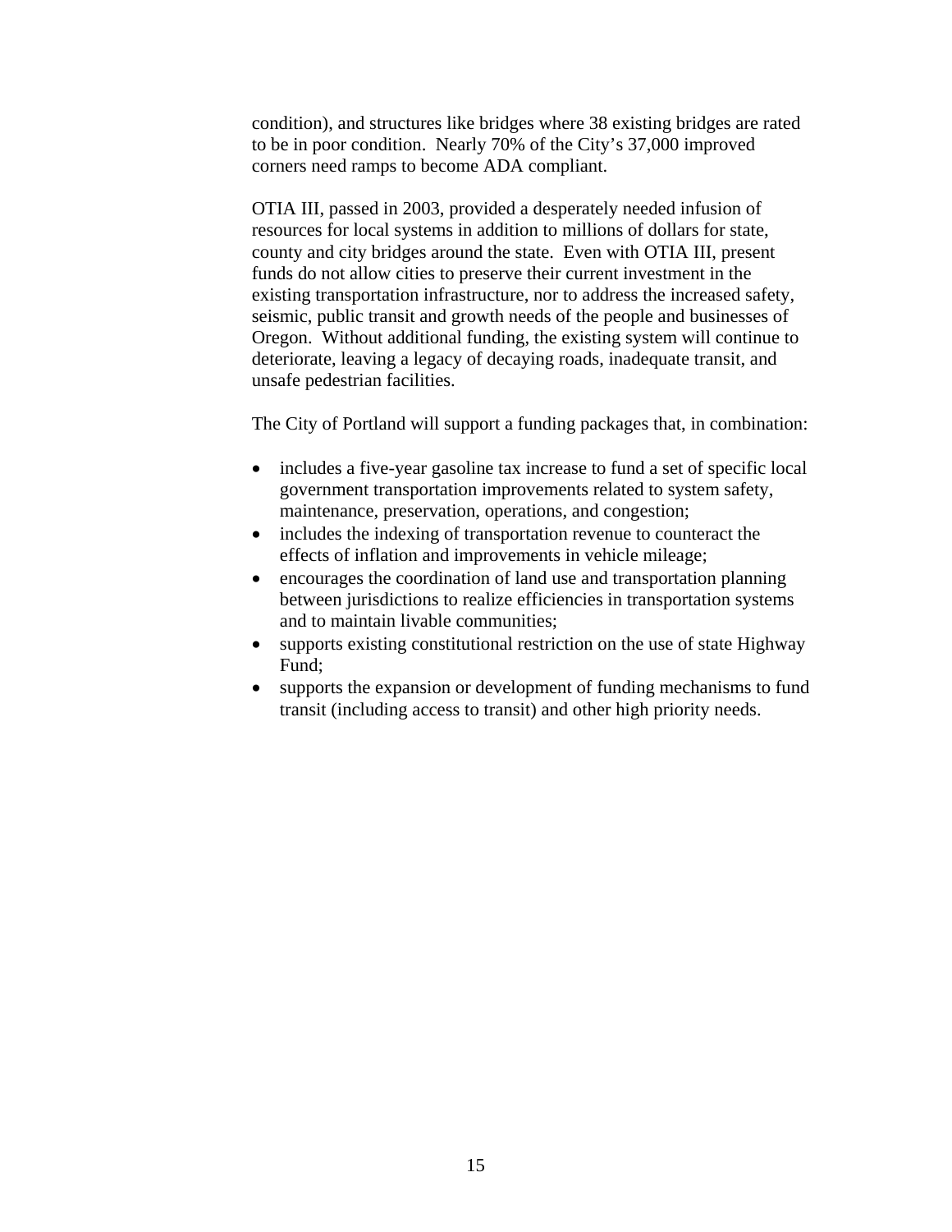condition), and structures like bridges where 38 existing bridges are rated to be in poor condition. Nearly 70% of the City's 37,000 improved corners need ramps to become ADA compliant.

OTIA III, passed in 2003, provided a desperately needed infusion of resources for local systems in addition to millions of dollars for state, county and city bridges around the state. Even with OTIA III, present funds do not allow cities to preserve their current investment in the existing transportation infrastructure, nor to address the increased safety, seismic, public transit and growth needs of the people and businesses of Oregon. Without additional funding, the existing system will continue to deteriorate, leaving a legacy of decaying roads, inadequate transit, and unsafe pedestrian facilities.

The City of Portland will support a funding packages that, in combination:

- includes a five-year gasoline tax increase to fund a set of specific local government transportation improvements related to system safety, maintenance, preservation, operations, and congestion;
- includes the indexing of transportation revenue to counteract the effects of inflation and improvements in vehicle mileage;
- encourages the coordination of land use and transportation planning between jurisdictions to realize efficiencies in transportation systems and to maintain livable communities;
- supports existing constitutional restriction on the use of state Highway Fund;
- supports the expansion or development of funding mechanisms to fund transit (including access to transit) and other high priority needs.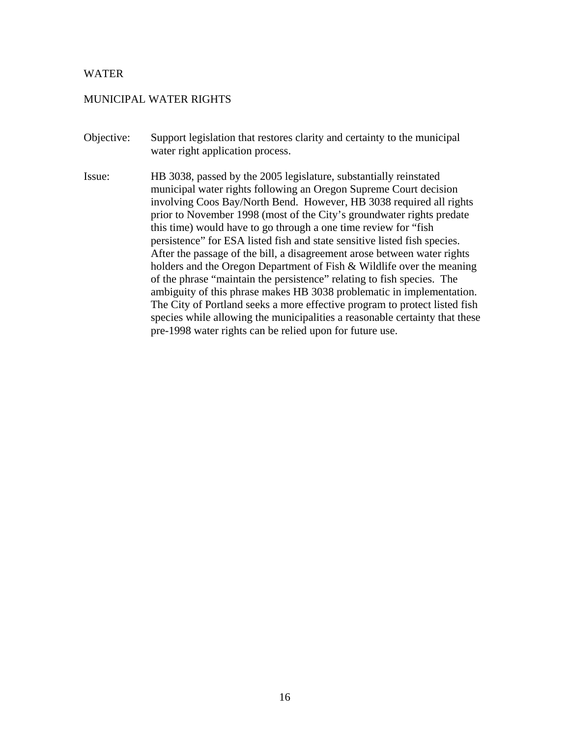# WATER

## MUNICIPAL WATER RIGHTS

**Objective:** Support legislation that restores clarity and certainty to the municipal water right application process.

**Issue:** HB 3038, passed by the 2005 legislature, substantially reinstated municipal water rights following an Oregon Supreme Court decision involving Coos Bay/North Bend. However, HB 3038 required all rights prior to November 1998 (most of the City's groundwater rights predate this time) would have to go through a one time review for "fish persistence" for ESA listed fish and state sensitive listed fish species. After the passage of the bill, a disagreement arose between water rights holders and the Oregon Department of Fish & Wildlife over the meaning of the phrase "maintain the persistence" relating to fish species. The ambiguity of this phrase makes HB 3038 problematic in implementation. The City of Portland seeks a more effective program to protect listed fish species while allowing the municipalities a reasonable certainty that these pre-1998 water rights can be relied upon for future use.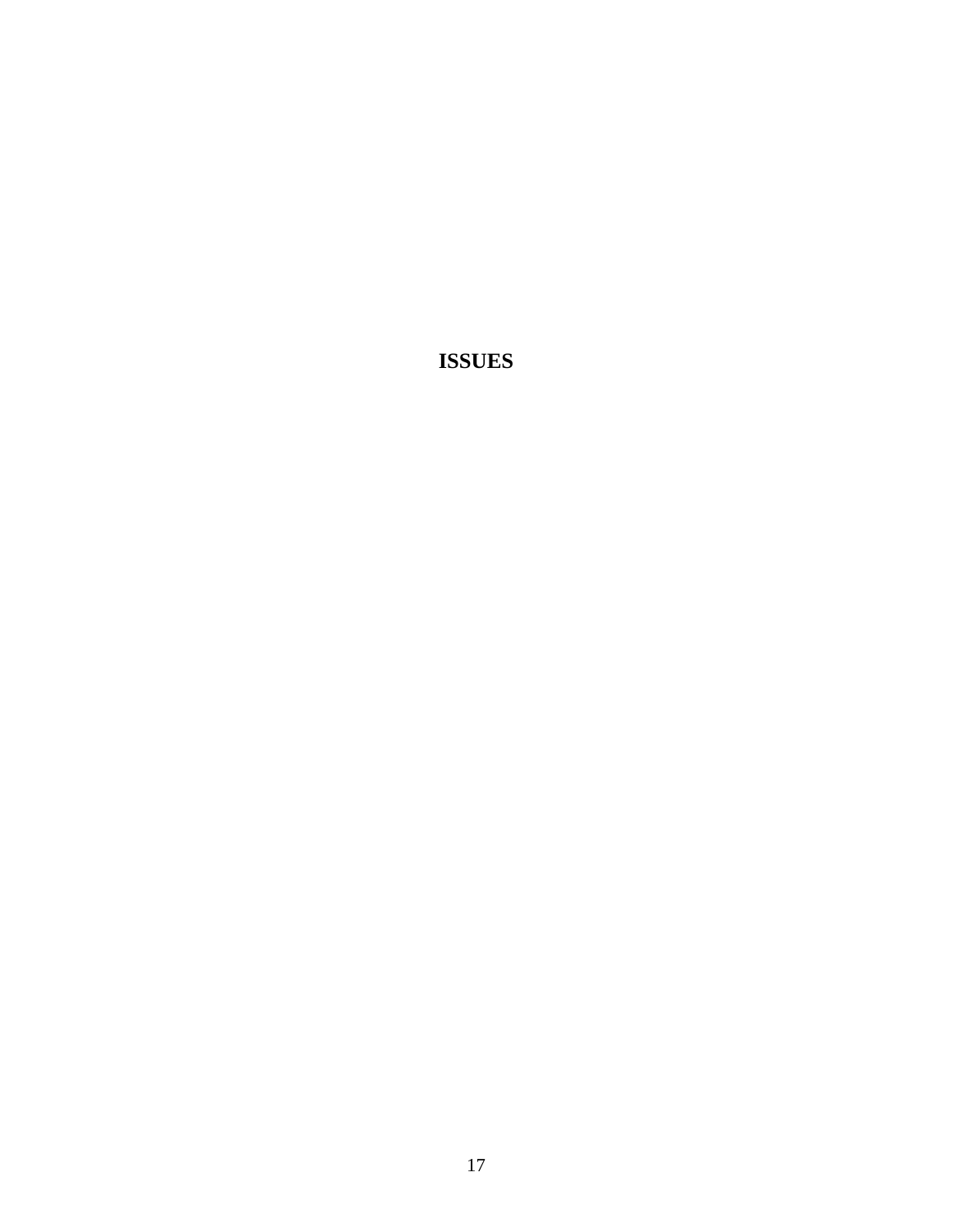# ISSUES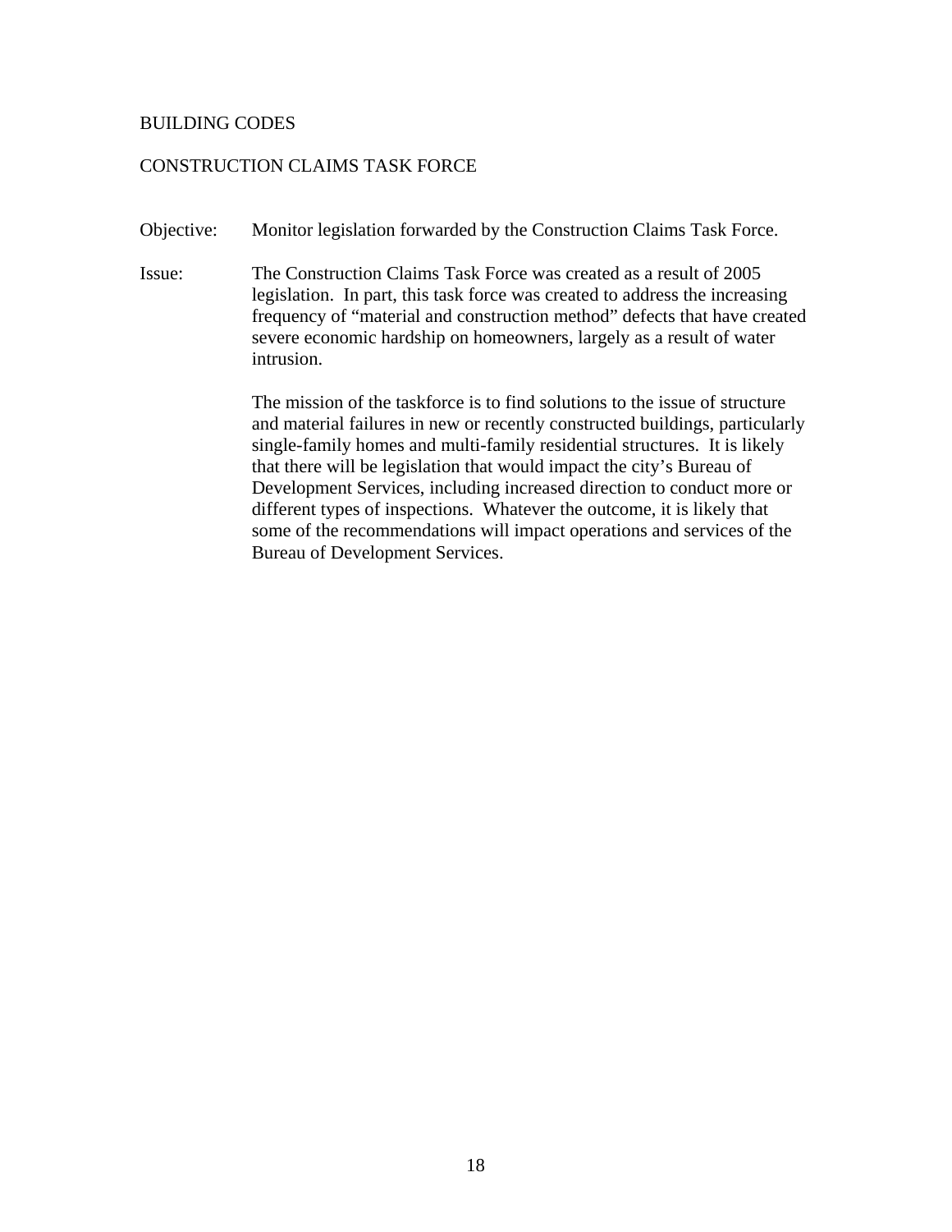## BUILDING CODES

### CONSTRUCTION CLAIMS TASK FORCE

Objective: Monitor legislation forwarded by the Construction Claims Task Force.

Issue: The Construction Claims Task Force was created as a result of 2005 legislation. In part, this task force was created to address the increasing frequency of "material and construction method" defects that have created severe economic hardship on homeowners, largely as a result of water intrusion.

The mission of the taskforce is to find solutions to the issue of structure and material failures in new or recently constructed buildings, particularly single-family homes and multi-family residential structures. It is likely that there will be legislation that would impact the city's Bureau of Development Services, including increased direction to conduct more or different types of inspections. Whatever the outcome, it is likely that some of the recommendations will impact operations and services of the Bureau of Development Services.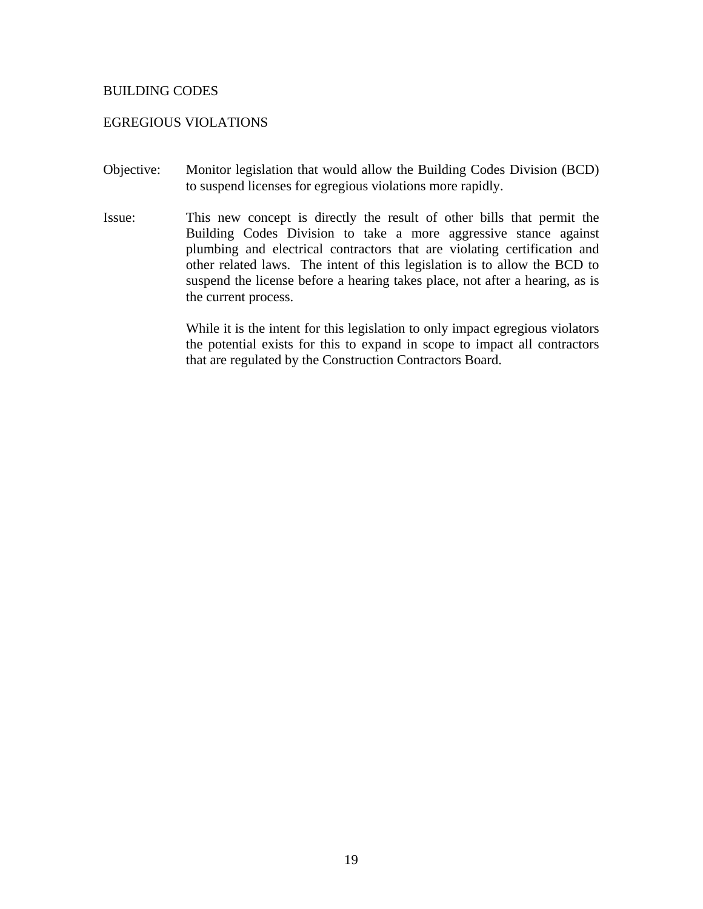BUILDING CODES

EGREGIOUS VIOLATIONS

Objective: Monitor legislation that would allow the Building Codes Division (BCD) to suspend licenses for egregious violations more rapidly.

Issue: This new concept is directly the result of other bills that permit the Building Codes Division to take a more aggressive stance against plumbing and electrical contractors that are violating certification and other related laws. The intent of this legislation is to allow the BCD to suspend the license before a hearing takes place, not after a hearing, as is the current process.

While it is the intent for this legislation to only impact egregious violators the potential exists for this to expand in scope to impact all contractors that are regulated by the Construction Contractors Board.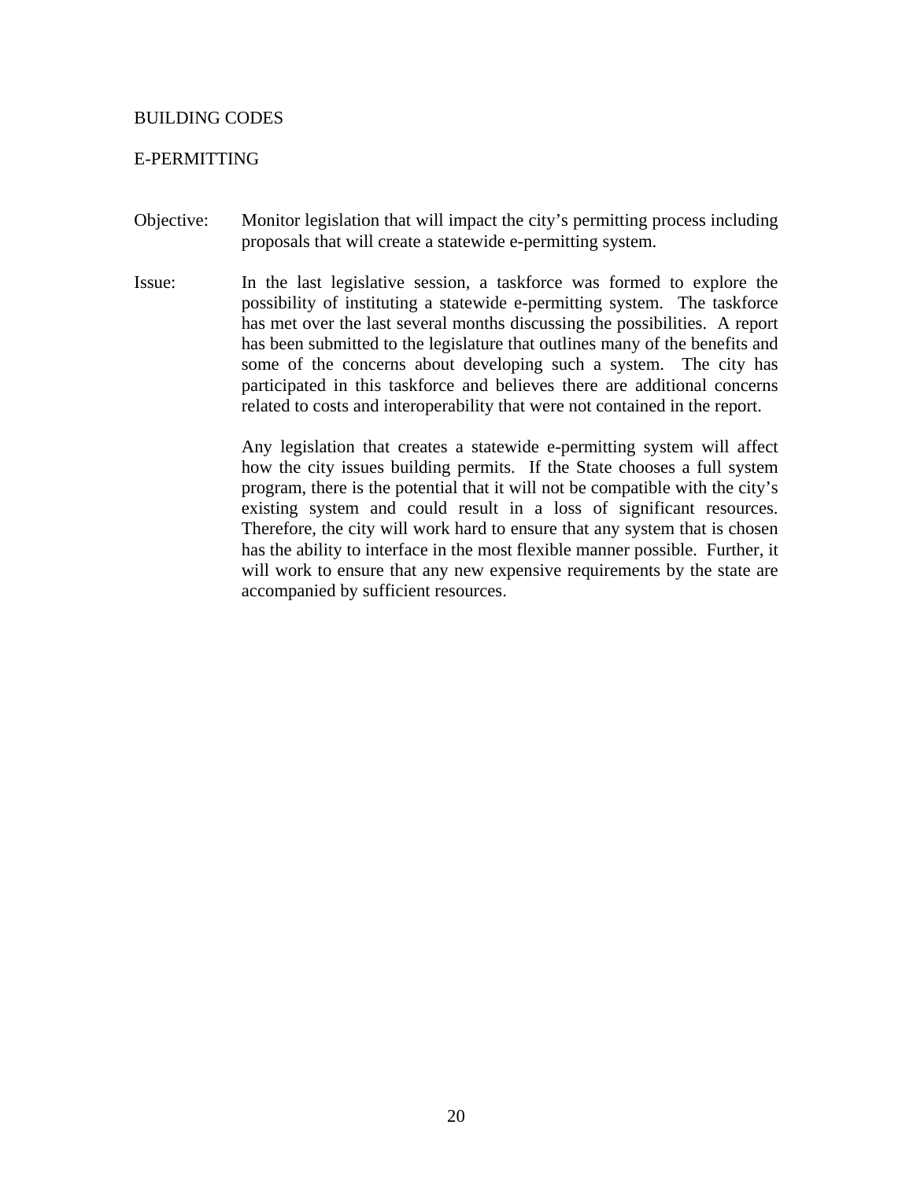## BUILDING CODES

### E-PERMITTING

**Objective:** Monitor legislation that will impact the city's permitting process including proposals that will create a statewide e-permitting system.

**Issue:** In the last legislative session, a taskforce was formed to explore the possibility of instituting a statewide e-permitting system. The taskforce has met over the last several months discussing the possibilities. A report has been submitted to the legislature that outlines many of the benefits and some of the concerns about developing such a system. The city has participated in this taskforce and believes there are additional concerns related to costs and interoperability that were not contained in the report.

Any legislation that creates a statewide e-permitting system will affect how the city issues building permits. If the State chooses a full system program, there is the potential that it will not be compatible with the city's existing system and could result in a loss of significant resources. Therefore, the city will work hard to ensure that any system that is chosen has the ability to interface in the most flexible manner possible. Further, it will work to ensure that any new expensive requirements by the state are accompanied by sufficient resources.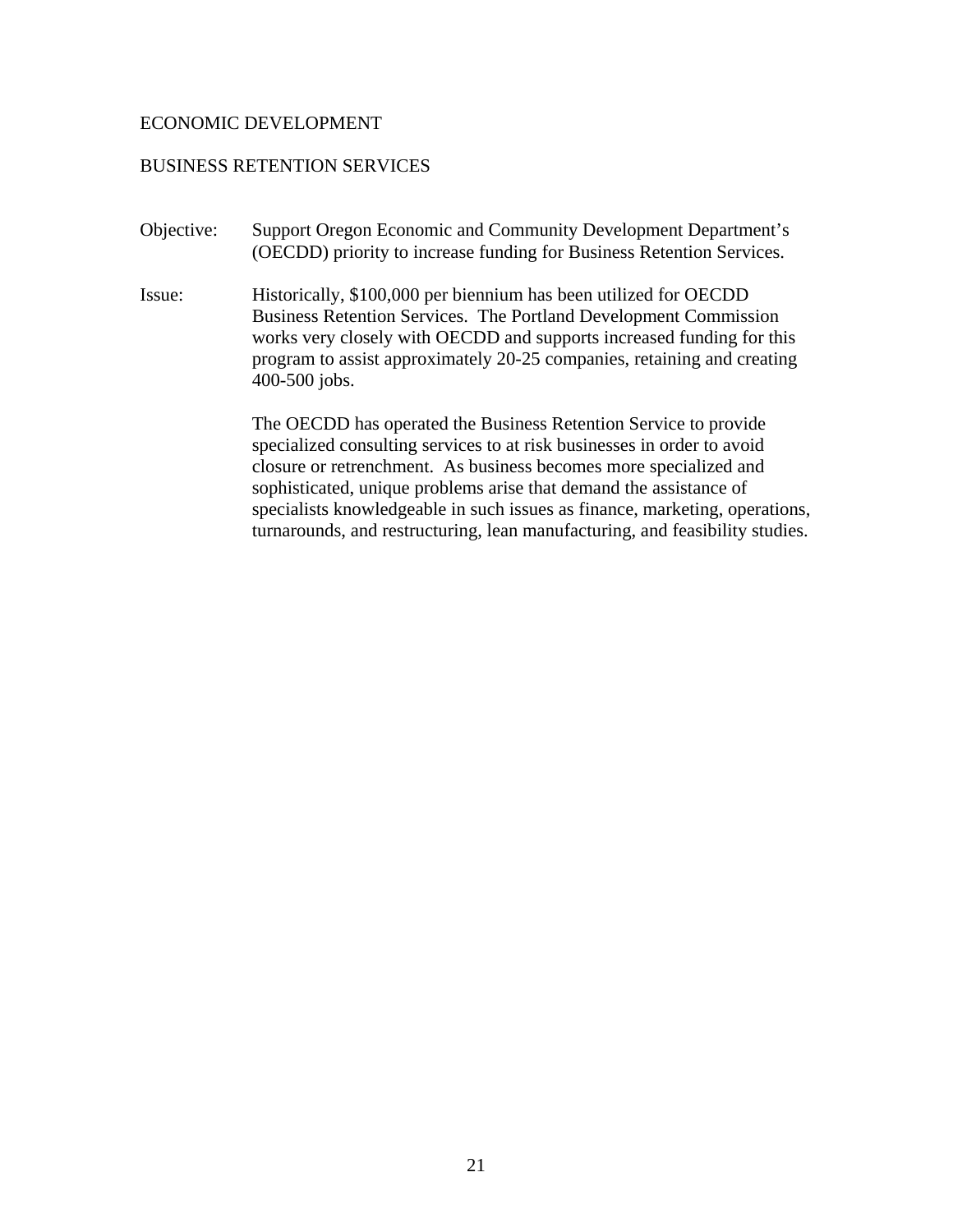## ECONOMIC DEVELOPMENT

### BUSINESS RETENTION SERVICES

**Objective:** Support Oregon Economic and Community Development Department's (OECDD) priority to increase funding for Business Retention Services.

**Issue:** Historically, $100,000 per biennium has been utilized for OECDD Business Retention Services. The Portland Development Commission works very closely with OECDD and supports increased funding for this program to assist approximately 20-25 companies, retaining and creating 400-500 jobs.

The OECDD has operated the Business Retention Service to provide specialized consulting services to at risk businesses in order to avoid closure or retrenchment. As business becomes more specialized and sophisticated, unique problems arise that demand the assistance of specialists knowledgeable in such issues as finance, marketing, operations, turnarounds, and restructuring, lean manufacturing, and feasibility studies.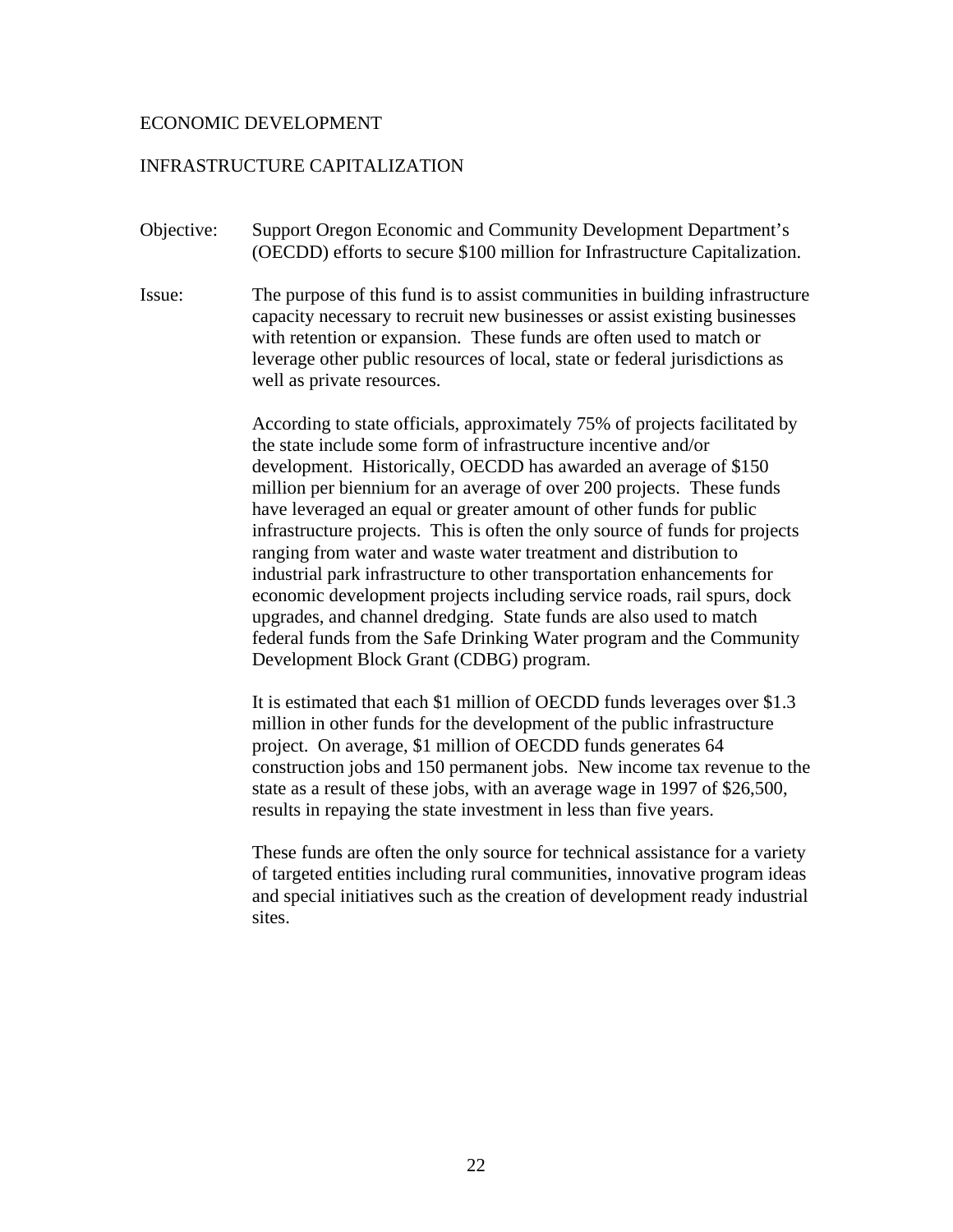## ECONOMIC DEVELOPMENT

### INFRASTRUCTURE CAPITALIZATION

Objective: Support Oregon Economic and Community Development Department's (OECDD) efforts to secure $100 million for Infrastructure Capitalization.

Issue: The purpose of this fund is to assist communities in building infrastructure capacity necessary to recruit new businesses or assist existing businesses with retention or expansion. These funds are often used to match or leverage other public resources of local, state or federal jurisdictions as well as private resources.

According to state officials, approximately 75% of projects facilitated by the state include some form of infrastructure incentive and/or development. Historically, OECDD has awarded an average of $150 million per biennium for an average of over 200 projects. These funds have leveraged an equal or greater amount of other funds for public infrastructure projects. This is often the only source of funds for projects ranging from water and waste water treatment and distribution to industrial park infrastructure to other transportation enhancements for economic development projects including service roads, rail spurs, dock upgrades, and channel dredging. State funds are also used to match federal funds from the Safe Drinking Water program and the Community Development Block Grant (CDBG) program.

It is estimated that each $1 million of OECDD funds leverages over $1.3 million in other funds for the development of the public infrastructure project. On average, $1 million of OECDD funds generates 64 construction jobs and 150 permanent jobs. New income tax revenue to the state as a result of these jobs, with an average wage in 1997 of $26,500, results in repaying the state investment in less than five years.

These funds are often the only source for technical assistance for a variety of targeted entities including rural communities, innovative program ideas and special initiatives such as the creation of development ready industrial sites.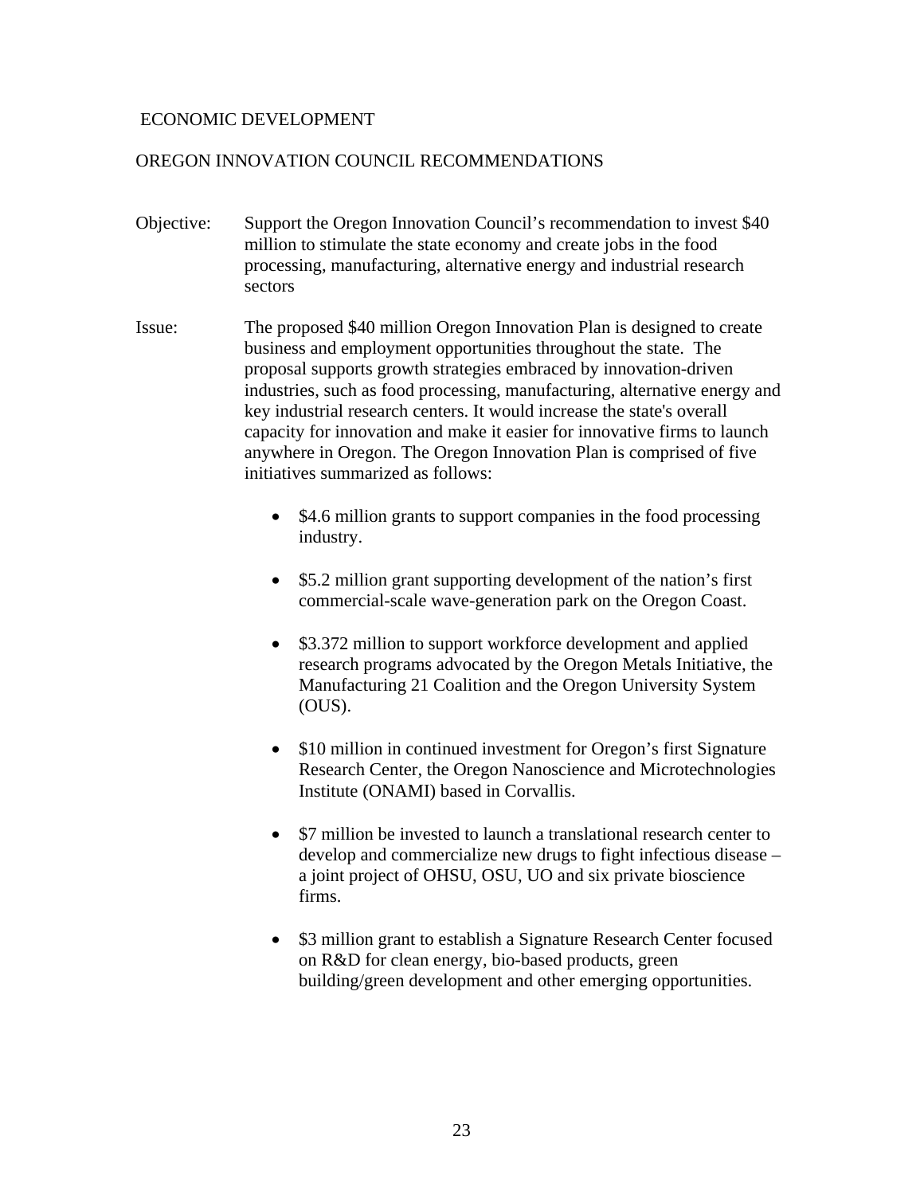# ECONOMIC DEVELOPMENT

## OREGON INNOVATION COUNCIL RECOMMENDATIONS

Objective: Support the Oregon Innovation Council's recommendation to invest $40 million to stimulate the state economy and create jobs in the food processing, manufacturing, alternative energy and industrial research sectors

Issue: The proposed $40 million Oregon Innovation Plan is designed to create business and employment opportunities throughout the state. The proposal supports growth strategies embraced by innovation-driven industries, such as food processing, manufacturing, alternative energy and key industrial research centers. It would increase the state's overall capacity for innovation and make it easier for innovative firms to launch anywhere in Oregon. The Oregon Innovation Plan is comprised of five initiatives summarized as follows:

- $4.6 million grants to support companies in the food processing industry.
- $5.2 million grant supporting development of the nation's first commercial-scale wave-generation park on the Oregon Coast.
- $3.372 million to support workforce development and applied research programs advocated by the Oregon Metals Initiative, the Manufacturing 21 Coalition and the Oregon University System (OUS).
- $10 million in continued investment for Oregon's first Signature Research Center, the Oregon Nanoscience and Microtechnologies Institute (ONAMI) based in Corvallis.
- $7 million be invested to launch a translational research center to develop and commercialize new drugs to fight infectious disease – a joint project of OHSU, OSU, UO and six private bioscience firms.
- $3 million grant to establish a Signature Research Center focused on R&D for clean energy, bio-based products, green building/green development and other emerging opportunities.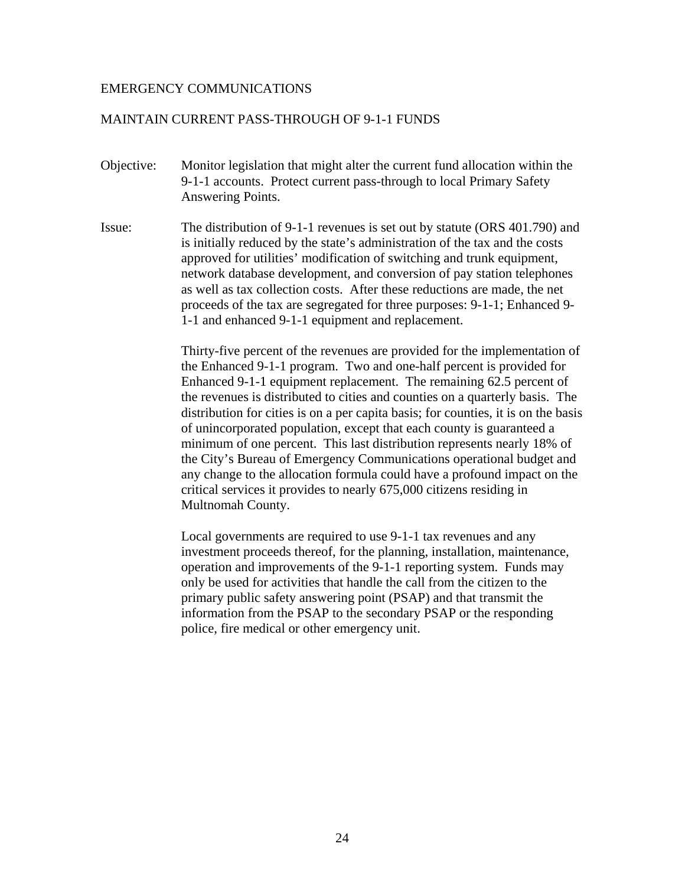EMERGENCY COMMUNICATIONS

MAINTAIN CURRENT PASS-THROUGH OF 9-1-1 FUNDS

Objective: Monitor legislation that might alter the current fund allocation within the 9-1-1 accounts. Protect current pass-through to local Primary Safety Answering Points.

Issue: The distribution of 9-1-1 revenues is set out by statute (ORS 401.790) and is initially reduced by the state's administration of the tax and the costs approved for utilities' modification of switching and trunk equipment, network database development, and conversion of pay station telephones as well as tax collection costs. After these reductions are made, the net proceeds of the tax are segregated for three purposes: 9-1-1; Enhanced 9-1-1 and enhanced 9-1-1 equipment and replacement.

Thirty-five percent of the revenues are provided for the implementation of the Enhanced 9-1-1 program. Two and one-half percent is provided for Enhanced 9-1-1 equipment replacement. The remaining 62.5 percent of the revenues is distributed to cities and counties on a quarterly basis. The distribution for cities is on a per capita basis; for counties, it is on the basis of unincorporated population, except that each county is guaranteed a minimum of one percent. This last distribution represents nearly 18% of the City's Bureau of Emergency Communications operational budget and any change to the allocation formula could have a profound impact on the critical services it provides to nearly 675,000 citizens residing in Multnomah County.

Local governments are required to use 9-1-1 tax revenues and any investment proceeds thereof, for the planning, installation, maintenance, operation and improvements of the 9-1-1 reporting system. Funds may only be used for activities that handle the call from the citizen to the primary public safety answering point (PSAP) and that transmit the information from the PSAP to the secondary PSAP or the responding police, fire medical or other emergency unit.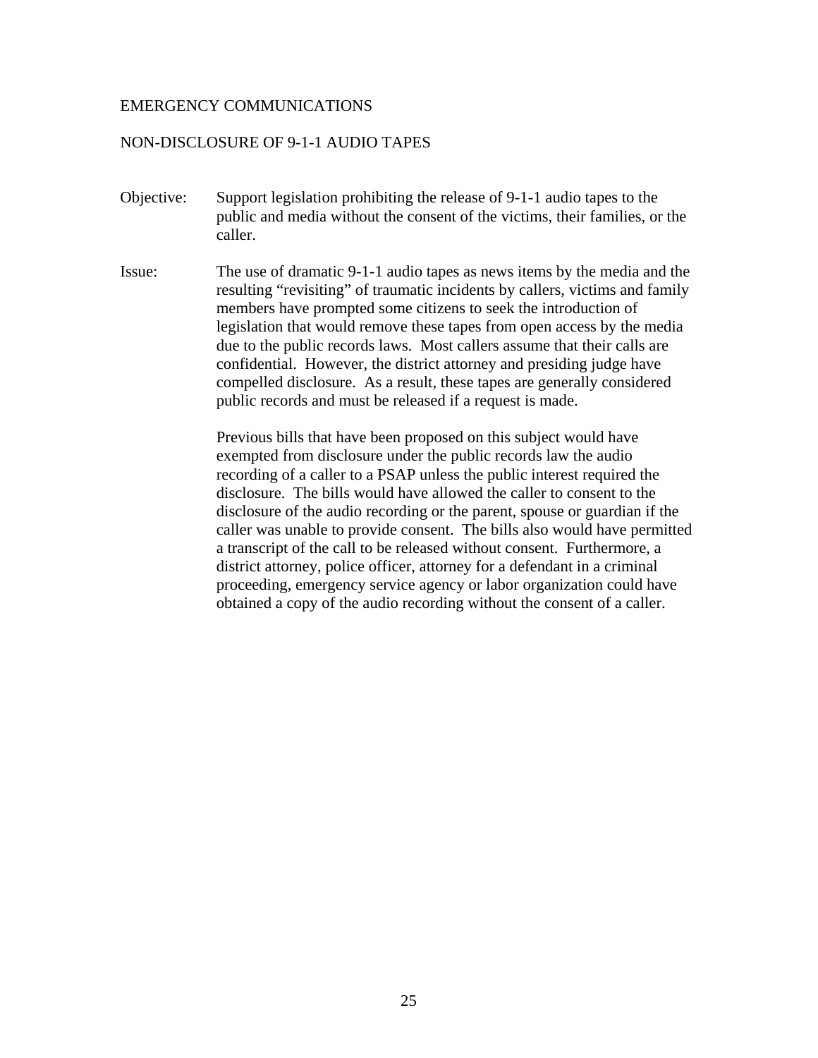## EMERGENCY COMMUNICATIONS

### NON-DISCLOSURE OF 9-1-1 AUDIO TAPES

**Objective:** Support legislation prohibiting the release of 9-1-1 audio tapes to the public and media without the consent of the victims, their families, or the caller.

**Issue:** The use of dramatic 9-1-1 audio tapes as news items by the media and the resulting "revisiting" of traumatic incidents by callers, victims and family members have prompted some citizens to seek the introduction of legislation that would remove these tapes from open access by the media due to the public records laws. Most callers assume that their calls are confidential. However, the district attorney and presiding judge have compelled disclosure. As a result, these tapes are generally considered public records and must be released if a request is made.

Previous bills that have been proposed on this subject would have exempted from disclosure under the public records law the audio recording of a caller to a PSAP unless the public interest required the disclosure. The bills would have allowed the caller to consent to the disclosure of the audio recording or the parent, spouse or guardian if the caller was unable to provide consent. The bills also would have permitted a transcript of the call to be released without consent. Furthermore, a district attorney, police officer, attorney for a defendant in a criminal proceeding, emergency service agency or labor organization could have obtained a copy of the audio recording without the consent of a caller.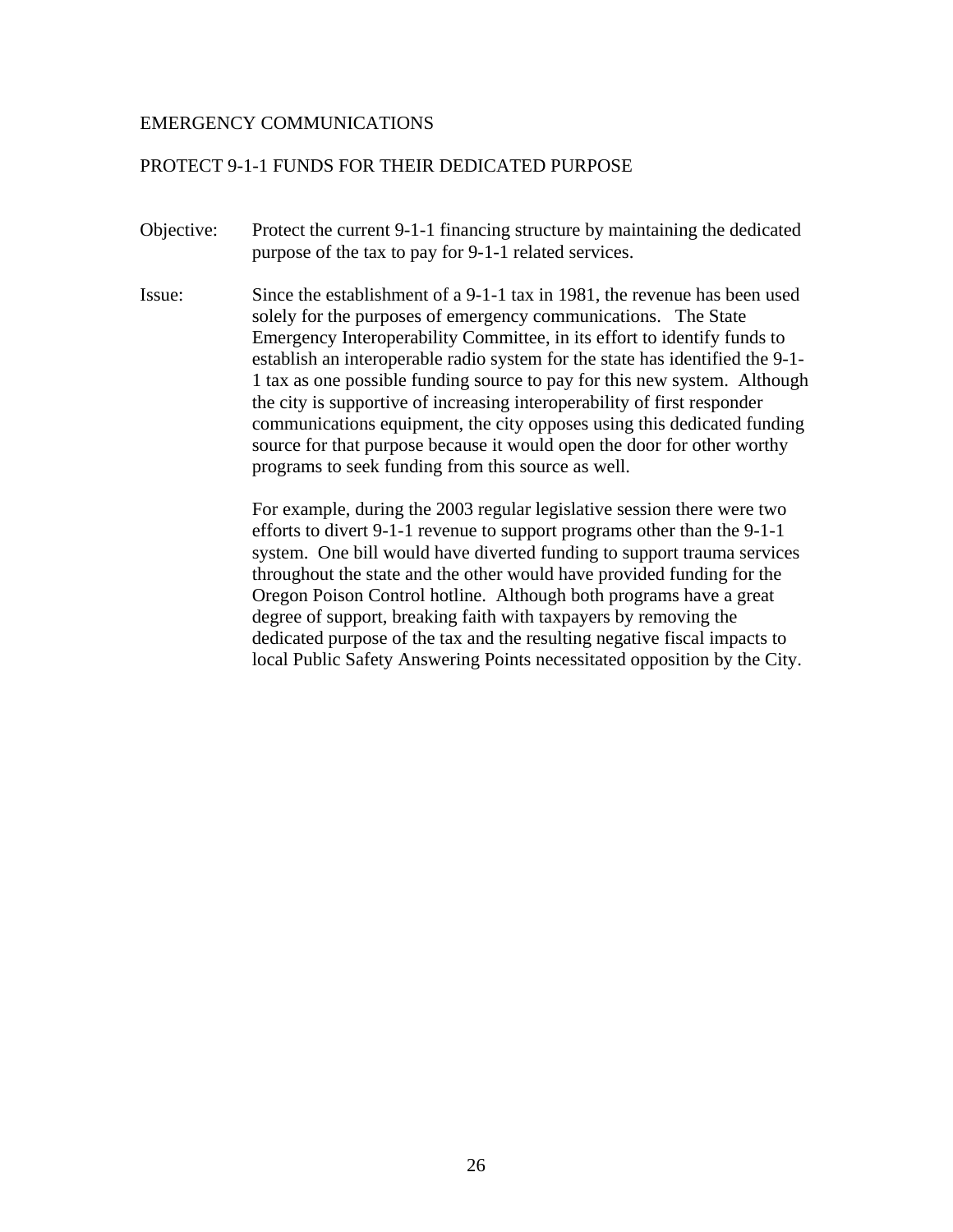## EMERGENCY COMMUNICATIONS

### PROTECT 9-1-1 FUNDS FOR THEIR DEDICATED PURPOSE

**Objective:** Protect the current 9-1-1 financing structure by maintaining the dedicated purpose of the tax to pay for 9-1-1 related services.

**Issue:** Since the establishment of a 9-1-1 tax in 1981, the revenue has been used solely for the purposes of emergency communications. The State Emergency Interoperability Committee, in its effort to identify funds to establish an interoperable radio system for the state has identified the 9-1-1 tax as one possible funding source to pay for this new system. Although the city is supportive of increasing interoperability of first responder communications equipment, the city opposes using this dedicated funding source for that purpose because it would open the door for other worthy programs to seek funding from this source as well.

For example, during the 2003 regular legislative session there were two efforts to divert 9-1-1 revenue to support programs other than the 9-1-1 system. One bill would have diverted funding to support trauma services throughout the state and the other would have provided funding for the Oregon Poison Control hotline. Although both programs have a great degree of support, breaking faith with taxpayers by removing the dedicated purpose of the tax and the resulting negative fiscal impacts to local Public Safety Answering Points necessitated opposition by the City.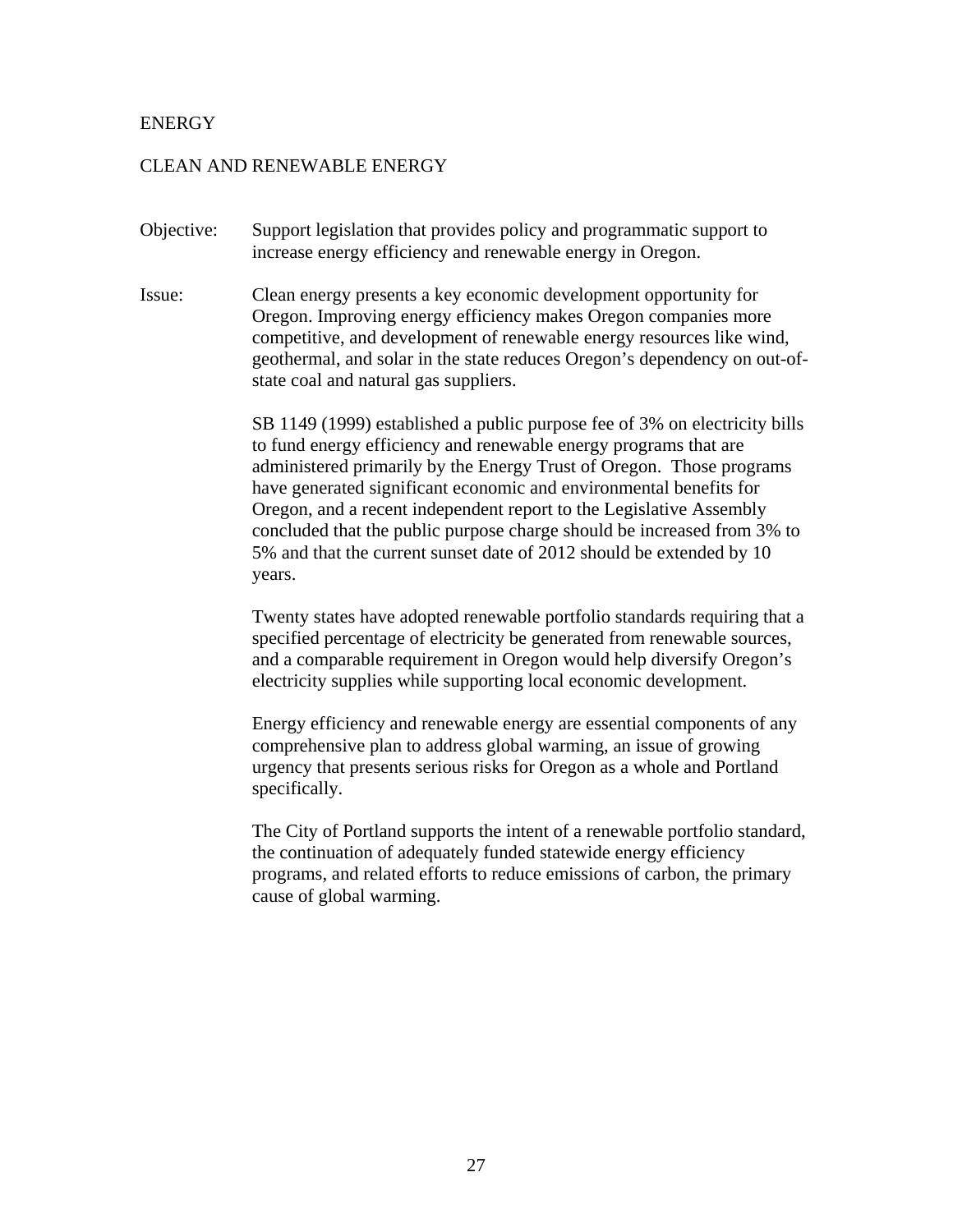# ENERGY

## CLEAN AND RENEWABLE ENERGY

Objective: Support legislation that provides policy and programmatic support to increase energy efficiency and renewable energy in Oregon.

Issue: Clean energy presents a key economic development opportunity for Oregon. Improving energy efficiency makes Oregon companies more competitive, and development of renewable energy resources like wind, geothermal, and solar in the state reduces Oregon's dependency on out-of-state coal and natural gas suppliers.

SB 1149 (1999) established a public purpose fee of 3% on electricity bills to fund energy efficiency and renewable energy programs that are administered primarily by the Energy Trust of Oregon. Those programs have generated significant economic and environmental benefits for Oregon, and a recent independent report to the Legislative Assembly concluded that the public purpose charge should be increased from 3% to 5% and that the current sunset date of 2012 should be extended by 10 years.

Twenty states have adopted renewable portfolio standards requiring that a specified percentage of electricity be generated from renewable sources, and a comparable requirement in Oregon would help diversify Oregon's electricity supplies while supporting local economic development.

Energy efficiency and renewable energy are essential components of any comprehensive plan to address global warming, an issue of growing urgency that presents serious risks for Oregon as a whole and Portland specifically.

The City of Portland supports the intent of a renewable portfolio standard, the continuation of adequately funded statewide energy efficiency programs, and related efforts to reduce emissions of carbon, the primary cause of global warming.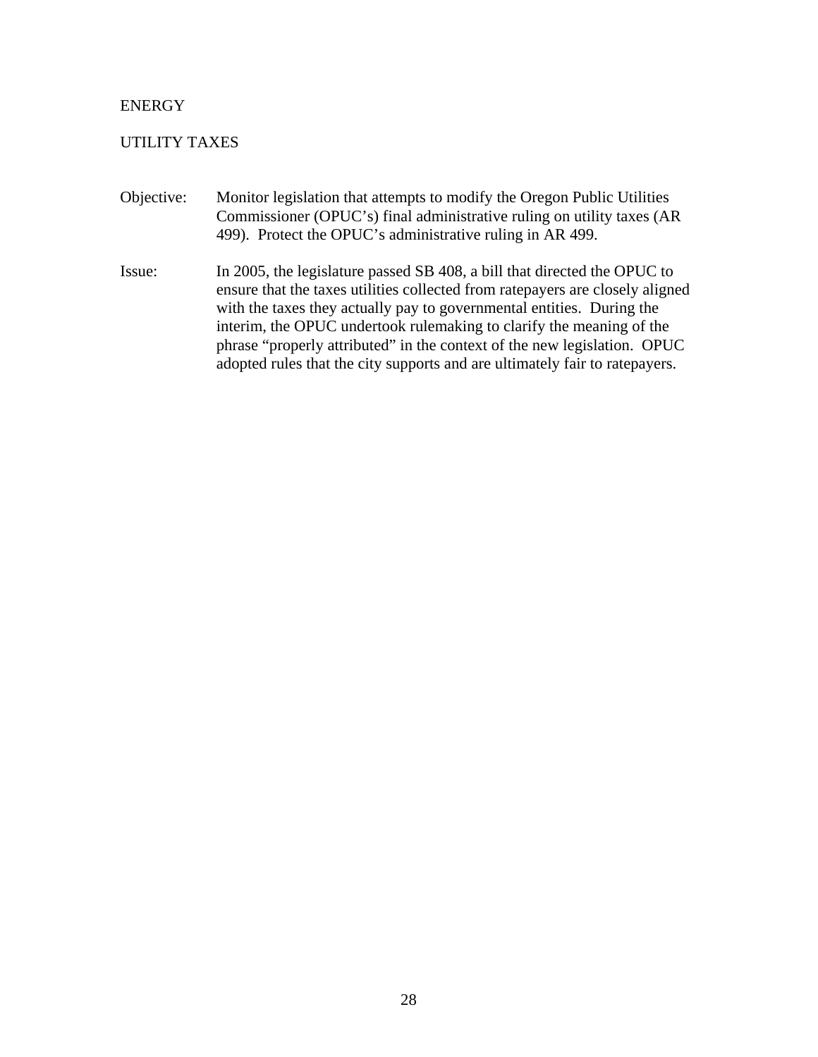## ENERGY

### UTILITY TAXES

**Objective:** Monitor legislation that attempts to modify the Oregon Public Utilities Commissioner (OPUC's) final administrative ruling on utility taxes (AR 499). Protect the OPUC's administrative ruling in AR 499.

**Issue:** In 2005, the legislature passed SB 408, a bill that directed the OPUC to ensure that the taxes utilities collected from ratepayers are closely aligned with the taxes they actually pay to governmental entities. During the interim, the OPUC undertook rulemaking to clarify the meaning of the phrase "properly attributed" in the context of the new legislation. OPUC adopted rules that the city supports and are ultimately fair to ratepayers.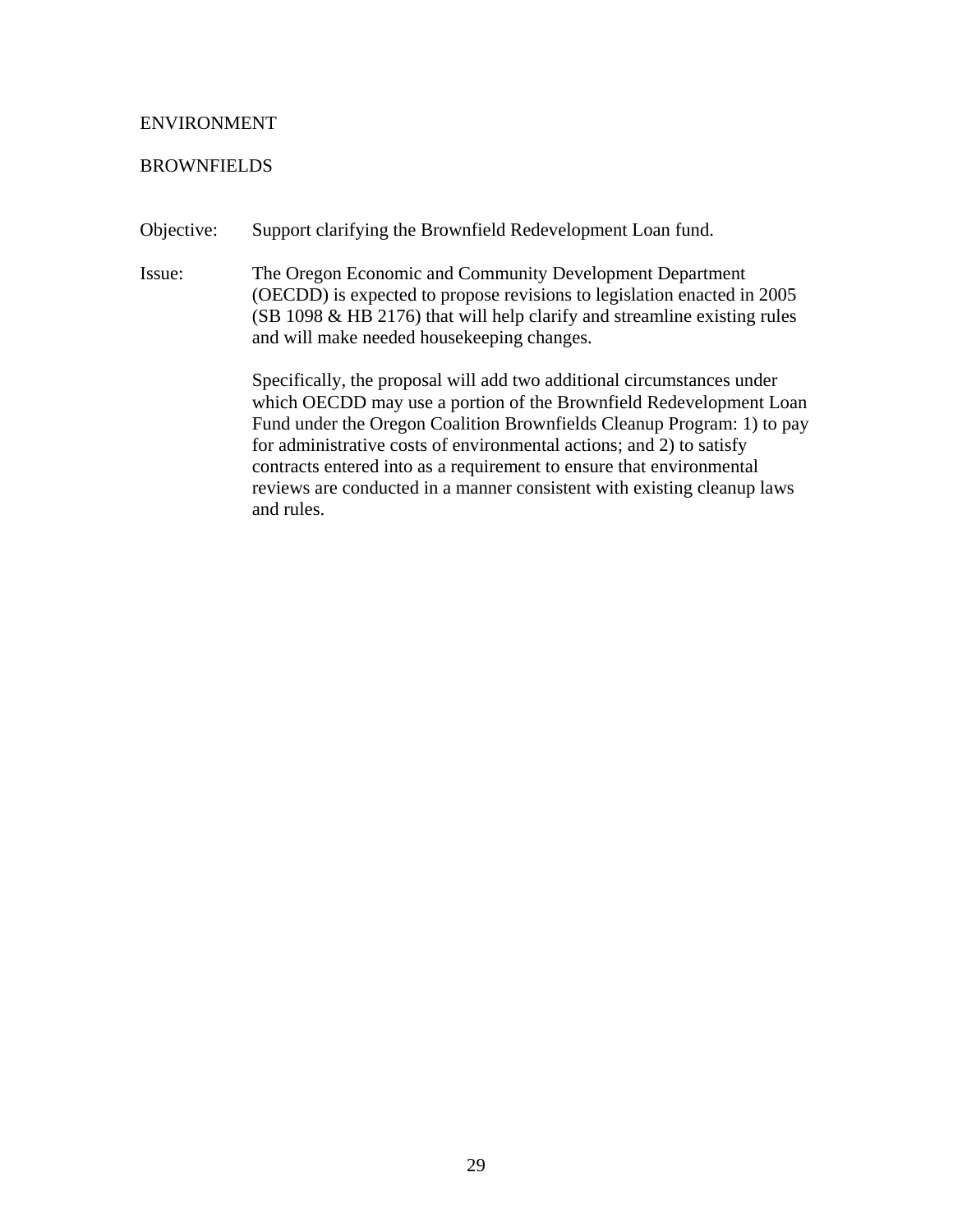# ENVIRONMENT

## BROWNFIELDS

Objective: Support clarifying the Brownfield Redevelopment Loan fund.

Issue: The Oregon Economic and Community Development Department (OECDD) is expected to propose revisions to legislation enacted in 2005 (SB 1098 & HB 2176) that will help clarify and streamline existing rules and will make needed housekeeping changes.

Specifically, the proposal will add two additional circumstances under which OECDD may use a portion of the Brownfield Redevelopment Loan Fund under the Oregon Coalition Brownfields Cleanup Program: 1) to pay for administrative costs of environmental actions; and 2) to satisfy contracts entered into as a requirement to ensure that environmental reviews are conducted in a manner consistent with existing cleanup laws and rules.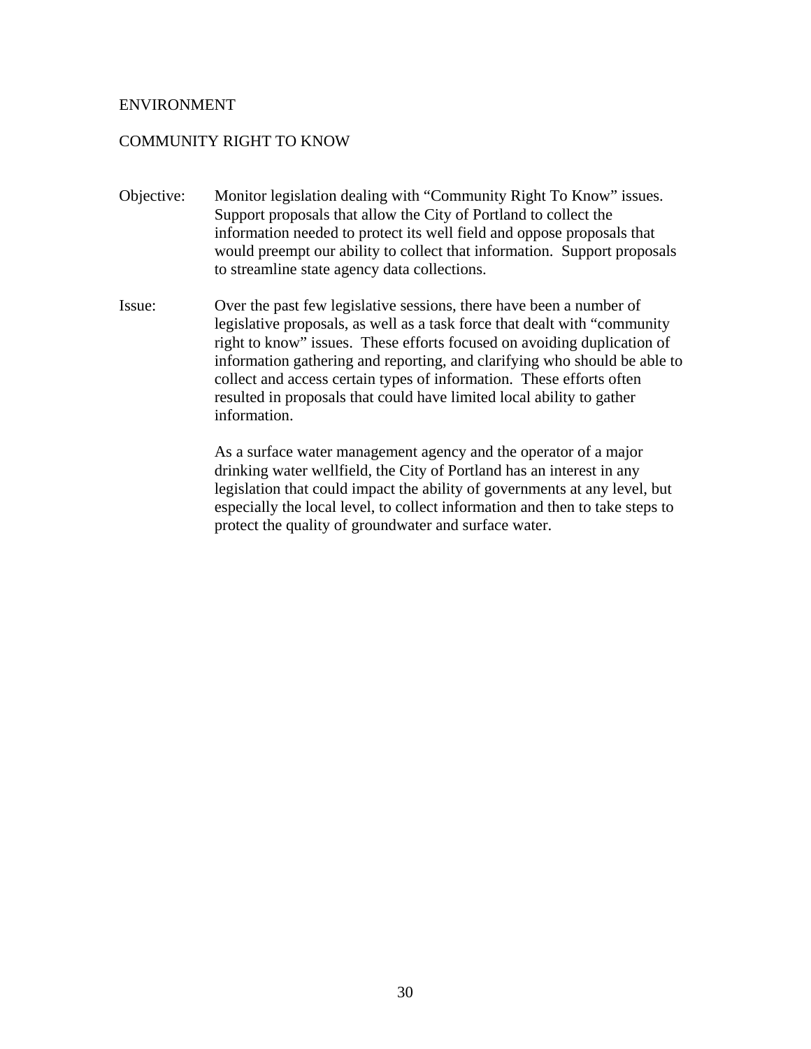# ENVIRONMENT

## COMMUNITY RIGHT TO KNOW

Objective: Monitor legislation dealing with "Community Right To Know" issues. Support proposals that allow the City of Portland to collect the information needed to protect its well field and oppose proposals that would preempt our ability to collect that information. Support proposals to streamline state agency data collections.

Issue: Over the past few legislative sessions, there have been a number of legislative proposals, as well as a task force that dealt with "community right to know" issues. These efforts focused on avoiding duplication of information gathering and reporting, and clarifying who should be able to collect and access certain types of information. These efforts often resulted in proposals that could have limited local ability to gather information.

As a surface water management agency and the operator of a major drinking water wellfield, the City of Portland has an interest in any legislation that could impact the ability of governments at any level, but especially the local level, to collect information and then to take steps to protect the quality of groundwater and surface water.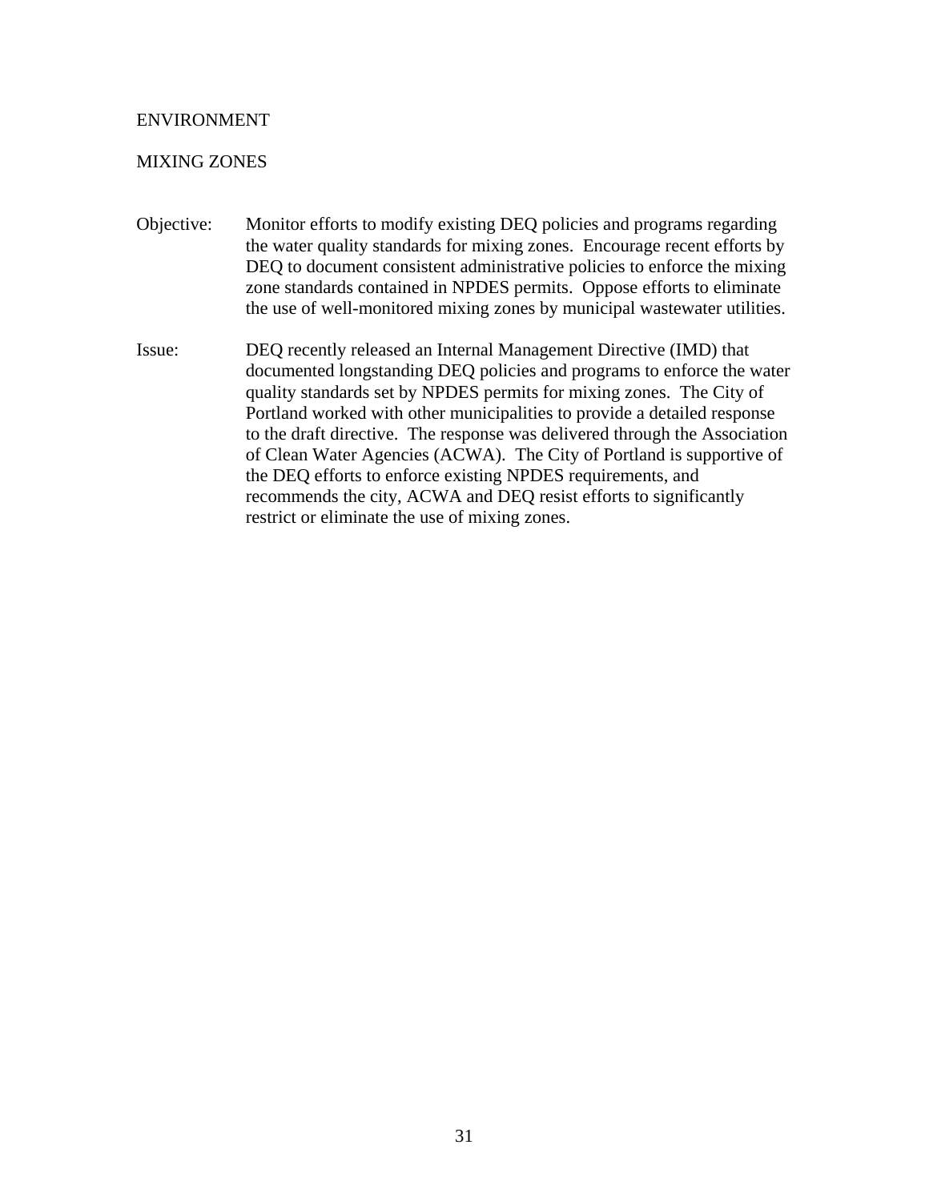# ENVIRONMENT

## MIXING ZONES

**Objective:** Monitor efforts to modify existing DEQ policies and programs regarding the water quality standards for mixing zones. Encourage recent efforts by DEQ to document consistent administrative policies to enforce the mixing zone standards contained in NPDES permits. Oppose efforts to eliminate the use of well-monitored mixing zones by municipal wastewater utilities.

**Issue:** DEQ recently released an Internal Management Directive (IMD) that documented longstanding DEQ policies and programs to enforce the water quality standards set by NPDES permits for mixing zones. The City of Portland worked with other municipalities to provide a detailed response to the draft directive. The response was delivered through the Association of Clean Water Agencies (ACWA). The City of Portland is supportive of the DEQ efforts to enforce existing NPDES requirements, and recommends the city, ACWA and DEQ resist efforts to significantly restrict or eliminate the use of mixing zones.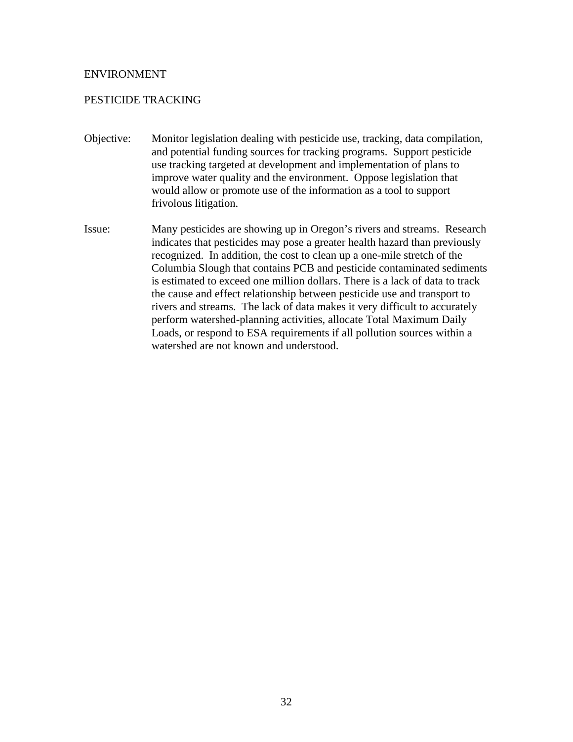## ENVIRONMENT

### PESTICIDE TRACKING

**Objective:** Monitor legislation dealing with pesticide use, tracking, data compilation, and potential funding sources for tracking programs. Support pesticide use tracking targeted at development and implementation of plans to improve water quality and the environment. Oppose legislation that would allow or promote use of the information as a tool to support frivolous litigation.

**Issue:** Many pesticides are showing up in Oregon's rivers and streams. Research indicates that pesticides may pose a greater health hazard than previously recognized. In addition, the cost to clean up a one-mile stretch of the Columbia Slough that contains PCB and pesticide contaminated sediments is estimated to exceed one million dollars. There is a lack of data to track the cause and effect relationship between pesticide use and transport to rivers and streams. The lack of data makes it very difficult to accurately perform watershed-planning activities, allocate Total Maximum Daily Loads, or respond to ESA requirements if all pollution sources within a watershed are not known and understood.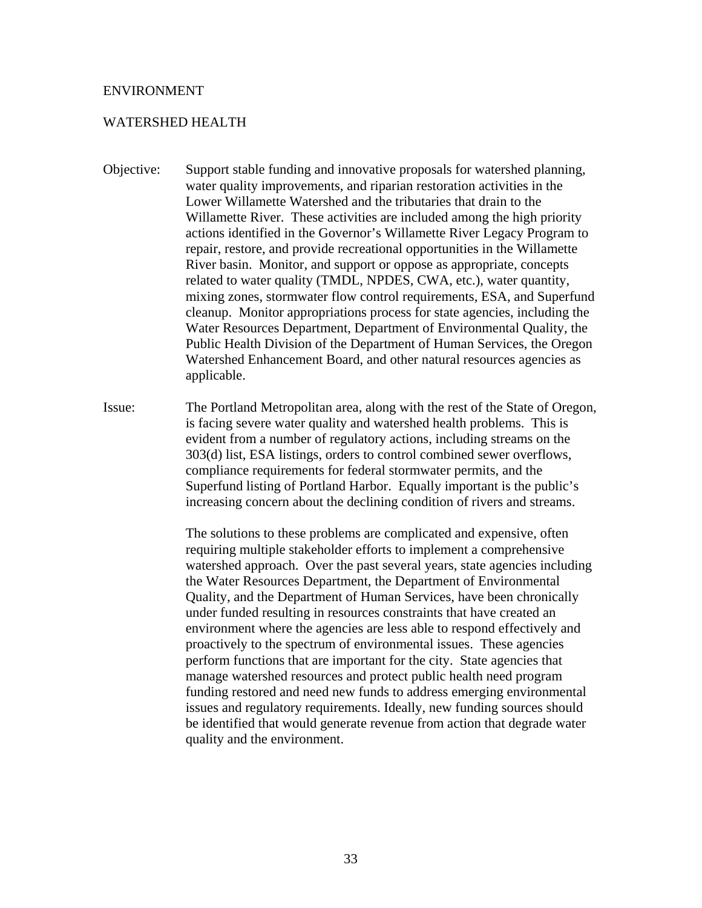# ENVIRONMENT

## WATERSHED HEALTH

**Objective:** Support stable funding and innovative proposals for watershed planning, water quality improvements, and riparian restoration activities in the Lower Willamette Watershed and the tributaries that drain to the Willamette River. These activities are included among the high priority actions identified in the Governor's Willamette River Legacy Program to repair, restore, and provide recreational opportunities in the Willamette River basin. Monitor, and support or oppose as appropriate, concepts related to water quality (TMDL, NPDES, CWA, etc.), water quantity, mixing zones, stormwater flow control requirements, ESA, and Superfund cleanup. Monitor appropriations process for state agencies, including the Water Resources Department, Department of Environmental Quality, the Public Health Division of the Department of Human Services, the Oregon Watershed Enhancement Board, and other natural resources agencies as applicable.

**Issue:** The Portland Metropolitan area, along with the rest of the State of Oregon, is facing severe water quality and watershed health problems. This is evident from a number of regulatory actions, including streams on the 303(d) list, ESA listings, orders to control combined sewer overflows, compliance requirements for federal stormwater permits, and the Superfund listing of Portland Harbor. Equally important is the public's increasing concern about the declining condition of rivers and streams.

The solutions to these problems are complicated and expensive, often requiring multiple stakeholder efforts to implement a comprehensive watershed approach. Over the past several years, state agencies including the Water Resources Department, the Department of Environmental Quality, and the Department of Human Services, have been chronically under funded resulting in resources constraints that have created an environment where the agencies are less able to respond effectively and proactively to the spectrum of environmental issues. These agencies perform functions that are important for the city. State agencies that manage watershed resources and protect public health need program funding restored and need new funds to address emerging environmental issues and regulatory requirements. Ideally, new funding sources should be identified that would generate revenue from action that degrade water quality and the environment.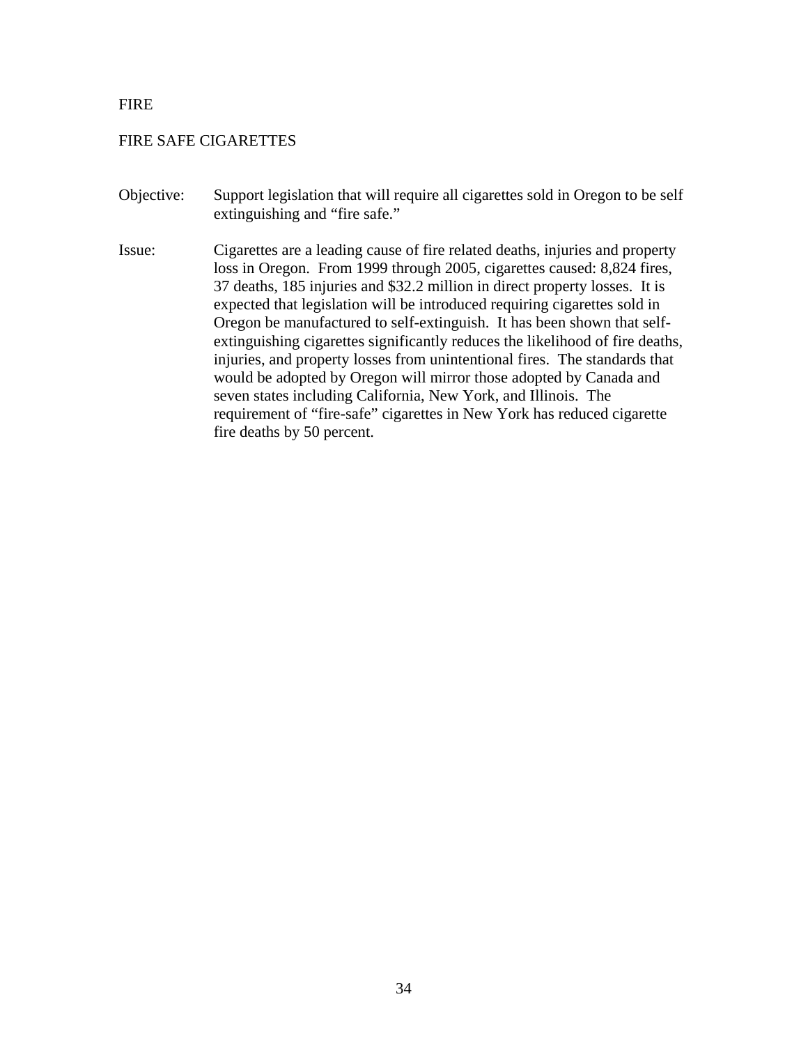# FIRE

## FIRE SAFE CIGARETTES

**Objective:** Support legislation that will require all cigarettes sold in Oregon to be self extinguishing and "fire safe."

**Issue:** Cigarettes are a leading cause of fire related deaths, injuries and property loss in Oregon. From 1999 through 2005, cigarettes caused: 8,824 fires, 37 deaths, 185 injuries and $32.2 million in direct property losses. It is expected that legislation will be introduced requiring cigarettes sold in Oregon be manufactured to self-extinguish. It has been shown that self-extinguishing cigarettes significantly reduces the likelihood of fire deaths, injuries, and property losses from unintentional fires. The standards that would be adopted by Oregon will mirror those adopted by Canada and seven states including California, New York, and Illinois. The requirement of "fire-safe" cigarettes in New York has reduced cigarette fire deaths by 50 percent.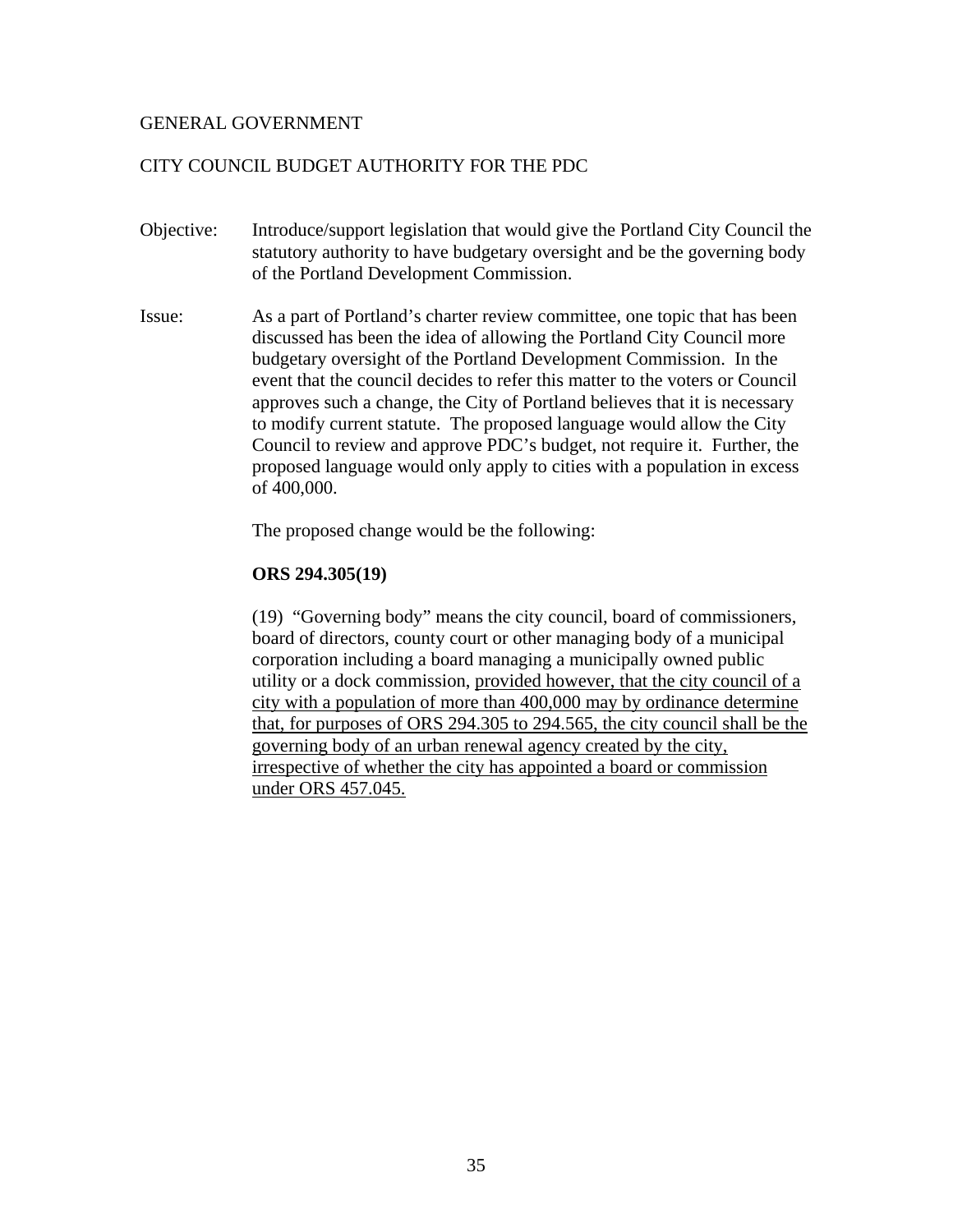GENERAL GOVERNMENT

CITY COUNCIL BUDGET AUTHORITY FOR THE PDC

Objective: Introduce/support legislation that would give the Portland City Council the statutory authority to have budgetary oversight and be the governing body of the Portland Development Commission.

Issue: As a part of Portland's charter review committee, one topic that has been discussed has been the idea of allowing the Portland City Council more budgetary oversight of the Portland Development Commission. In the event that the council decides to refer this matter to the voters or Council approves such a change, the City of Portland believes that it is necessary to modify current statute. The proposed language would allow the City Council to review and approve PDC's budget, not require it. Further, the proposed language would only apply to cities with a population in excess of 400,000.

The proposed change would be the following:

**ORS 294.305(19)**

(19) "Governing body" means the city council, board of commissioners, board of directors, county court or other managing body of a municipal corporation including a board managing a municipally owned public utility or a dock commission, <u>provided however, that the city council of a city with a population of more than 400,000 may by ordinance determine that, for purposes of ORS 294.305 to 294.565, the city council shall be the governing body of an urban renewal agency created by the city, irrespective of whether the city has appointed a board or commission under ORS 457.045.</u>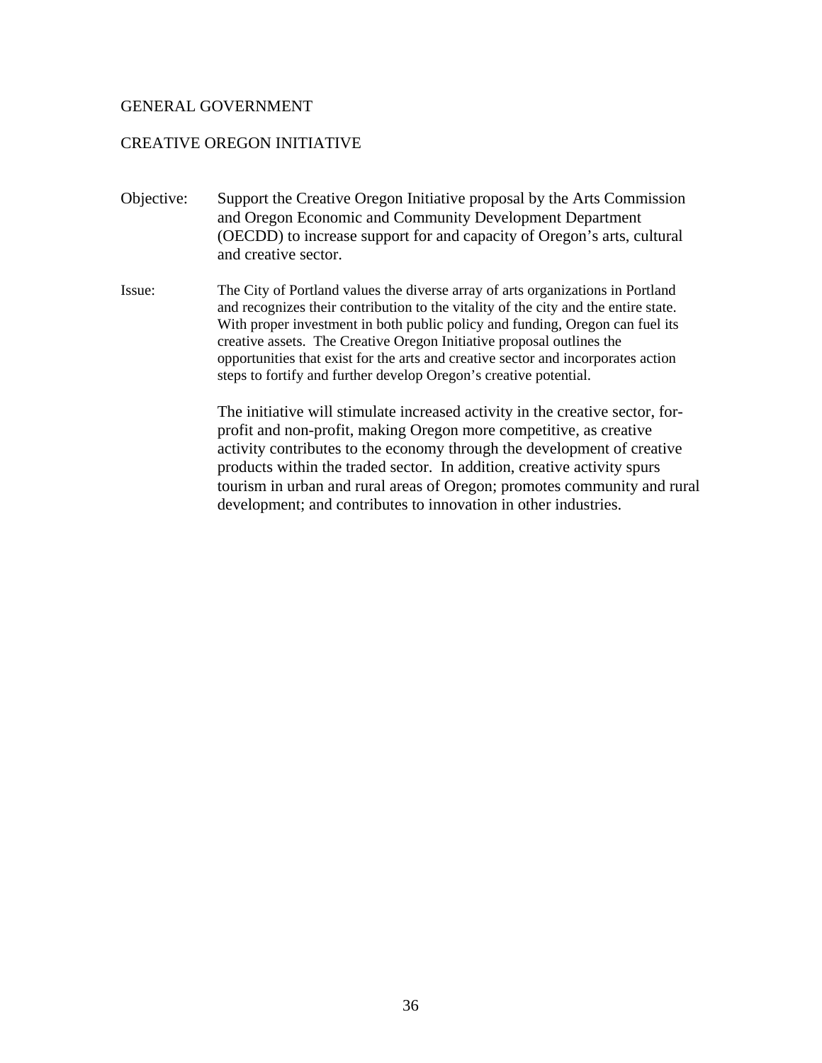## GENERAL GOVERNMENT

### CREATIVE OREGON INITIATIVE

Objective: Support the Creative Oregon Initiative proposal by the Arts Commission and Oregon Economic and Community Development Department (OECDD) to increase support for and capacity of Oregon's arts, cultural and creative sector.

Issue: The City of Portland values the diverse array of arts organizations in Portland and recognizes their contribution to the vitality of the city and the entire state. With proper investment in both public policy and funding, Oregon can fuel its creative assets. The Creative Oregon Initiative proposal outlines the opportunities that exist for the arts and creative sector and incorporates action steps to fortify and further develop Oregon's creative potential.

The initiative will stimulate increased activity in the creative sector, for-profit and non-profit, making Oregon more competitive, as creative activity contributes to the economy through the development of creative products within the traded sector. In addition, creative activity spurs tourism in urban and rural areas of Oregon; promotes community and rural development; and contributes to innovation in other industries.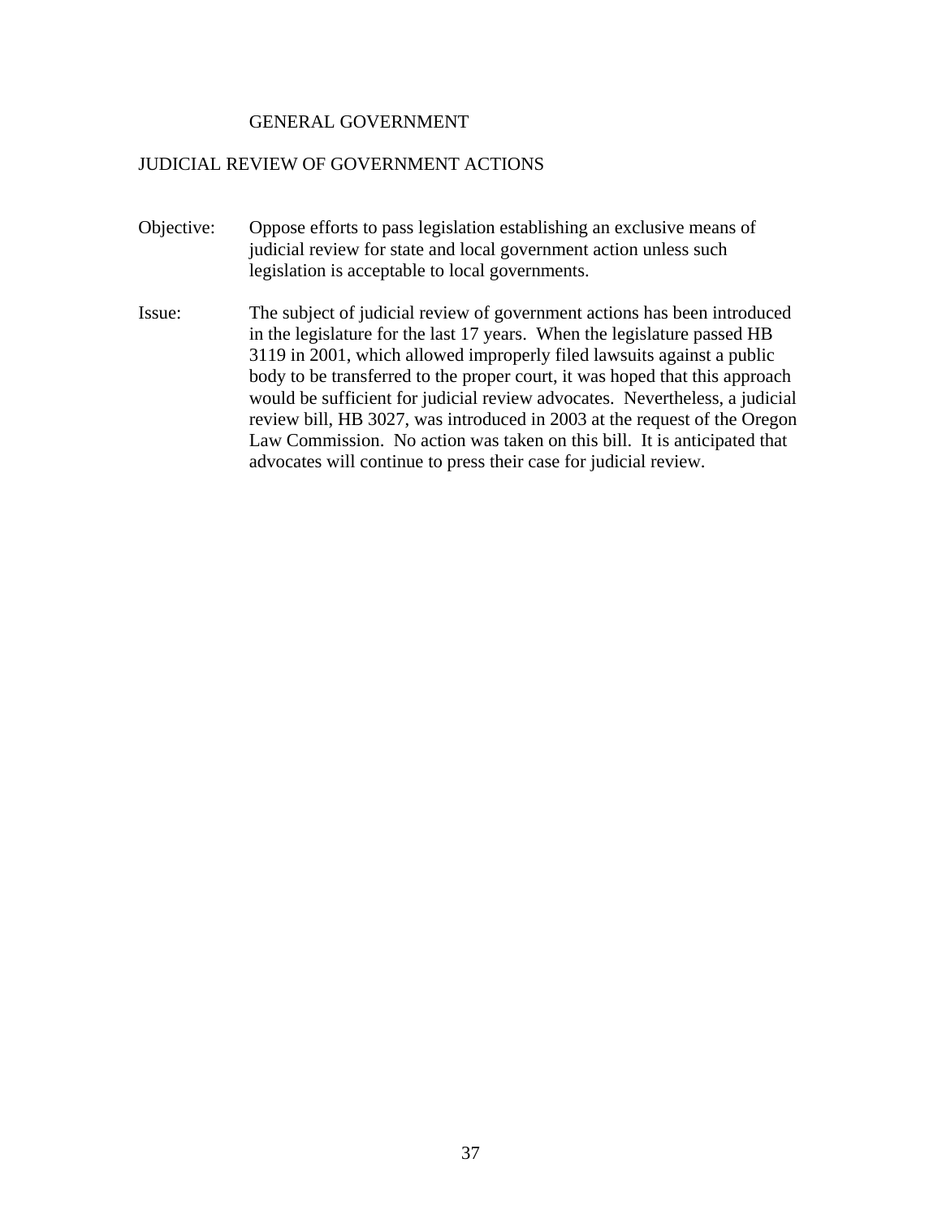# GENERAL GOVERNMENT

## JUDICIAL REVIEW OF GOVERNMENT ACTIONS

**Objective:** Oppose efforts to pass legislation establishing an exclusive means of judicial review for state and local government action unless such legislation is acceptable to local governments.

**Issue:** The subject of judicial review of government actions has been introduced in the legislature for the last 17 years. When the legislature passed HB 3119 in 2001, which allowed improperly filed lawsuits against a public body to be transferred to the proper court, it was hoped that this approach would be sufficient for judicial review advocates. Nevertheless, a judicial review bill, HB 3027, was introduced in 2003 at the request of the Oregon Law Commission. No action was taken on this bill. It is anticipated that advocates will continue to press their case for judicial review.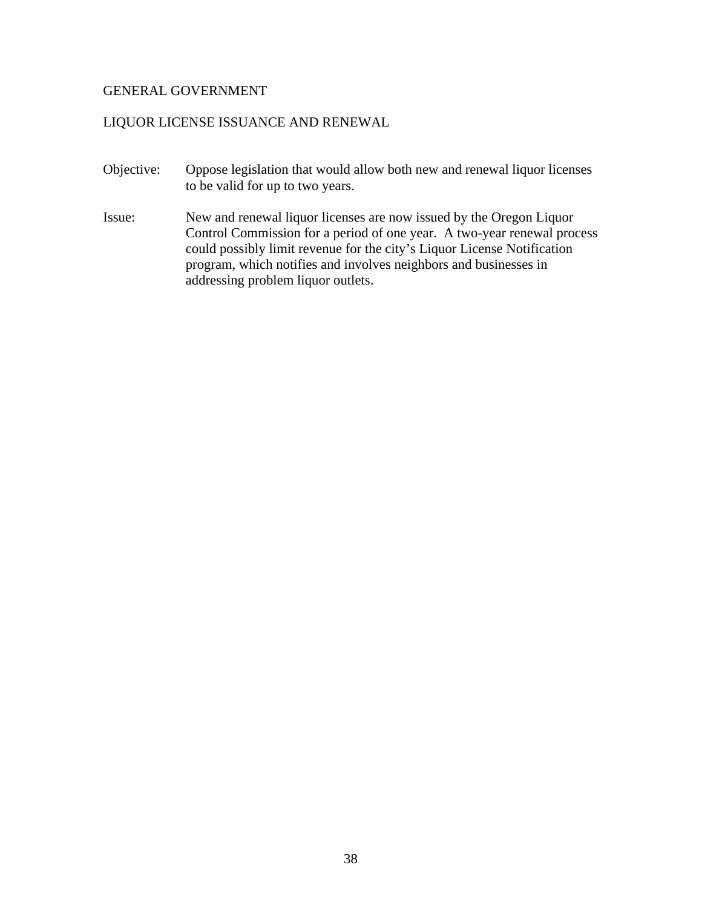GENERAL GOVERNMENT

LIQUOR LICENSE ISSUANCE AND RENEWAL

Objective: Oppose legislation that would allow both new and renewal liquor licenses to be valid for up to two years.

Issue: New and renewal liquor licenses are now issued by the Oregon Liquor Control Commission for a period of one year. A two-year renewal process could possibly limit revenue for the city's Liquor License Notification program, which notifies and involves neighbors and businesses in addressing problem liquor outlets.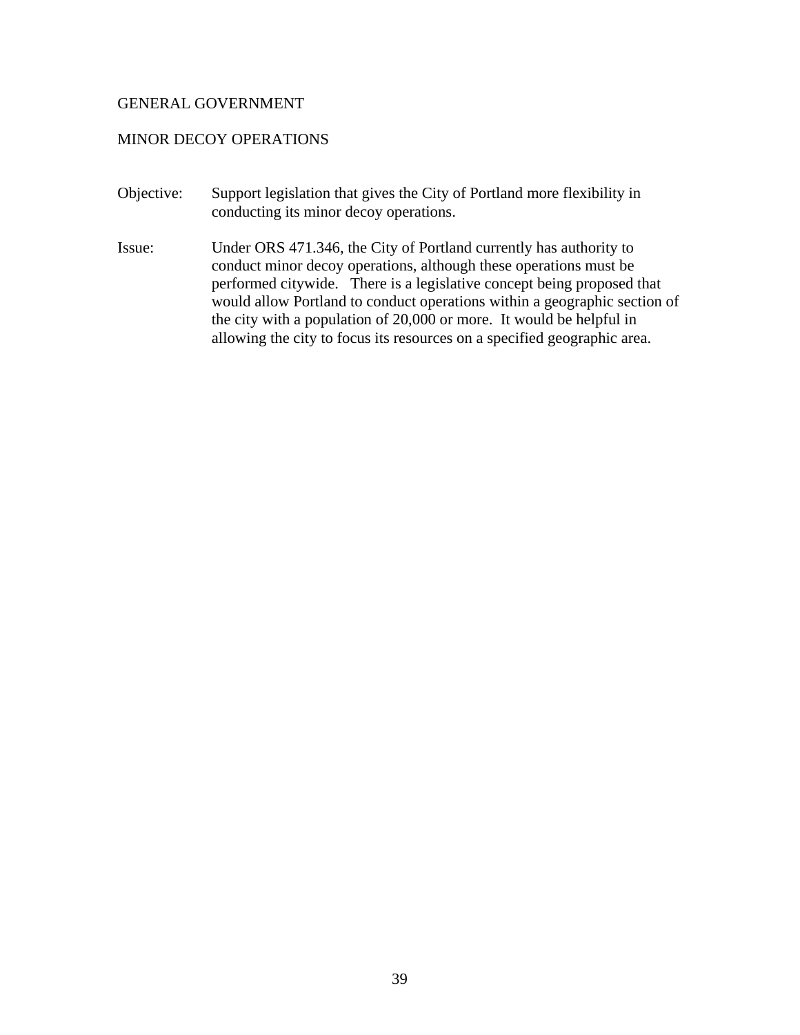GENERAL GOVERNMENT

MINOR DECOY OPERATIONS

Objective: Support legislation that gives the City of Portland more flexibility in conducting its minor decoy operations.

Issue: Under ORS 471.346, the City of Portland currently has authority to conduct minor decoy operations, although these operations must be performed citywide. There is a legislative concept being proposed that would allow Portland to conduct operations within a geographic section of the city with a population of 20,000 or more. It would be helpful in allowing the city to focus its resources on a specified geographic area.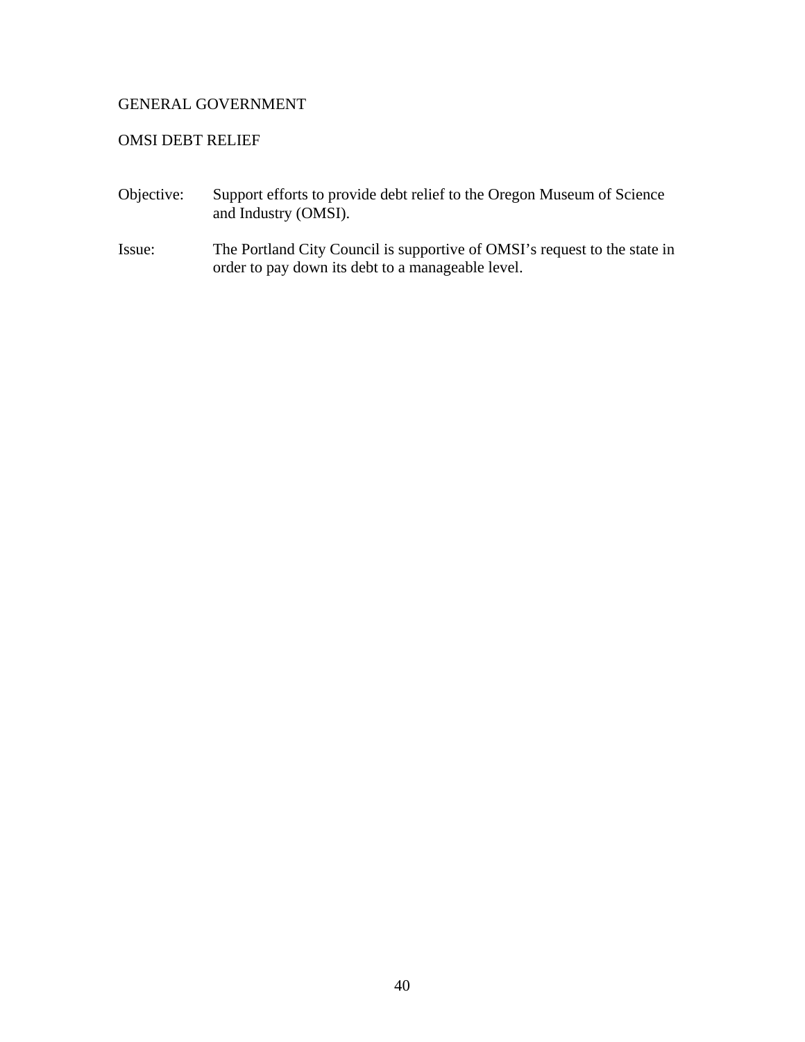## GENERAL GOVERNMENT

### OMSI DEBT RELIEF

Objective: Support efforts to provide debt relief to the Oregon Museum of Science and Industry (OMSI).

Issue: The Portland City Council is supportive of OMSI's request to the state in order to pay down its debt to a manageable level.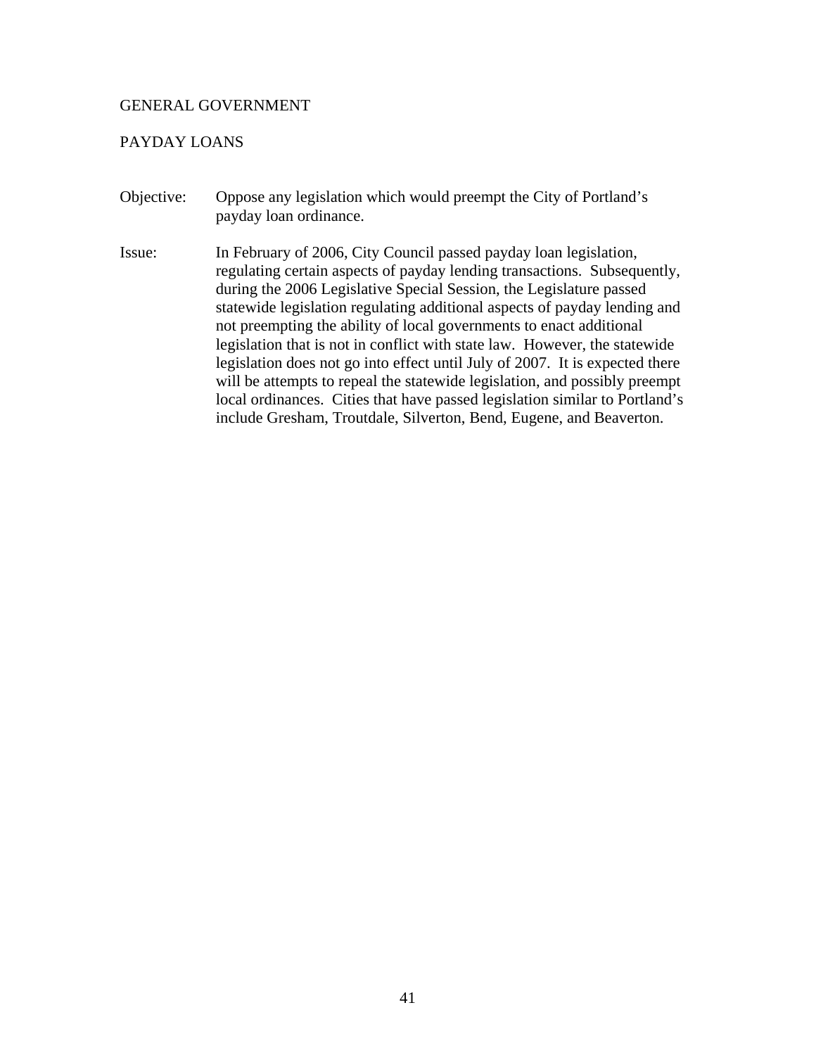## GENERAL GOVERNMENT

### PAYDAY LOANS

Objective: Oppose any legislation which would preempt the City of Portland's payday loan ordinance.

Issue: In February of 2006, City Council passed payday loan legislation, regulating certain aspects of payday lending transactions. Subsequently, during the 2006 Legislative Special Session, the Legislature passed statewide legislation regulating additional aspects of payday lending and not preempting the ability of local governments to enact additional legislation that is not in conflict with state law. However, the statewide legislation does not go into effect until July of 2007. It is expected there will be attempts to repeal the statewide legislation, and possibly preempt local ordinances. Cities that have passed legislation similar to Portland's include Gresham, Troutdale, Silverton, Bend, Eugene, and Beaverton.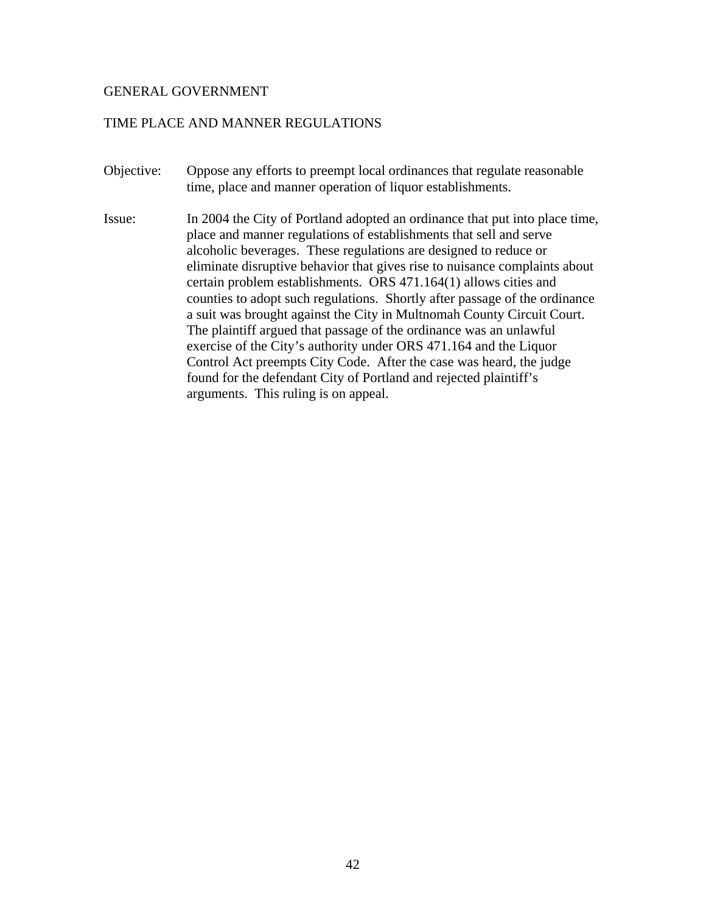## GENERAL GOVERNMENT

### TIME PLACE AND MANNER REGULATIONS

**Objective:** Oppose any efforts to preempt local ordinances that regulate reasonable time, place and manner operation of liquor establishments.

**Issue:** In 2004 the City of Portland adopted an ordinance that put into place time, place and manner regulations of establishments that sell and serve alcoholic beverages. These regulations are designed to reduce or eliminate disruptive behavior that gives rise to nuisance complaints about certain problem establishments. ORS 471.164(1) allows cities and counties to adopt such regulations. Shortly after passage of the ordinance a suit was brought against the City in Multnomah County Circuit Court. The plaintiff argued that passage of the ordinance was an unlawful exercise of the City's authority under ORS 471.164 and the Liquor Control Act preempts City Code. After the case was heard, the judge found for the defendant City of Portland and rejected plaintiff's arguments. This ruling is on appeal.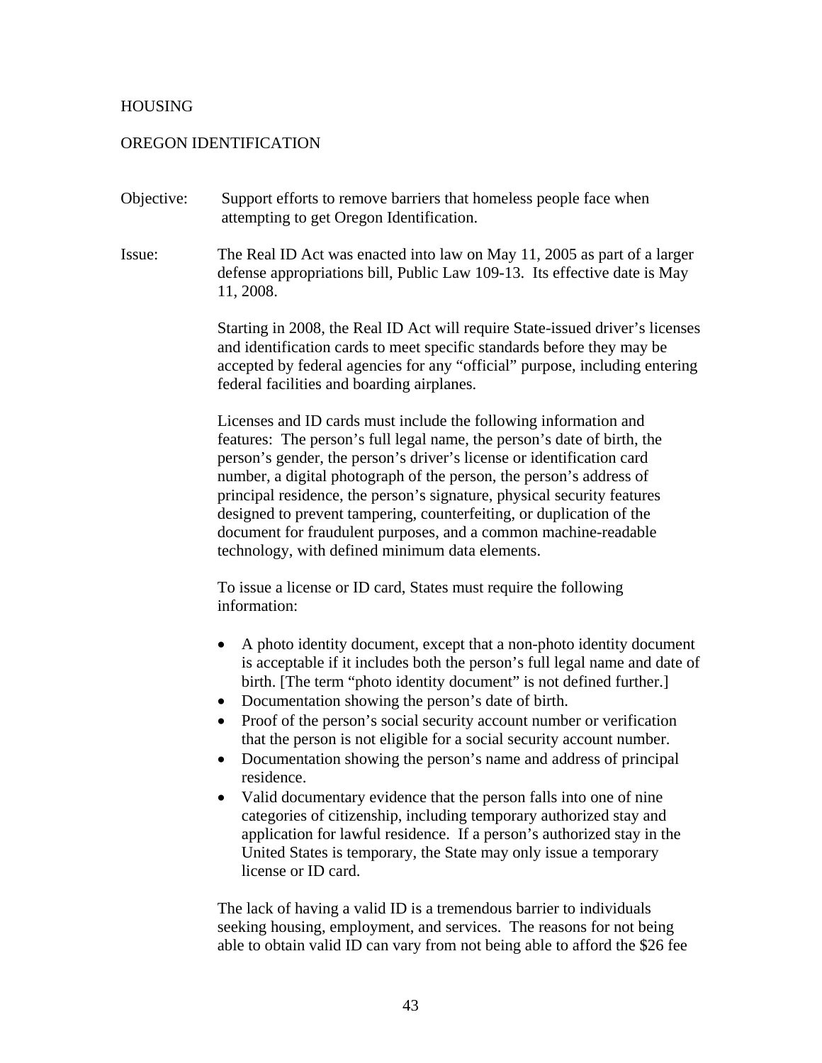## HOUSING

## OREGON IDENTIFICATION

Objective: Support efforts to remove barriers that homeless people face when attempting to get Oregon Identification.

Issue: The Real ID Act was enacted into law on May 11, 2005 as part of a larger defense appropriations bill, Public Law 109-13. Its effective date is May 11, 2008.

Starting in 2008, the Real ID Act will require State-issued driver's licenses and identification cards to meet specific standards before they may be accepted by federal agencies for any "official" purpose, including entering federal facilities and boarding airplanes.

Licenses and ID cards must include the following information and features: The person's full legal name, the person's date of birth, the person's gender, the person's driver's license or identification card number, a digital photograph of the person, the person's address of principal residence, the person's signature, physical security features designed to prevent tampering, counterfeiting, or duplication of the document for fraudulent purposes, and a common machine-readable technology, with defined minimum data elements.

To issue a license or ID card, States must require the following information:

- A photo identity document, except that a non-photo identity document is acceptable if it includes both the person's full legal name and date of birth. [The term "photo identity document" is not defined further.]
- Documentation showing the person's date of birth.
- Proof of the person's social security account number or verification that the person is not eligible for a social security account number.
- Documentation showing the person's name and address of principal residence.
- Valid documentary evidence that the person falls into one of nine categories of citizenship, including temporary authorized stay and application for lawful residence. If a person's authorized stay in the United States is temporary, the State may only issue a temporary license or ID card.

The lack of having a valid ID is a tremendous barrier to individuals seeking housing, employment, and services. The reasons for not being able to obtain valid ID can vary from not being able to afford the $26 fee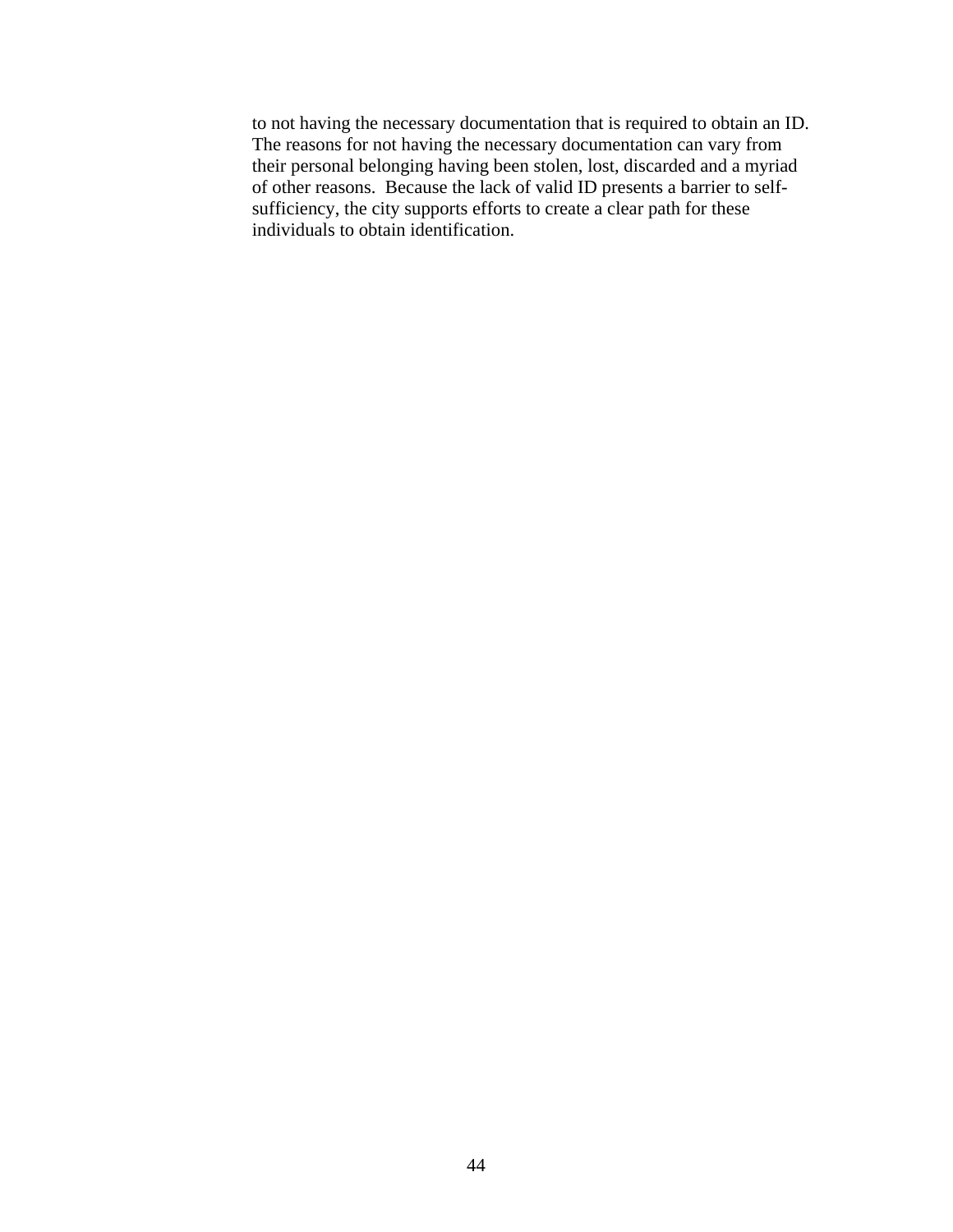to not having the necessary documentation that is required to obtain an ID. The reasons for not having the necessary documentation can vary from their personal belonging having been stolen, lost, discarded and a myriad of other reasons. Because the lack of valid ID presents a barrier to self-sufficiency, the city supports efforts to create a clear path for these individuals to obtain identification.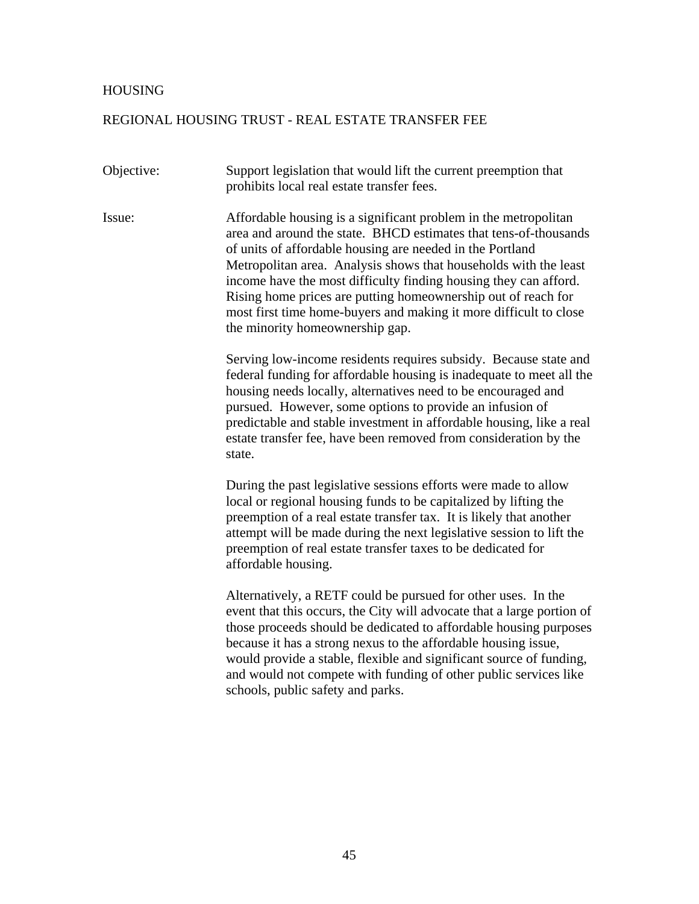# HOUSING

## REGIONAL HOUSING TRUST - REAL ESTATE TRANSFER FEE

**Objective:** Support legislation that would lift the current preemption that prohibits local real estate transfer fees.

**Issue:** Affordable housing is a significant problem in the metropolitan area and around the state. BHCD estimates that tens-of-thousands of units of affordable housing are needed in the Portland Metropolitan area. Analysis shows that households with the least income have the most difficulty finding housing they can afford. Rising home prices are putting homeownership out of reach for most first time home-buyers and making it more difficult to close the minority homeownership gap.

Serving low-income residents requires subsidy. Because state and federal funding for affordable housing is inadequate to meet all the housing needs locally, alternatives need to be encouraged and pursued. However, some options to provide an infusion of predictable and stable investment in affordable housing, like a real estate transfer fee, have been removed from consideration by the state.

During the past legislative sessions efforts were made to allow local or regional housing funds to be capitalized by lifting the preemption of a real estate transfer tax. It is likely that another attempt will be made during the next legislative session to lift the preemption of real estate transfer taxes to be dedicated for affordable housing.

Alternatively, a RETF could be pursued for other uses. In the event that this occurs, the City will advocate that a large portion of those proceeds should be dedicated to affordable housing purposes because it has a strong nexus to the affordable housing issue, would provide a stable, flexible and significant source of funding, and would not compete with funding of other public services like schools, public safety and parks.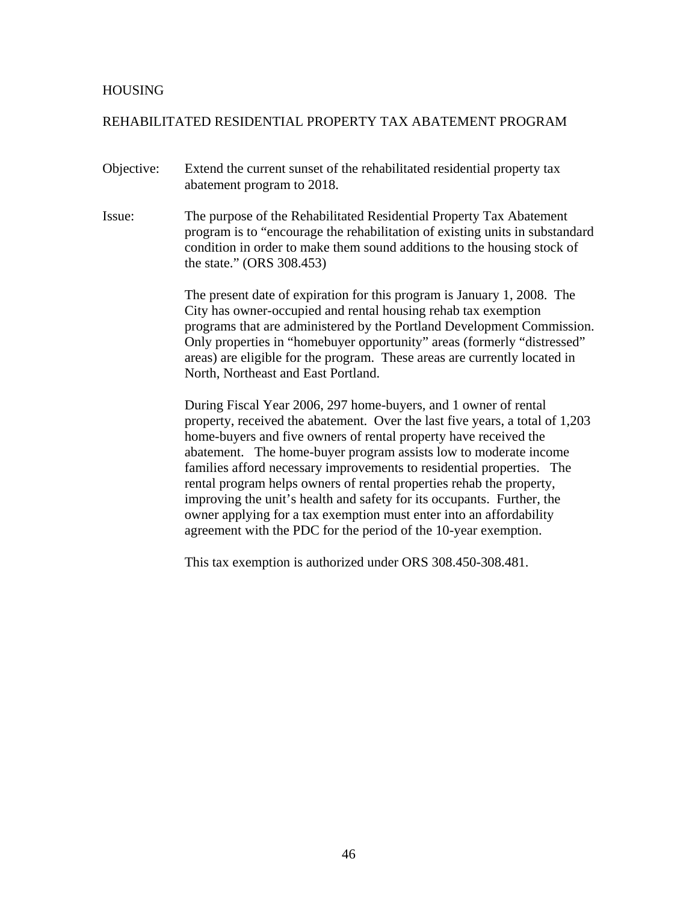HOUSING

REHABILITATED RESIDENTIAL PROPERTY TAX ABATEMENT PROGRAM

Objective: Extend the current sunset of the rehabilitated residential property tax abatement program to 2018.

Issue: The purpose of the Rehabilitated Residential Property Tax Abatement program is to "encourage the rehabilitation of existing units in substandard condition in order to make them sound additions to the housing stock of the state." (ORS 308.453)

The present date of expiration for this program is January 1, 2008. The City has owner-occupied and rental housing rehab tax exemption programs that are administered by the Portland Development Commission. Only properties in "homebuyer opportunity" areas (formerly "distressed" areas) are eligible for the program. These areas are currently located in North, Northeast and East Portland.

During Fiscal Year 2006, 297 home-buyers, and 1 owner of rental property, received the abatement. Over the last five years, a total of 1,203 home-buyers and five owners of rental property have received the abatement. The home-buyer program assists low to moderate income families afford necessary improvements to residential properties. The rental program helps owners of rental properties rehab the property, improving the unit's health and safety for its occupants. Further, the owner applying for a tax exemption must enter into an affordability agreement with the PDC for the period of the 10-year exemption.

This tax exemption is authorized under ORS 308.450-308.481.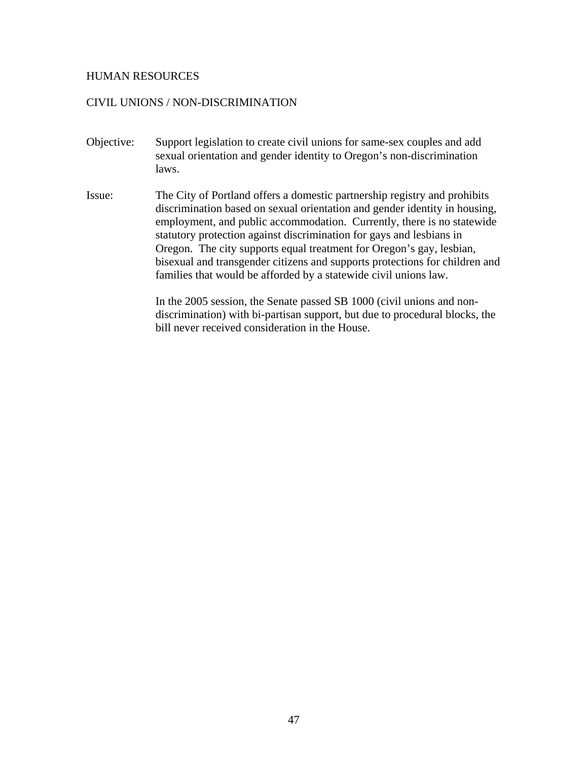## HUMAN RESOURCES

### CIVIL UNIONS / NON-DISCRIMINATION

Objective: Support legislation to create civil unions for same-sex couples and add sexual orientation and gender identity to Oregon's non-discrimination laws.

Issue: The City of Portland offers a domestic partnership registry and prohibits discrimination based on sexual orientation and gender identity in housing, employment, and public accommodation. Currently, there is no statewide statutory protection against discrimination for gays and lesbians in Oregon. The city supports equal treatment for Oregon's gay, lesbian, bisexual and transgender citizens and supports protections for children and families that would be afforded by a statewide civil unions law.

In the 2005 session, the Senate passed SB 1000 (civil unions and non-discrimination) with bi-partisan support, but due to procedural blocks, the bill never received consideration in the House.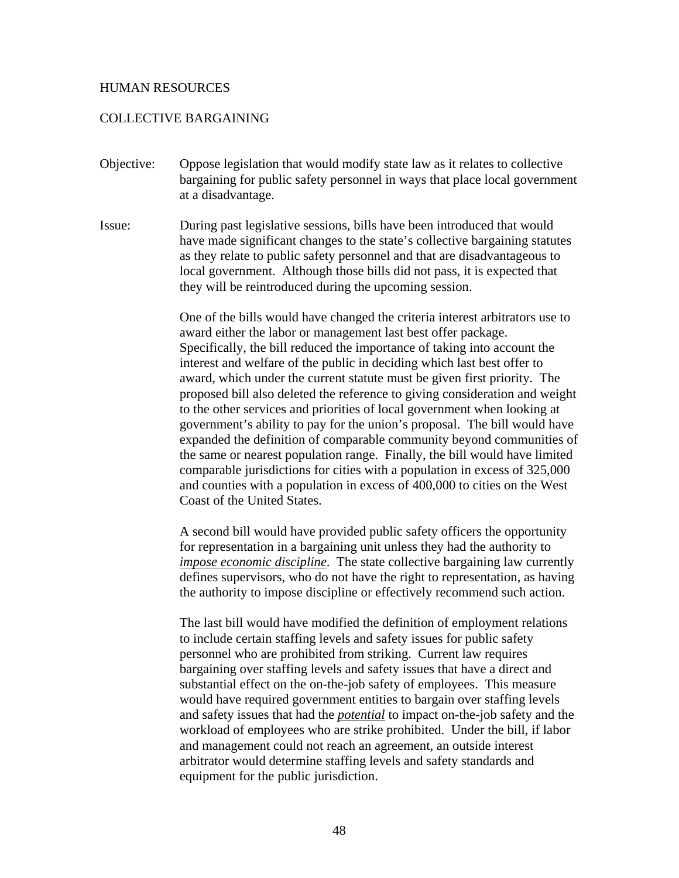## HUMAN RESOURCES

### COLLECTIVE BARGAINING

**Objective:** Oppose legislation that would modify state law as it relates to collective bargaining for public safety personnel in ways that place local government at a disadvantage.

**Issue:** During past legislative sessions, bills have been introduced that would have made significant changes to the state's collective bargaining statutes as they relate to public safety personnel and that are disadvantageous to local government. Although those bills did not pass, it is expected that they will be reintroduced during the upcoming session.

One of the bills would have changed the criteria interest arbitrators use to award either the labor or management last best offer package. Specifically, the bill reduced the importance of taking into account the interest and welfare of the public in deciding which last best offer to award, which under the current statute must be given first priority. The proposed bill also deleted the reference to giving consideration and weight to the other services and priorities of local government when looking at government's ability to pay for the union's proposal. The bill would have expanded the definition of comparable community beyond communities of the same or nearest population range. Finally, the bill would have limited comparable jurisdictions for cities with a population in excess of 325,000 and counties with a population in excess of 400,000 to cities on the West Coast of the United States.

A second bill would have provided public safety officers the opportunity for representation in a bargaining unit unless they had the authority to ***impose economic discipline***. The state collective bargaining law currently defines supervisors, who do not have the right to representation, as having the authority to impose discipline or effectively recommend such action.

The last bill would have modified the definition of employment relations to include certain staffing levels and safety issues for public safety personnel who are prohibited from striking. Current law requires bargaining over staffing levels and safety issues that have a direct and substantial effect on the on-the-job safety of employees. This measure would have required government entities to bargain over staffing levels and safety issues that had the ***potential*** to impact on-the-job safety and the workload of employees who are strike prohibited. Under the bill, if labor and management could not reach an agreement, an outside interest arbitrator would determine staffing levels and safety standards and equipment for the public jurisdiction.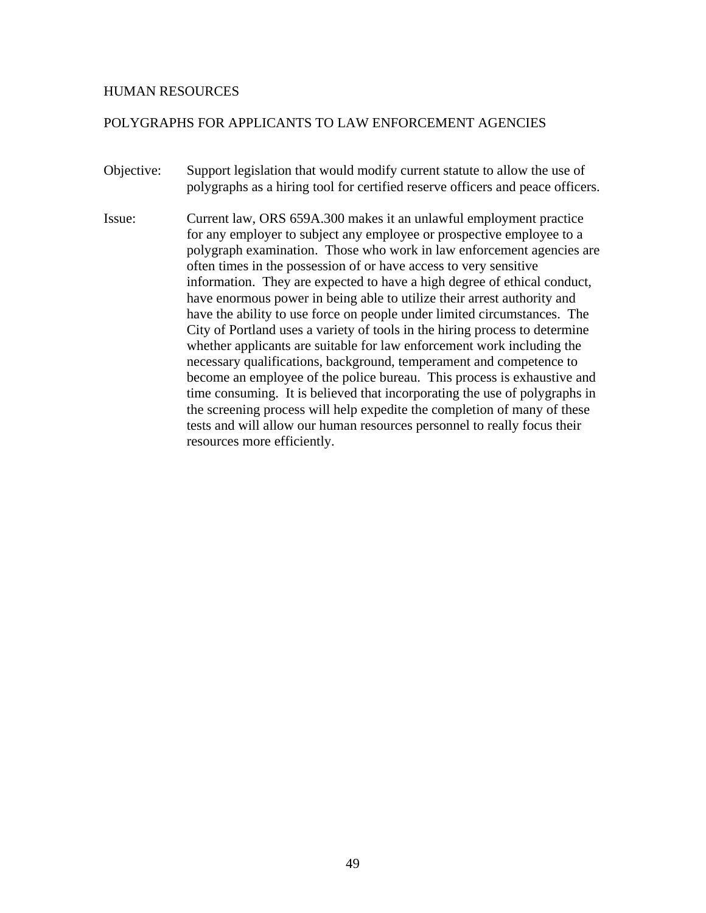HUMAN RESOURCES

POLYGRAPHS FOR APPLICANTS TO LAW ENFORCEMENT AGENCIES

Objective: Support legislation that would modify current statute to allow the use of polygraphs as a hiring tool for certified reserve officers and peace officers.

Issue: Current law, ORS 659A.300 makes it an unlawful employment practice for any employer to subject any employee or prospective employee to a polygraph examination. Those who work in law enforcement agencies are often times in the possession of or have access to very sensitive information. They are expected to have a high degree of ethical conduct, have enormous power in being able to utilize their arrest authority and have the ability to use force on people under limited circumstances. The City of Portland uses a variety of tools in the hiring process to determine whether applicants are suitable for law enforcement work including the necessary qualifications, background, temperament and competence to become an employee of the police bureau. This process is exhaustive and time consuming. It is believed that incorporating the use of polygraphs in the screening process will help expedite the completion of many of these tests and will allow our human resources personnel to really focus their resources more efficiently.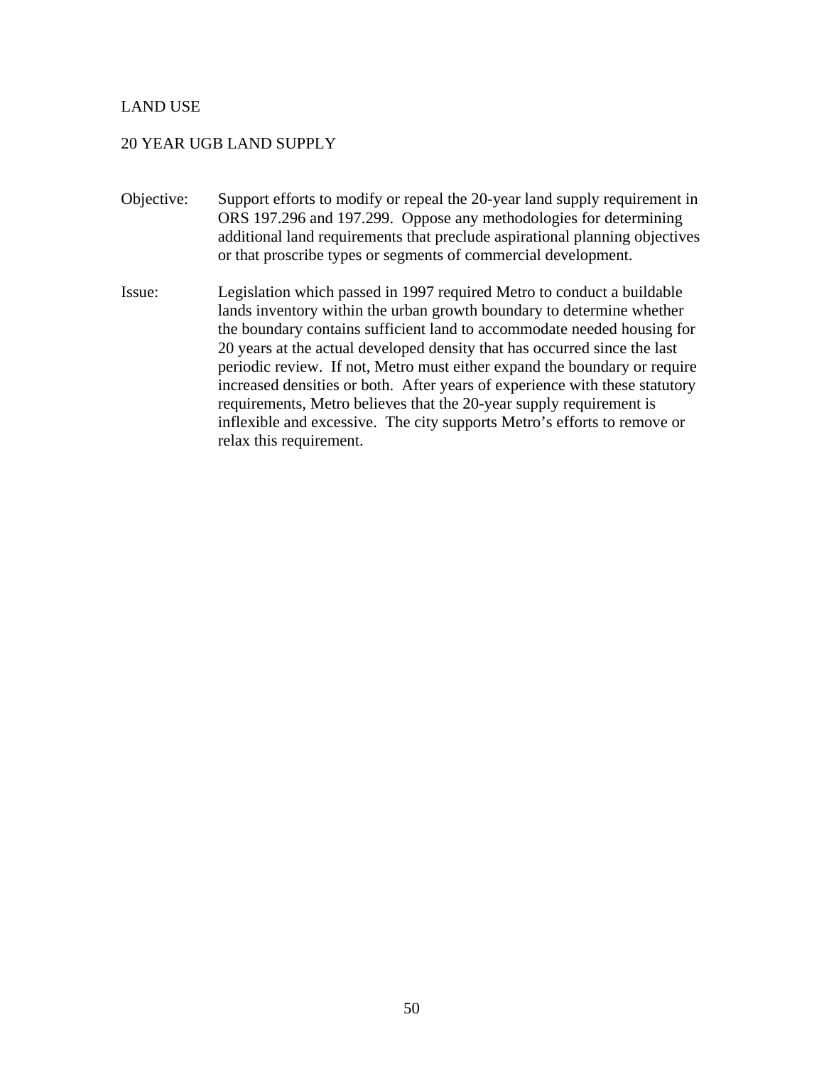## LAND USE

### 20 YEAR UGB LAND SUPPLY

**Objective:** Support efforts to modify or repeal the 20-year land supply requirement in ORS 197.296 and 197.299. Oppose any methodologies for determining additional land requirements that preclude aspirational planning objectives or that proscribe types or segments of commercial development.

**Issue:** Legislation which passed in 1997 required Metro to conduct a buildable lands inventory within the urban growth boundary to determine whether the boundary contains sufficient land to accommodate needed housing for 20 years at the actual developed density that has occurred since the last periodic review. If not, Metro must either expand the boundary or require increased densities or both. After years of experience with these statutory requirements, Metro believes that the 20-year supply requirement is inflexible and excessive. The city supports Metro's efforts to remove or relax this requirement.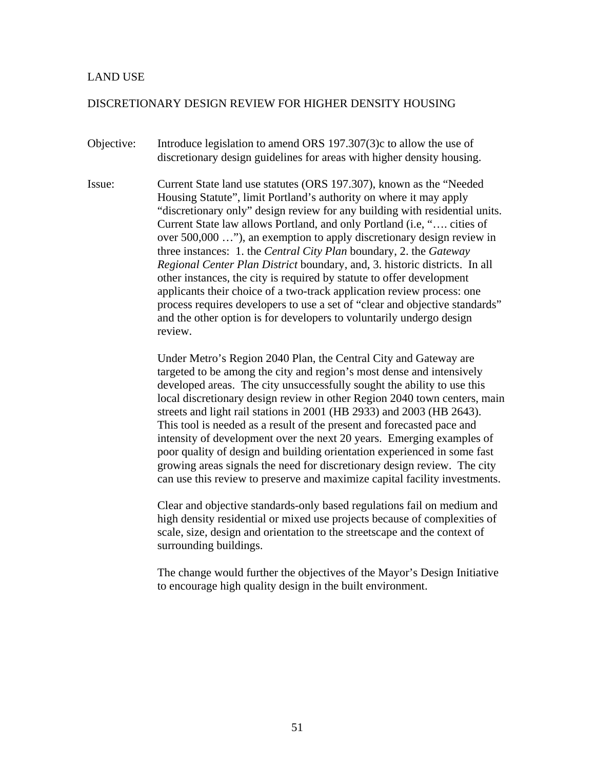# LAND USE

## DISCRETIONARY DESIGN REVIEW FOR HIGHER DENSITY HOUSING

**Objective:** Introduce legislation to amend ORS 197.307(3)c to allow the use of discretionary design guidelines for areas with higher density housing.

**Issue:** Current State land use statutes (ORS 197.307), known as the "Needed Housing Statute", limit Portland's authority on where it may apply "discretionary only" design review for any building with residential units. Current State law allows Portland, and only Portland (i.e, "…. cities of over 500,000 …"), an exemption to apply discretionary design review in three instances: 1. the *Central City Plan* boundary, 2. the *Gateway Regional Center Plan District* boundary, and, 3. historic districts. In all other instances, the city is required by statute to offer development applicants their choice of a two-track application review process: one process requires developers to use a set of "clear and objective standards" and the other option is for developers to voluntarily undergo design review.

Under Metro's Region 2040 Plan, the Central City and Gateway are targeted to be among the city and region's most dense and intensively developed areas. The city unsuccessfully sought the ability to use this local discretionary design review in other Region 2040 town centers, main streets and light rail stations in 2001 (HB 2933) and 2003 (HB 2643). This tool is needed as a result of the present and forecasted pace and intensity of development over the next 20 years. Emerging examples of poor quality of design and building orientation experienced in some fast growing areas signals the need for discretionary design review. The city can use this review to preserve and maximize capital facility investments.

Clear and objective standards-only based regulations fail on medium and high density residential or mixed use projects because of complexities of scale, size, design and orientation to the streetscape and the context of surrounding buildings.

The change would further the objectives of the Mayor's Design Initiative to encourage high quality design in the built environment.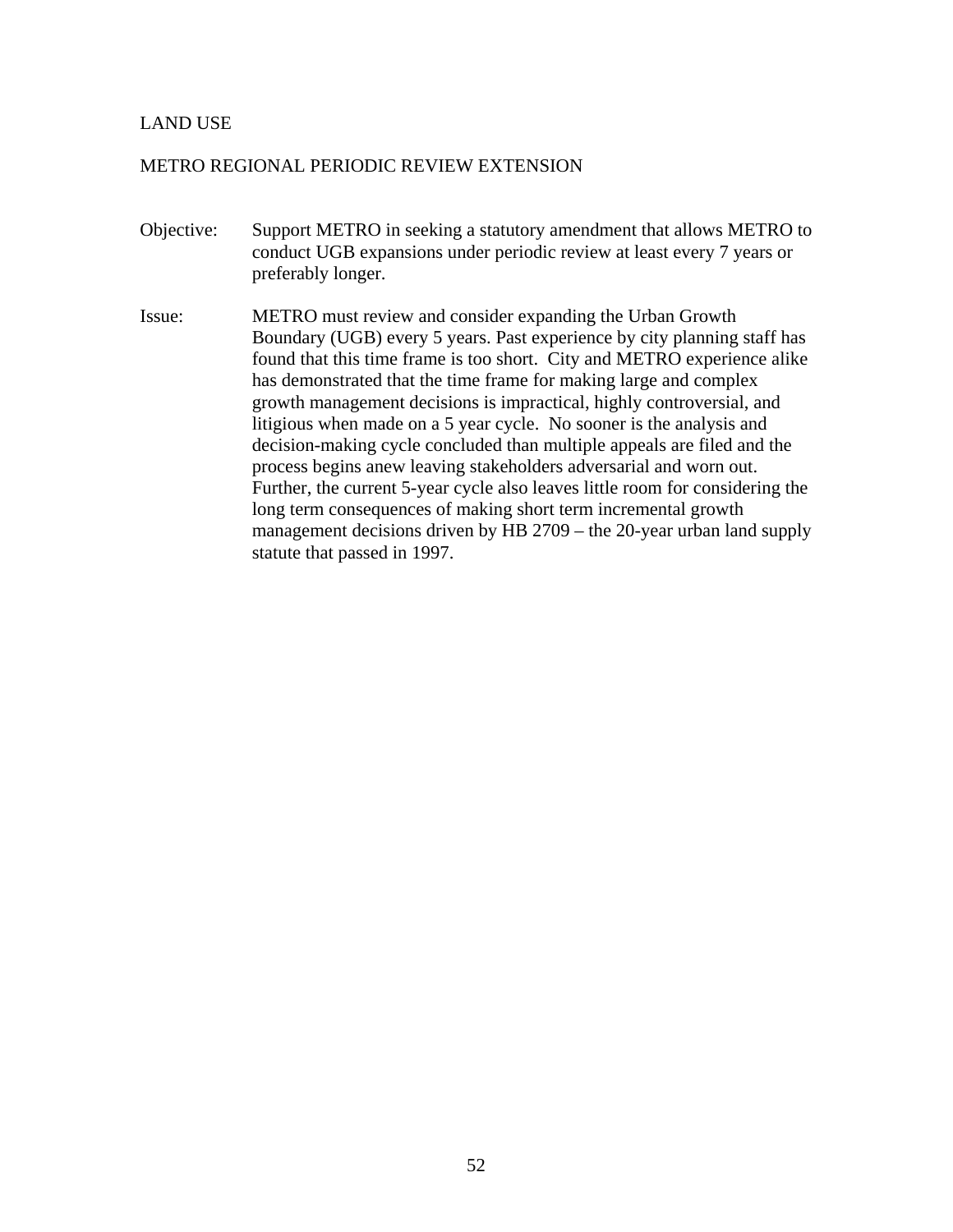## LAND USE

### METRO REGIONAL PERIODIC REVIEW EXTENSION

**Objective:** Support METRO in seeking a statutory amendment that allows METRO to conduct UGB expansions under periodic review at least every 7 years or preferably longer.

**Issue:** METRO must review and consider expanding the Urban Growth Boundary (UGB) every 5 years. Past experience by city planning staff has found that this time frame is too short. City and METRO experience alike has demonstrated that the time frame for making large and complex growth management decisions is impractical, highly controversial, and litigious when made on a 5 year cycle. No sooner is the analysis and decision-making cycle concluded than multiple appeals are filed and the process begins anew leaving stakeholders adversarial and worn out. Further, the current 5-year cycle also leaves little room for considering the long term consequences of making short term incremental growth management decisions driven by HB 2709 – the 20-year urban land supply statute that passed in 1997.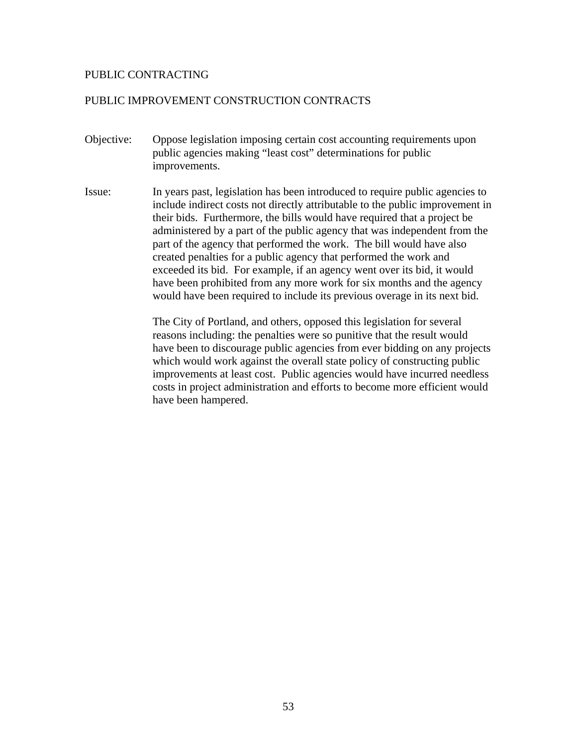PUBLIC CONTRACTING

PUBLIC IMPROVEMENT CONSTRUCTION CONTRACTS

Objective: Oppose legislation imposing certain cost accounting requirements upon public agencies making "least cost" determinations for public improvements.

Issue: In years past, legislation has been introduced to require public agencies to include indirect costs not directly attributable to the public improvement in their bids. Furthermore, the bills would have required that a project be administered by a part of the public agency that was independent from the part of the agency that performed the work. The bill would have also created penalties for a public agency that performed the work and exceeded its bid. For example, if an agency went over its bid, it would have been prohibited from any more work for six months and the agency would have been required to include its previous overage in its next bid.

The City of Portland, and others, opposed this legislation for several reasons including: the penalties were so punitive that the result would have been to discourage public agencies from ever bidding on any projects which would work against the overall state policy of constructing public improvements at least cost. Public agencies would have incurred needless costs in project administration and efforts to become more efficient would have been hampered.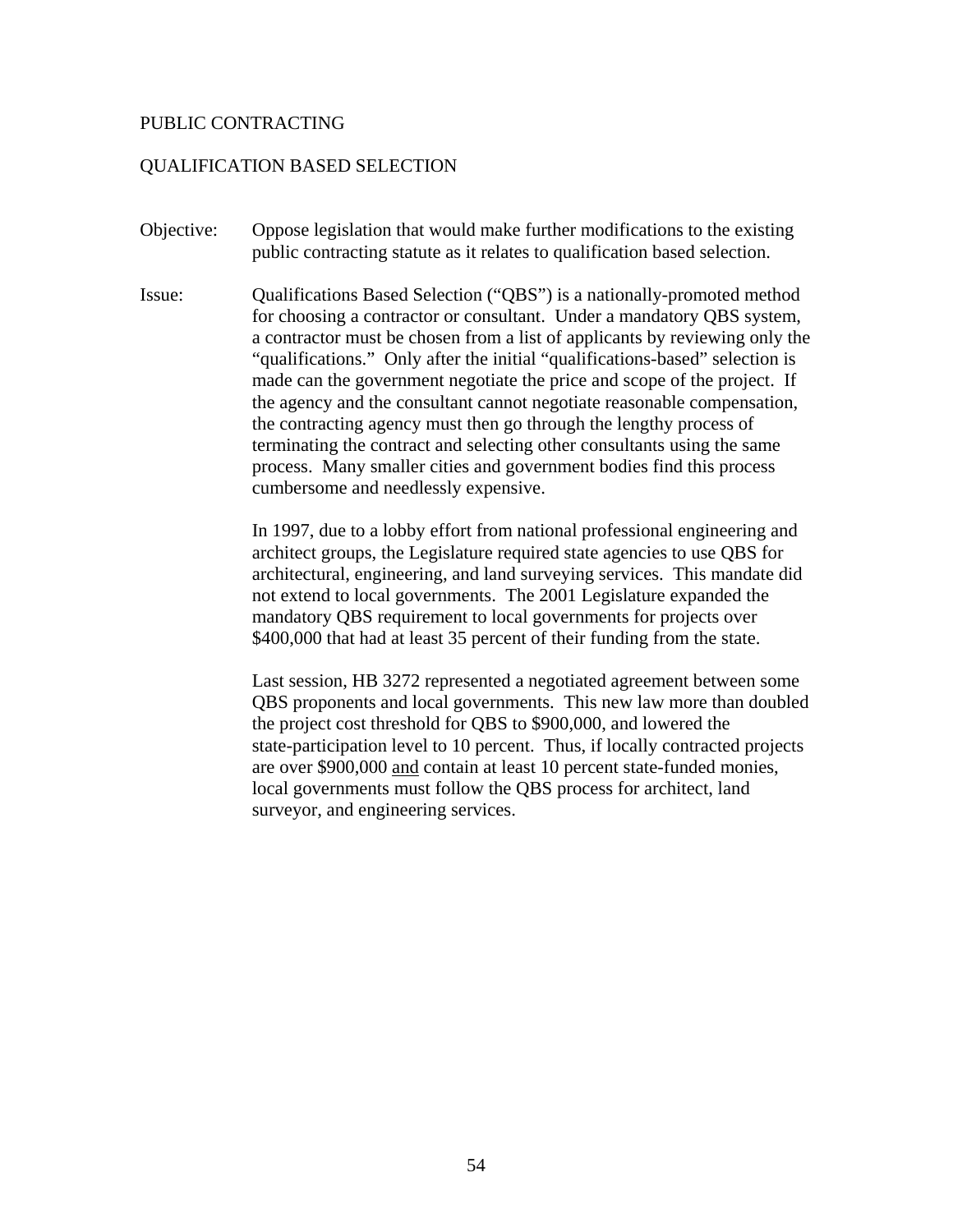# PUBLIC CONTRACTING

## QUALIFICATION BASED SELECTION

**Objective:** Oppose legislation that would make further modifications to the existing public contracting statute as it relates to qualification based selection.

**Issue:** Qualifications Based Selection ("QBS") is a nationally-promoted method for choosing a contractor or consultant. Under a mandatory QBS system, a contractor must be chosen from a list of applicants by reviewing only the "qualifications." Only after the initial "qualifications-based" selection is made can the government negotiate the price and scope of the project. If the agency and the consultant cannot negotiate reasonable compensation, the contracting agency must then go through the lengthy process of terminating the contract and selecting other consultants using the same process. Many smaller cities and government bodies find this process cumbersome and needlessly expensive.

In 1997, due to a lobby effort from national professional engineering and architect groups, the Legislature required state agencies to use QBS for architectural, engineering, and land surveying services. This mandate did not extend to local governments. The 2001 Legislature expanded the mandatory QBS requirement to local governments for projects over $400,000 that had at least 35 percent of their funding from the state.

Last session, HB 3272 represented a negotiated agreement between some QBS proponents and local governments. This new law more than doubled the project cost threshold for QBS to $900,000, and lowered the state-participation level to 10 percent. Thus, if locally contracted projects are over $900,000 <u>and</u> contain at least 10 percent state-funded monies, local governments must follow the QBS process for architect, land surveyor, and engineering services.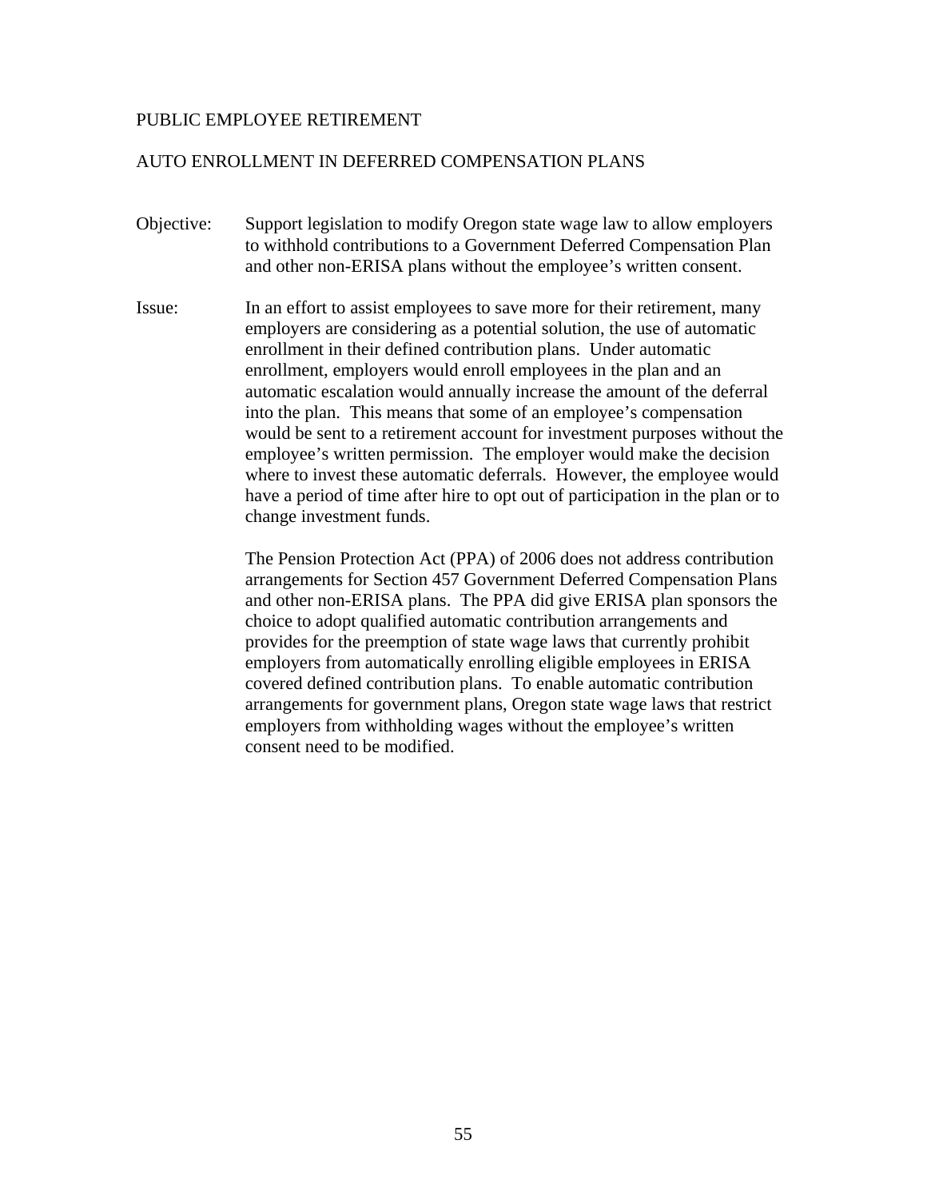## PUBLIC EMPLOYEE RETIREMENT

### AUTO ENROLLMENT IN DEFERRED COMPENSATION PLANS

**Objective:** Support legislation to modify Oregon state wage law to allow employers to withhold contributions to a Government Deferred Compensation Plan and other non-ERISA plans without the employee's written consent.

**Issue:** In an effort to assist employees to save more for their retirement, many employers are considering as a potential solution, the use of automatic enrollment in their defined contribution plans. Under automatic enrollment, employers would enroll employees in the plan and an automatic escalation would annually increase the amount of the deferral into the plan. This means that some of an employee's compensation would be sent to a retirement account for investment purposes without the employee's written permission. The employer would make the decision where to invest these automatic deferrals. However, the employee would have a period of time after hire to opt out of participation in the plan or to change investment funds.

The Pension Protection Act (PPA) of 2006 does not address contribution arrangements for Section 457 Government Deferred Compensation Plans and other non-ERISA plans. The PPA did give ERISA plan sponsors the choice to adopt qualified automatic contribution arrangements and provides for the preemption of state wage laws that currently prohibit employers from automatically enrolling eligible employees in ERISA covered defined contribution plans. To enable automatic contribution arrangements for government plans, Oregon state wage laws that restrict employers from withholding wages without the employee's written consent need to be modified.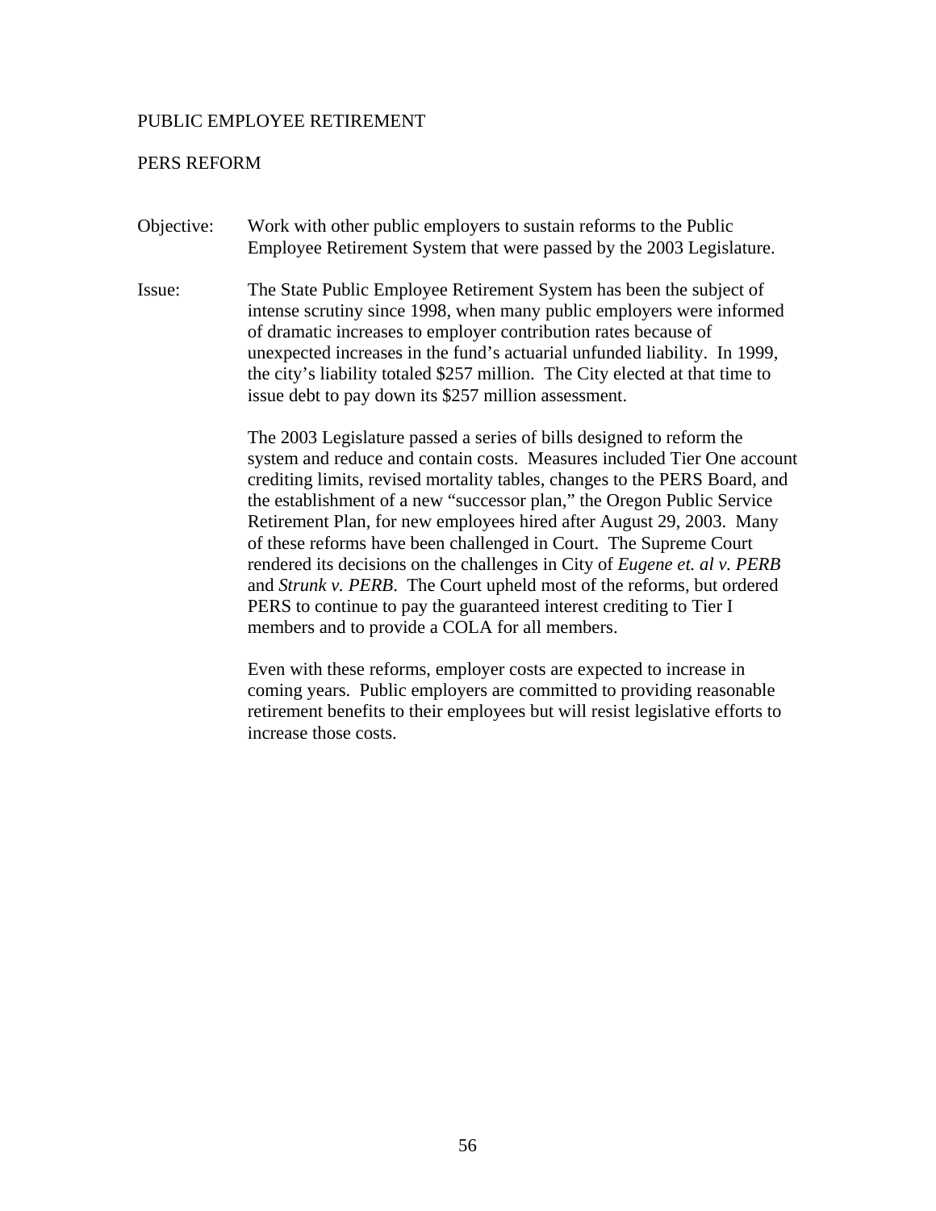# PUBLIC EMPLOYEE RETIREMENT

## PERS REFORM

Objective: Work with other public employers to sustain reforms to the Public Employee Retirement System that were passed by the 2003 Legislature.

Issue: The State Public Employee Retirement System has been the subject of intense scrutiny since 1998, when many public employers were informed of dramatic increases to employer contribution rates because of unexpected increases in the fund's actuarial unfunded liability. In 1999, the city's liability totaled $257 million. The City elected at that time to issue debt to pay down its $257 million assessment.

The 2003 Legislature passed a series of bills designed to reform the system and reduce and contain costs. Measures included Tier One account crediting limits, revised mortality tables, changes to the PERS Board, and the establishment of a new "successor plan," the Oregon Public Service Retirement Plan, for new employees hired after August 29, 2003. Many of these reforms have been challenged in Court. The Supreme Court rendered its decisions on the challenges in City of *Eugene et. al v. PERB* and *Strunk v. PERB*. The Court upheld most of the reforms, but ordered PERS to continue to pay the guaranteed interest crediting to Tier I members and to provide a COLA for all members.

Even with these reforms, employer costs are expected to increase in coming years. Public employers are committed to providing reasonable retirement benefits to their employees but will resist legislative efforts to increase those costs.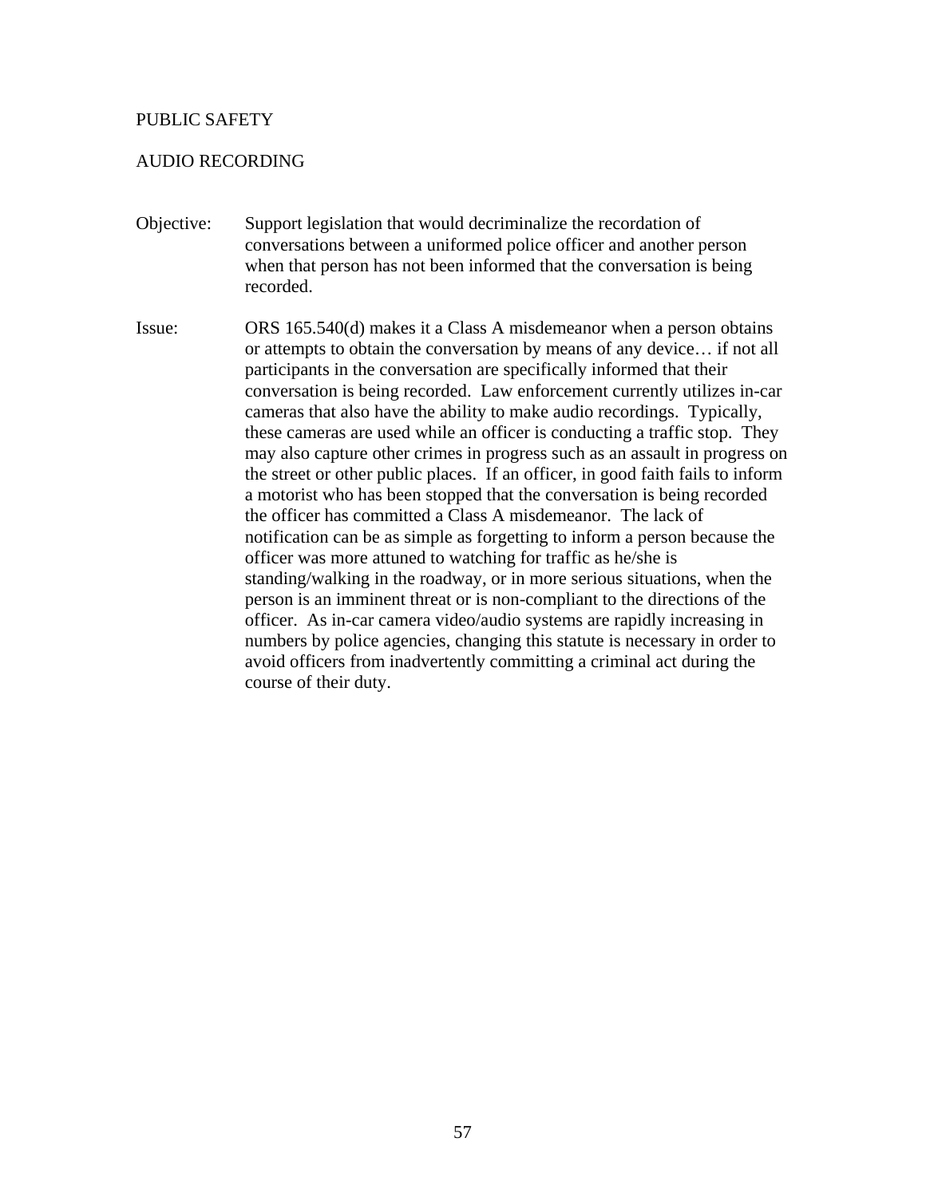PUBLIC SAFETY

AUDIO RECORDING

**Objective:** Support legislation that would decriminalize the recordation of conversations between a uniformed police officer and another person when that person has not been informed that the conversation is being recorded.

**Issue:** ORS 165.540(d) makes it a Class A misdemeanor when a person obtains or attempts to obtain the conversation by means of any device… if not all participants in the conversation are specifically informed that their conversation is being recorded. Law enforcement currently utilizes in-car cameras that also have the ability to make audio recordings. Typically, these cameras are used while an officer is conducting a traffic stop. They may also capture other crimes in progress such as an assault in progress on the street or other public places. If an officer, in good faith fails to inform a motorist who has been stopped that the conversation is being recorded the officer has committed a Class A misdemeanor. The lack of notification can be as simple as forgetting to inform a person because the officer was more attuned to watching for traffic as he/she is standing/walking in the roadway, or in more serious situations, when the person is an imminent threat or is non-compliant to the directions of the officer. As in-car camera video/audio systems are rapidly increasing in numbers by police agencies, changing this statute is necessary in order to avoid officers from inadvertently committing a criminal act during the course of their duty.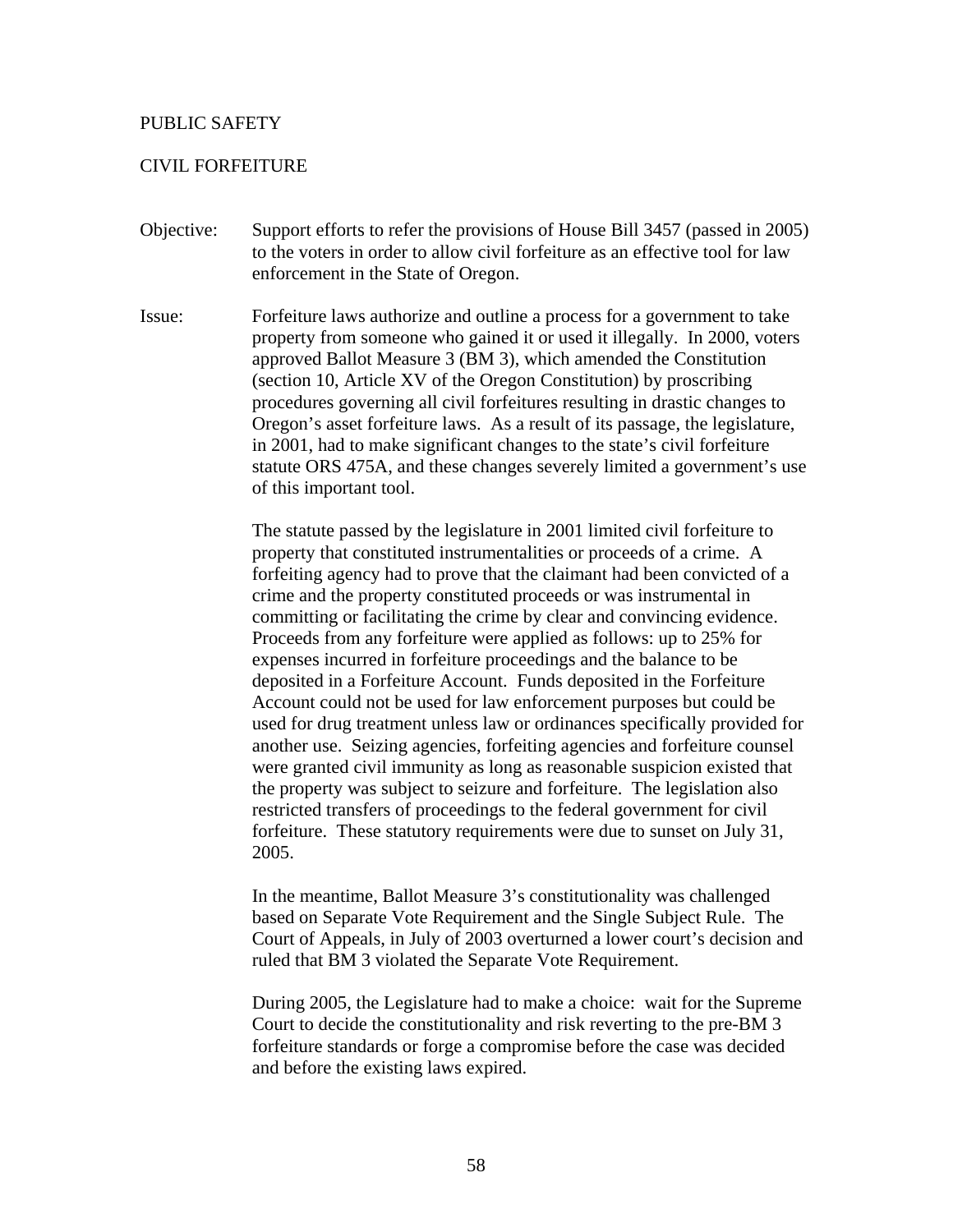## PUBLIC SAFETY

### CIVIL FORFEITURE

**Objective:** Support efforts to refer the provisions of House Bill 3457 (passed in 2005) to the voters in order to allow civil forfeiture as an effective tool for law enforcement in the State of Oregon.

**Issue:** Forfeiture laws authorize and outline a process for a government to take property from someone who gained it or used it illegally. In 2000, voters approved Ballot Measure 3 (BM 3), which amended the Constitution (section 10, Article XV of the Oregon Constitution) by proscribing procedures governing all civil forfeitures resulting in drastic changes to Oregon's asset forfeiture laws. As a result of its passage, the legislature, in 2001, had to make significant changes to the state's civil forfeiture statute ORS 475A, and these changes severely limited a government's use of this important tool.

The statute passed by the legislature in 2001 limited civil forfeiture to property that constituted instrumentalities or proceeds of a crime. A forfeiting agency had to prove that the claimant had been convicted of a crime and the property constituted proceeds or was instrumental in committing or facilitating the crime by clear and convincing evidence. Proceeds from any forfeiture were applied as follows: up to 25% for expenses incurred in forfeiture proceedings and the balance to be deposited in a Forfeiture Account. Funds deposited in the Forfeiture Account could not be used for law enforcement purposes but could be used for drug treatment unless law or ordinances specifically provided for another use. Seizing agencies, forfeiting agencies and forfeiture counsel were granted civil immunity as long as reasonable suspicion existed that the property was subject to seizure and forfeiture. The legislation also restricted transfers of proceedings to the federal government for civil forfeiture. These statutory requirements were due to sunset on July 31, 2005.

In the meantime, Ballot Measure 3's constitutionality was challenged based on Separate Vote Requirement and the Single Subject Rule. The Court of Appeals, in July of 2003 overturned a lower court's decision and ruled that BM 3 violated the Separate Vote Requirement.

During 2005, the Legislature had to make a choice: wait for the Supreme Court to decide the constitutionality and risk reverting to the pre-BM 3 forfeiture standards or forge a compromise before the case was decided and before the existing laws expired.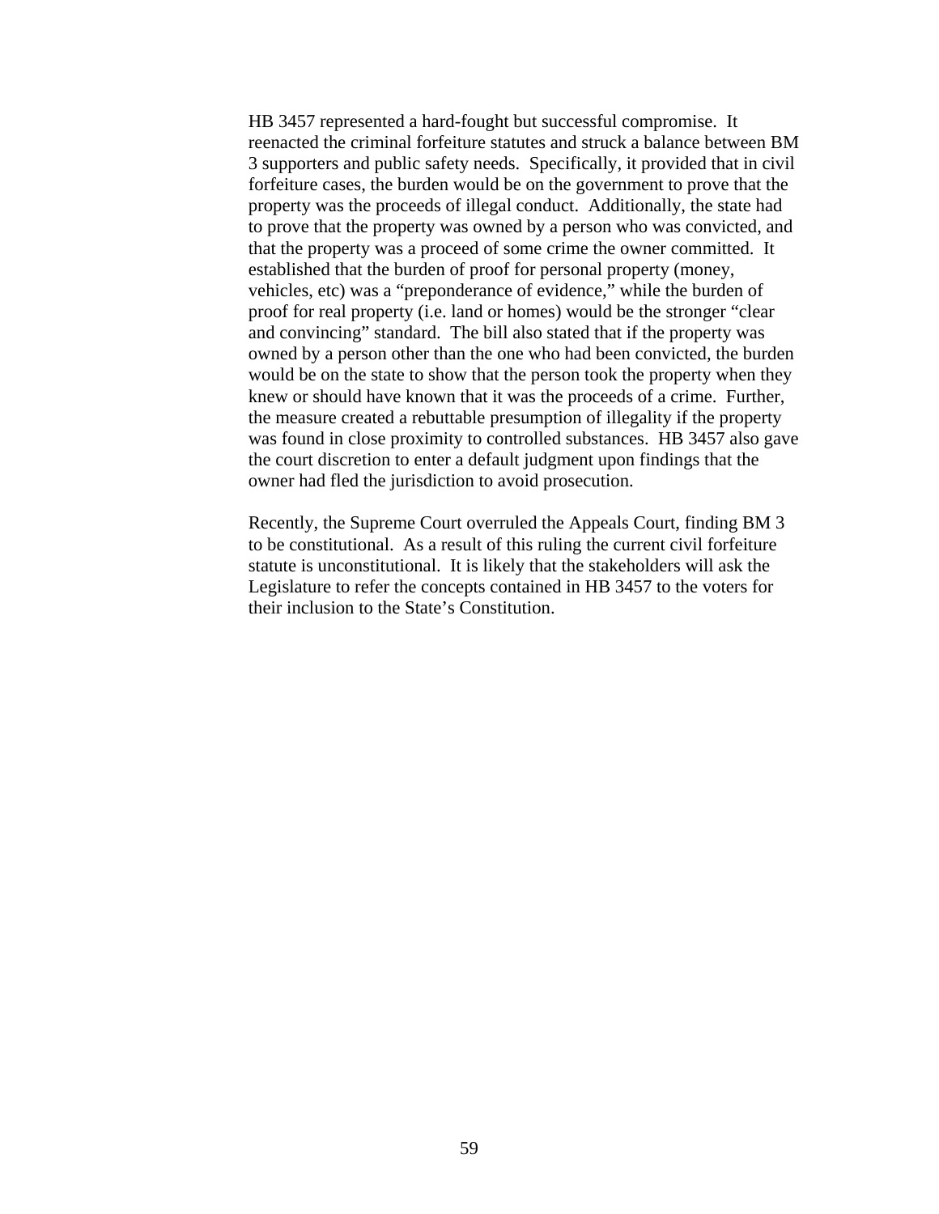HB 3457 represented a hard-fought but successful compromise. It reenacted the criminal forfeiture statutes and struck a balance between BM 3 supporters and public safety needs. Specifically, it provided that in civil forfeiture cases, the burden would be on the government to prove that the property was the proceeds of illegal conduct. Additionally, the state had to prove that the property was owned by a person who was convicted, and that the property was a proceed of some crime the owner committed. It established that the burden of proof for personal property (money, vehicles, etc) was a "preponderance of evidence," while the burden of proof for real property (i.e. land or homes) would be the stronger "clear and convincing" standard. The bill also stated that if the property was owned by a person other than the one who had been convicted, the burden would be on the state to show that the person took the property when they knew or should have known that it was the proceeds of a crime. Further, the measure created a rebuttable presumption of illegality if the property was found in close proximity to controlled substances. HB 3457 also gave the court discretion to enter a default judgment upon findings that the owner had fled the jurisdiction to avoid prosecution.

Recently, the Supreme Court overruled the Appeals Court, finding BM 3 to be constitutional. As a result of this ruling the current civil forfeiture statute is unconstitutional. It is likely that the stakeholders will ask the Legislature to refer the concepts contained in HB 3457 to the voters for their inclusion to the State's Constitution.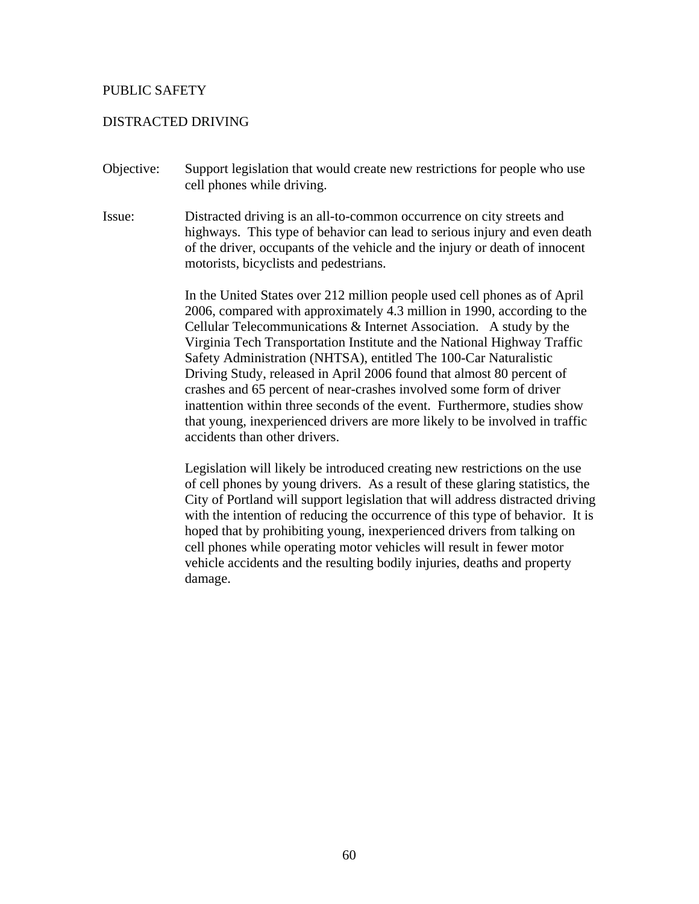## PUBLIC SAFETY

### DISTRACTED DRIVING

Objective: Support legislation that would create new restrictions for people who use cell phones while driving.

Issue: Distracted driving is an all-to-common occurrence on city streets and highways. This type of behavior can lead to serious injury and even death of the driver, occupants of the vehicle and the injury or death of innocent motorists, bicyclists and pedestrians.

In the United States over 212 million people used cell phones as of April 2006, compared with approximately 4.3 million in 1990, according to the Cellular Telecommunications & Internet Association. A study by the Virginia Tech Transportation Institute and the National Highway Traffic Safety Administration (NHTSA), entitled The 100-Car Naturalistic Driving Study, released in April 2006 found that almost 80 percent of crashes and 65 percent of near-crashes involved some form of driver inattention within three seconds of the event. Furthermore, studies show that young, inexperienced drivers are more likely to be involved in traffic accidents than other drivers.

Legislation will likely be introduced creating new restrictions on the use of cell phones by young drivers. As a result of these glaring statistics, the City of Portland will support legislation that will address distracted driving with the intention of reducing the occurrence of this type of behavior. It is hoped that by prohibiting young, inexperienced drivers from talking on cell phones while operating motor vehicles will result in fewer motor vehicle accidents and the resulting bodily injuries, deaths and property damage.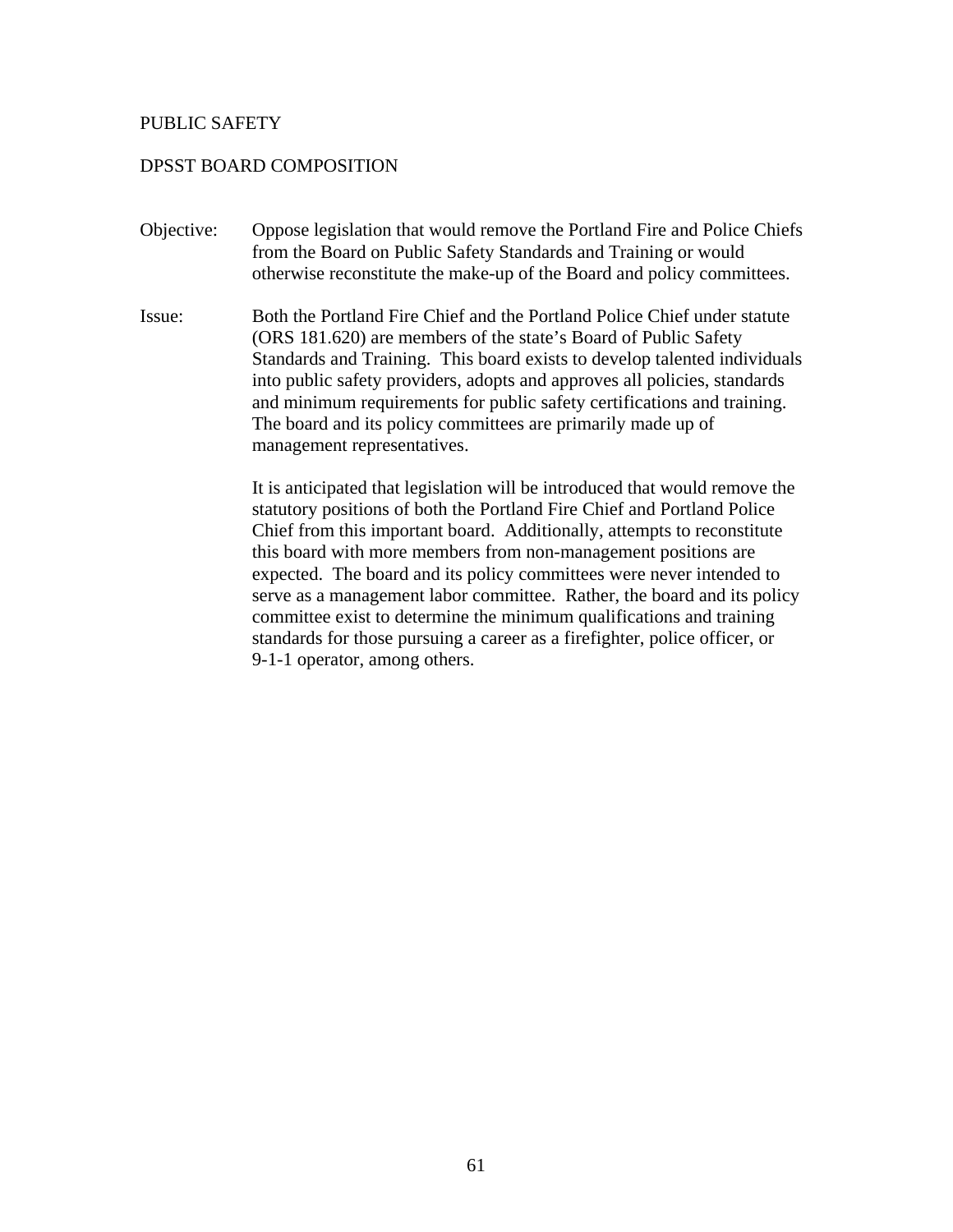# PUBLIC SAFETY

## DPSST BOARD COMPOSITION

**Objective:** Oppose legislation that would remove the Portland Fire and Police Chiefs from the Board on Public Safety Standards and Training or would otherwise reconstitute the make-up of the Board and policy committees.

**Issue:** Both the Portland Fire Chief and the Portland Police Chief under statute (ORS 181.620) are members of the state's Board of Public Safety Standards and Training. This board exists to develop talented individuals into public safety providers, adopts and approves all policies, standards and minimum requirements for public safety certifications and training. The board and its policy committees are primarily made up of management representatives.

It is anticipated that legislation will be introduced that would remove the statutory positions of both the Portland Fire Chief and Portland Police Chief from this important board. Additionally, attempts to reconstitute this board with more members from non-management positions are expected. The board and its policy committees were never intended to serve as a management labor committee. Rather, the board and its policy committee exist to determine the minimum qualifications and training standards for those pursuing a career as a firefighter, police officer, or 9-1-1 operator, among others.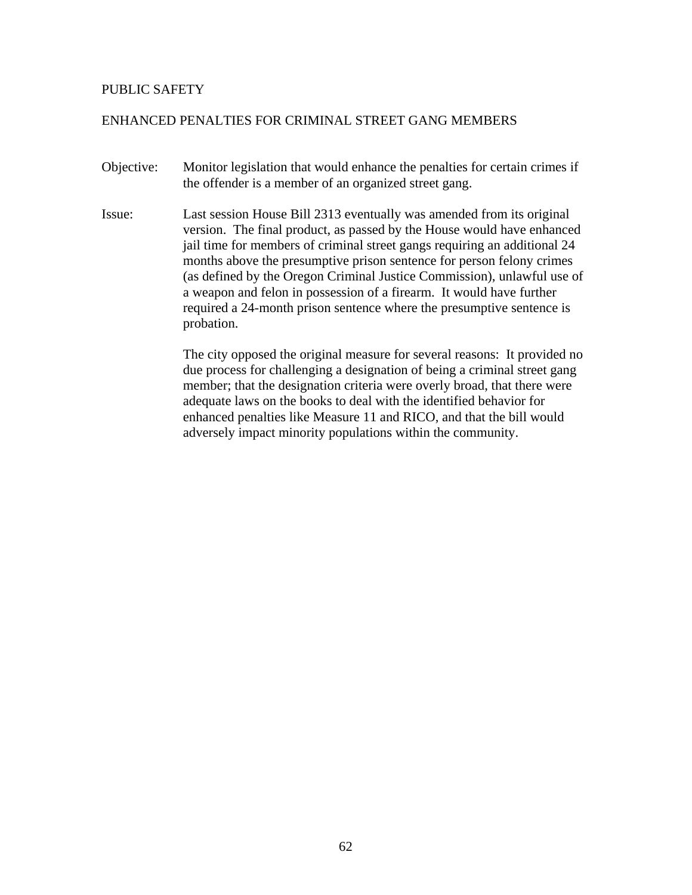## PUBLIC SAFETY

### ENHANCED PENALTIES FOR CRIMINAL STREET GANG MEMBERS

**Objective:** Monitor legislation that would enhance the penalties for certain crimes if the offender is a member of an organized street gang.

**Issue:** Last session House Bill 2313 eventually was amended from its original version. The final product, as passed by the House would have enhanced jail time for members of criminal street gangs requiring an additional 24 months above the presumptive prison sentence for person felony crimes (as defined by the Oregon Criminal Justice Commission), unlawful use of a weapon and felon in possession of a firearm. It would have further required a 24-month prison sentence where the presumptive sentence is probation.

The city opposed the original measure for several reasons: It provided no due process for challenging a designation of being a criminal street gang member; that the designation criteria were overly broad, that there were adequate laws on the books to deal with the identified behavior for enhanced penalties like Measure 11 and RICO, and that the bill would adversely impact minority populations within the community.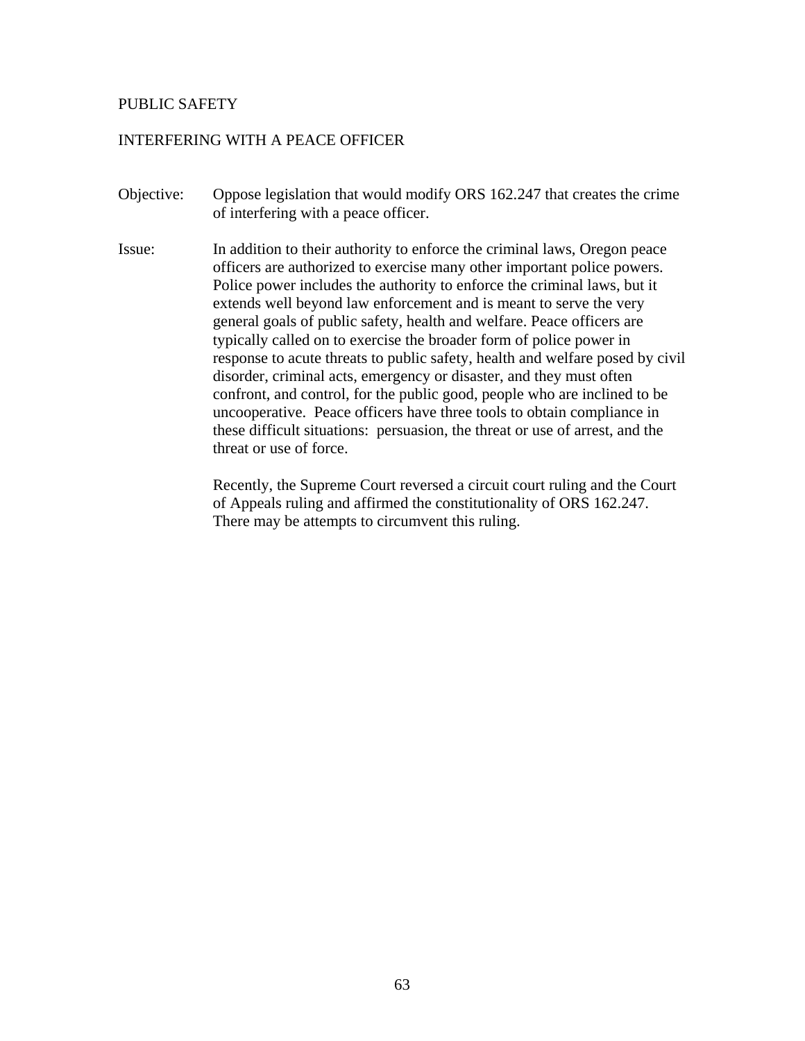## PUBLIC SAFETY

### INTERFERING WITH A PEACE OFFICER

**Objective:** Oppose legislation that would modify ORS 162.247 that creates the crime of interfering with a peace officer.

**Issue:** In addition to their authority to enforce the criminal laws, Oregon peace officers are authorized to exercise many other important police powers. Police power includes the authority to enforce the criminal laws, but it extends well beyond law enforcement and is meant to serve the very general goals of public safety, health and welfare. Peace officers are typically called on to exercise the broader form of police power in response to acute threats to public safety, health and welfare posed by civil disorder, criminal acts, emergency or disaster, and they must often confront, and control, for the public good, people who are inclined to be uncooperative. Peace officers have three tools to obtain compliance in these difficult situations: persuasion, the threat or use of arrest, and the threat or use of force.

Recently, the Supreme Court reversed a circuit court ruling and the Court of Appeals ruling and affirmed the constitutionality of ORS 162.247. There may be attempts to circumvent this ruling.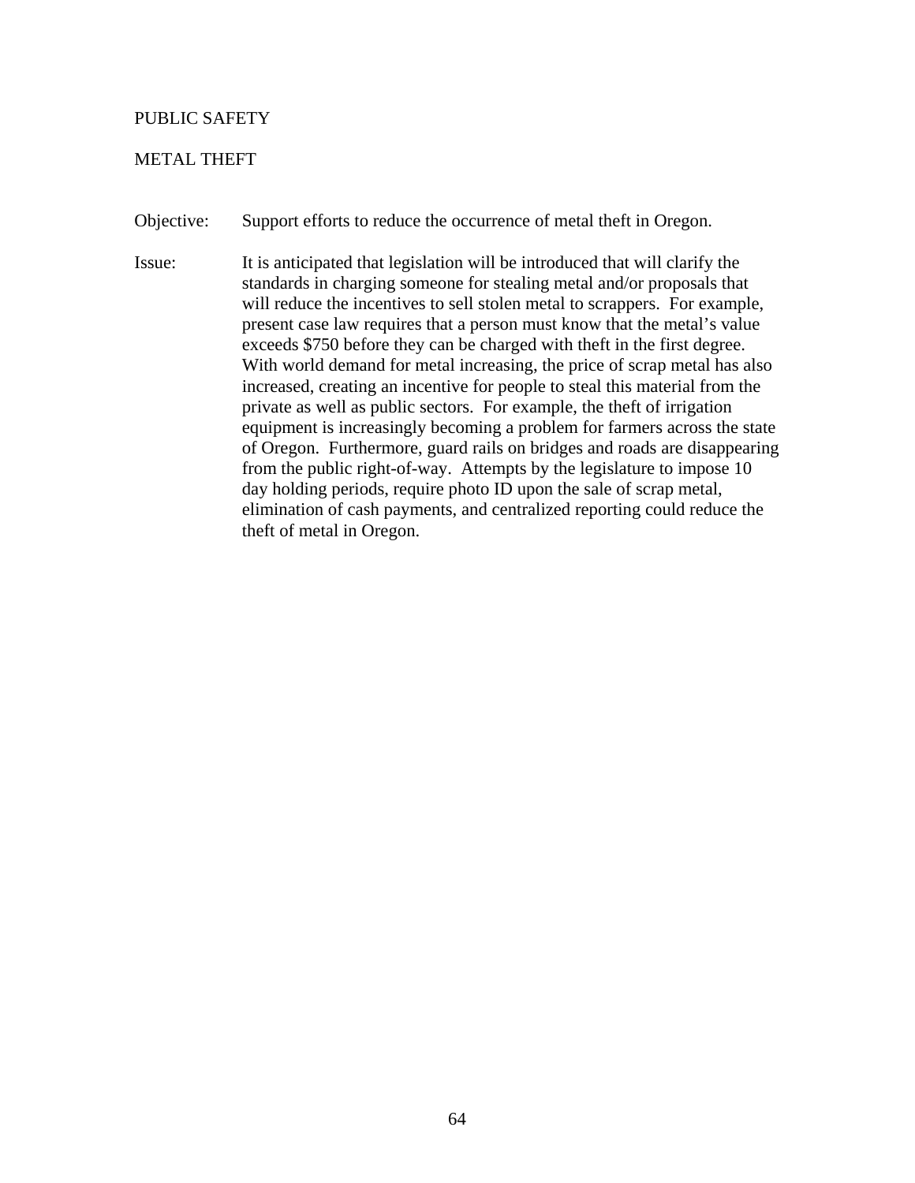## PUBLIC SAFETY

### METAL THEFT

**Objective:** Support efforts to reduce the occurrence of metal theft in Oregon.

**Issue:** It is anticipated that legislation will be introduced that will clarify the standards in charging someone for stealing metal and/or proposals that will reduce the incentives to sell stolen metal to scrappers. For example, present case law requires that a person must know that the metal's value exceeds $750 before they can be charged with theft in the first degree. With world demand for metal increasing, the price of scrap metal has also increased, creating an incentive for people to steal this material from the private as well as public sectors. For example, the theft of irrigation equipment is increasingly becoming a problem for farmers across the state of Oregon. Furthermore, guard rails on bridges and roads are disappearing from the public right-of-way. Attempts by the legislature to impose 10 day holding periods, require photo ID upon the sale of scrap metal, elimination of cash payments, and centralized reporting could reduce the theft of metal in Oregon.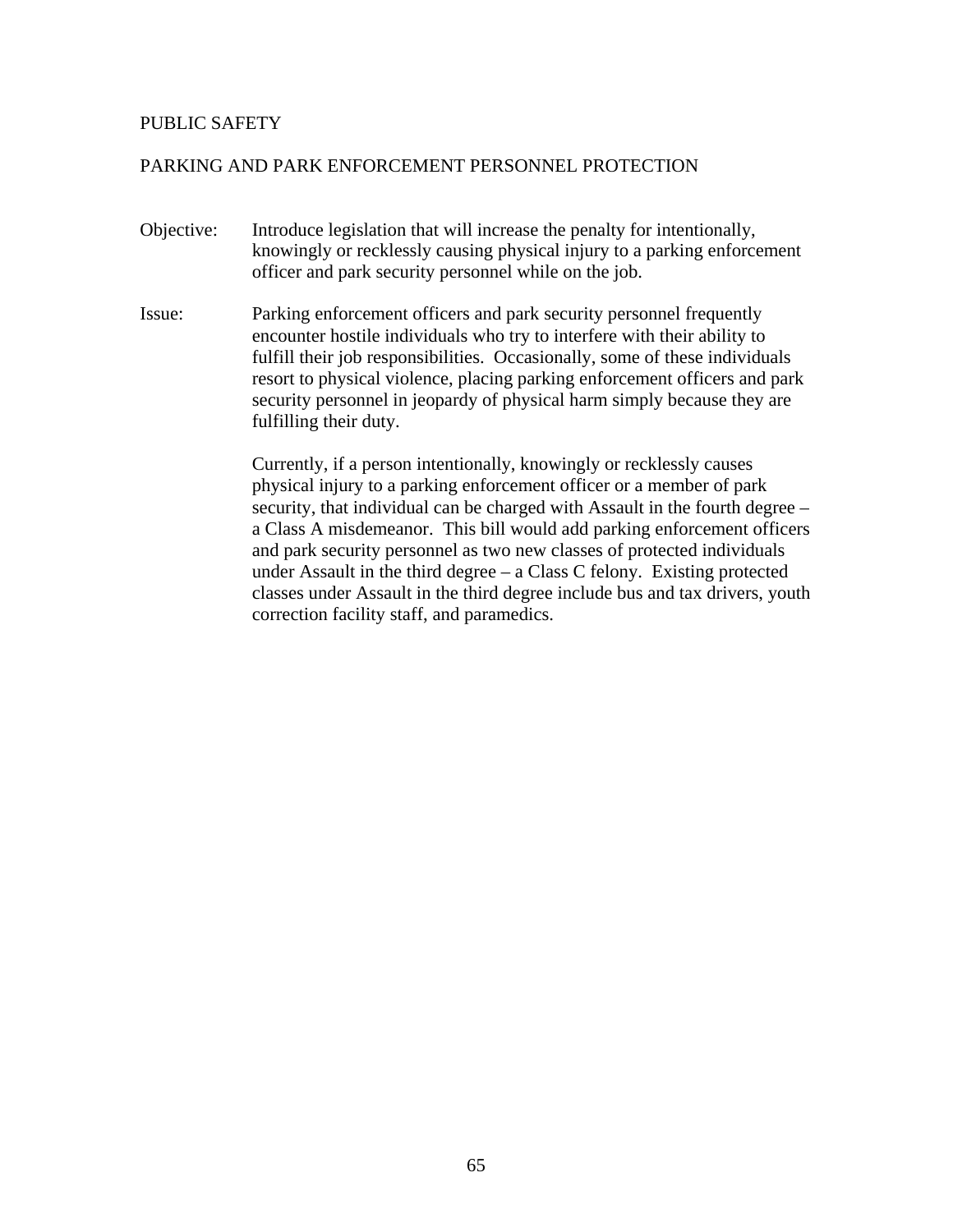## PUBLIC SAFETY

### PARKING AND PARK ENFORCEMENT PERSONNEL PROTECTION

**Objective:** Introduce legislation that will increase the penalty for intentionally, knowingly or recklessly causing physical injury to a parking enforcement officer and park security personnel while on the job.

**Issue:** Parking enforcement officers and park security personnel frequently encounter hostile individuals who try to interfere with their ability to fulfill their job responsibilities. Occasionally, some of these individuals resort to physical violence, placing parking enforcement officers and park security personnel in jeopardy of physical harm simply because they are fulfilling their duty.

Currently, if a person intentionally, knowingly or recklessly causes physical injury to a parking enforcement officer or a member of park security, that individual can be charged with Assault in the fourth degree – a Class A misdemeanor. This bill would add parking enforcement officers and park security personnel as two new classes of protected individuals under Assault in the third degree – a Class C felony. Existing protected classes under Assault in the third degree include bus and tax drivers, youth correction facility staff, and paramedics.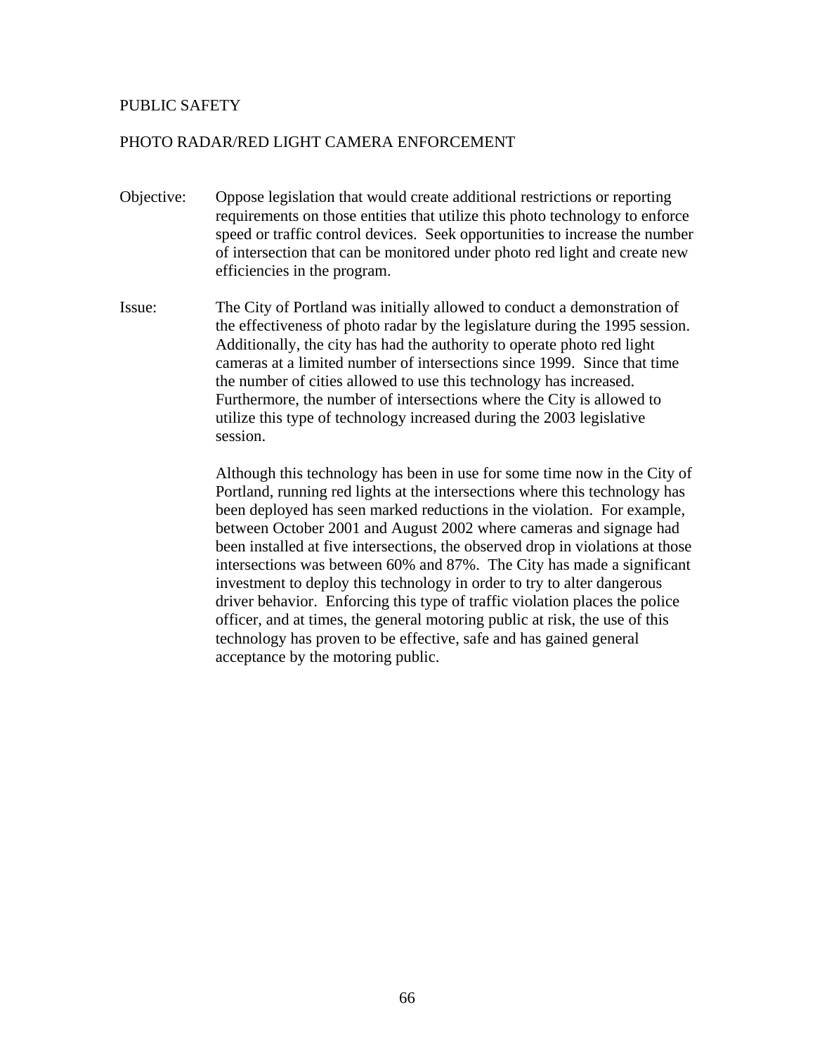## PUBLIC SAFETY

### PHOTO RADAR/RED LIGHT CAMERA ENFORCEMENT

**Objective:** Oppose legislation that would create additional restrictions or reporting requirements on those entities that utilize this photo technology to enforce speed or traffic control devices. Seek opportunities to increase the number of intersection that can be monitored under photo red light and create new efficiencies in the program.

**Issue:** The City of Portland was initially allowed to conduct a demonstration of the effectiveness of photo radar by the legislature during the 1995 session. Additionally, the city has had the authority to operate photo red light cameras at a limited number of intersections since 1999. Since that time the number of cities allowed to use this technology has increased. Furthermore, the number of intersections where the City is allowed to utilize this type of technology increased during the 2003 legislative session.

Although this technology has been in use for some time now in the City of Portland, running red lights at the intersections where this technology has been deployed has seen marked reductions in the violation. For example, between October 2001 and August 2002 where cameras and signage had been installed at five intersections, the observed drop in violations at those intersections was between 60% and 87%. The City has made a significant investment to deploy this technology in order to try to alter dangerous driver behavior. Enforcing this type of traffic violation places the police officer, and at times, the general motoring public at risk, the use of this technology has proven to be effective, safe and has gained general acceptance by the motoring public.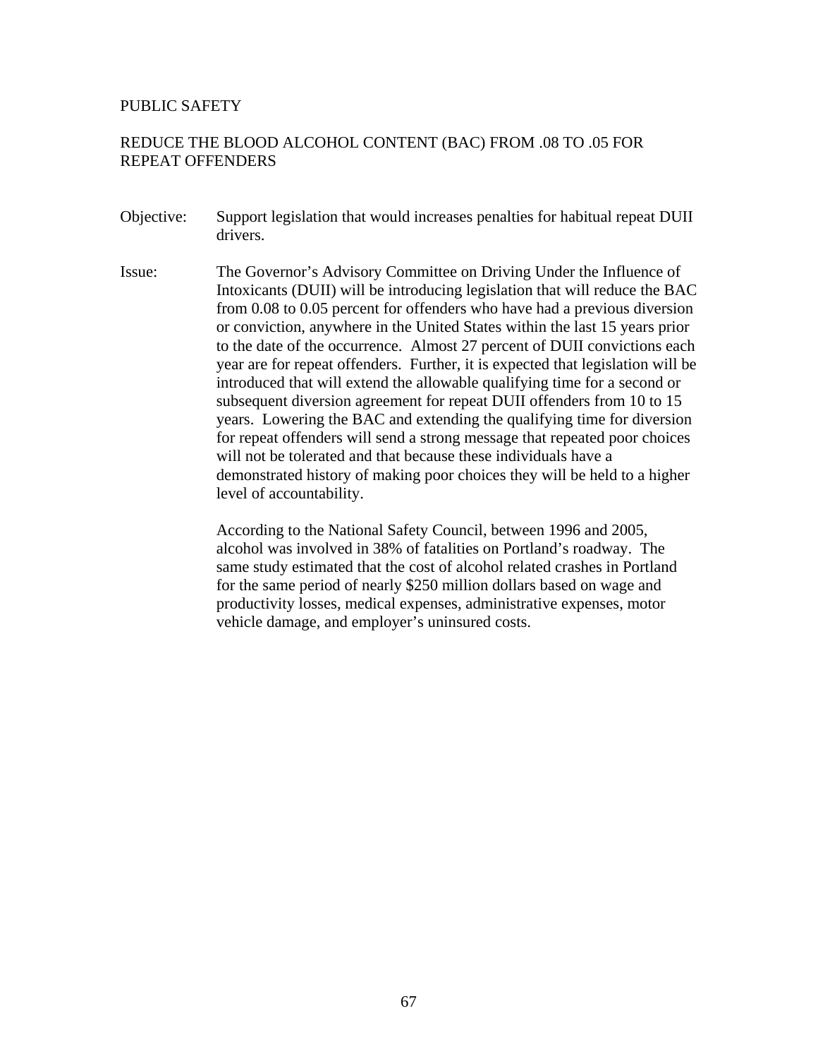PUBLIC SAFETY

REDUCE THE BLOOD ALCOHOL CONTENT (BAC) FROM .08 TO .05 FOR REPEAT OFFENDERS

Objective: Support legislation that would increases penalties for habitual repeat DUII drivers.

Issue: The Governor's Advisory Committee on Driving Under the Influence of Intoxicants (DUII) will be introducing legislation that will reduce the BAC from 0.08 to 0.05 percent for offenders who have had a previous diversion or conviction, anywhere in the United States within the last 15 years prior to the date of the occurrence. Almost 27 percent of DUII convictions each year are for repeat offenders. Further, it is expected that legislation will be introduced that will extend the allowable qualifying time for a second or subsequent diversion agreement for repeat DUII offenders from 10 to 15 years. Lowering the BAC and extending the qualifying time for diversion for repeat offenders will send a strong message that repeated poor choices will not be tolerated and that because these individuals have a demonstrated history of making poor choices they will be held to a higher level of accountability.

According to the National Safety Council, between 1996 and 2005, alcohol was involved in 38% of fatalities on Portland's roadway. The same study estimated that the cost of alcohol related crashes in Portland for the same period of nearly $250 million dollars based on wage and productivity losses, medical expenses, administrative expenses, motor vehicle damage, and employer's uninsured costs.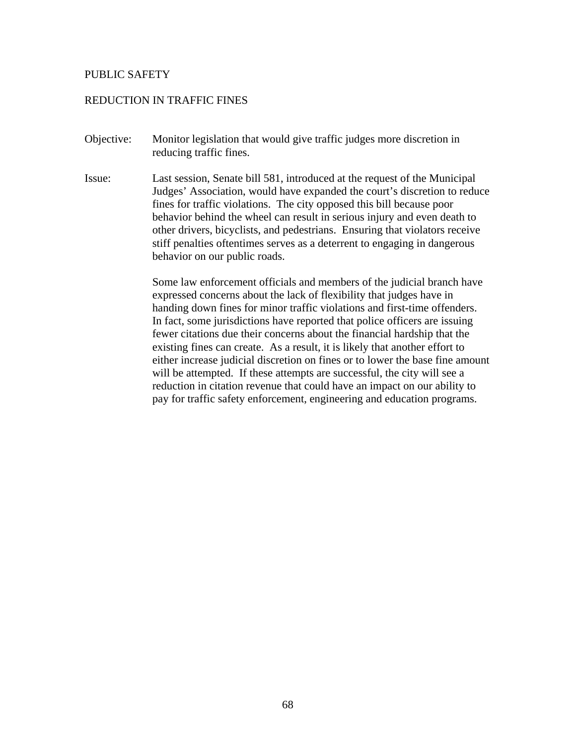## PUBLIC SAFETY

### REDUCTION IN TRAFFIC FINES

Objective: Monitor legislation that would give traffic judges more discretion in reducing traffic fines.

Issue: Last session, Senate bill 581, introduced at the request of the Municipal Judges' Association, would have expanded the court's discretion to reduce fines for traffic violations. The city opposed this bill because poor behavior behind the wheel can result in serious injury and even death to other drivers, bicyclists, and pedestrians. Ensuring that violators receive stiff penalties oftentimes serves as a deterrent to engaging in dangerous behavior on our public roads.

Some law enforcement officials and members of the judicial branch have expressed concerns about the lack of flexibility that judges have in handing down fines for minor traffic violations and first-time offenders. In fact, some jurisdictions have reported that police officers are issuing fewer citations due their concerns about the financial hardship that the existing fines can create. As a result, it is likely that another effort to either increase judicial discretion on fines or to lower the base fine amount will be attempted. If these attempts are successful, the city will see a reduction in citation revenue that could have an impact on our ability to pay for traffic safety enforcement, engineering and education programs.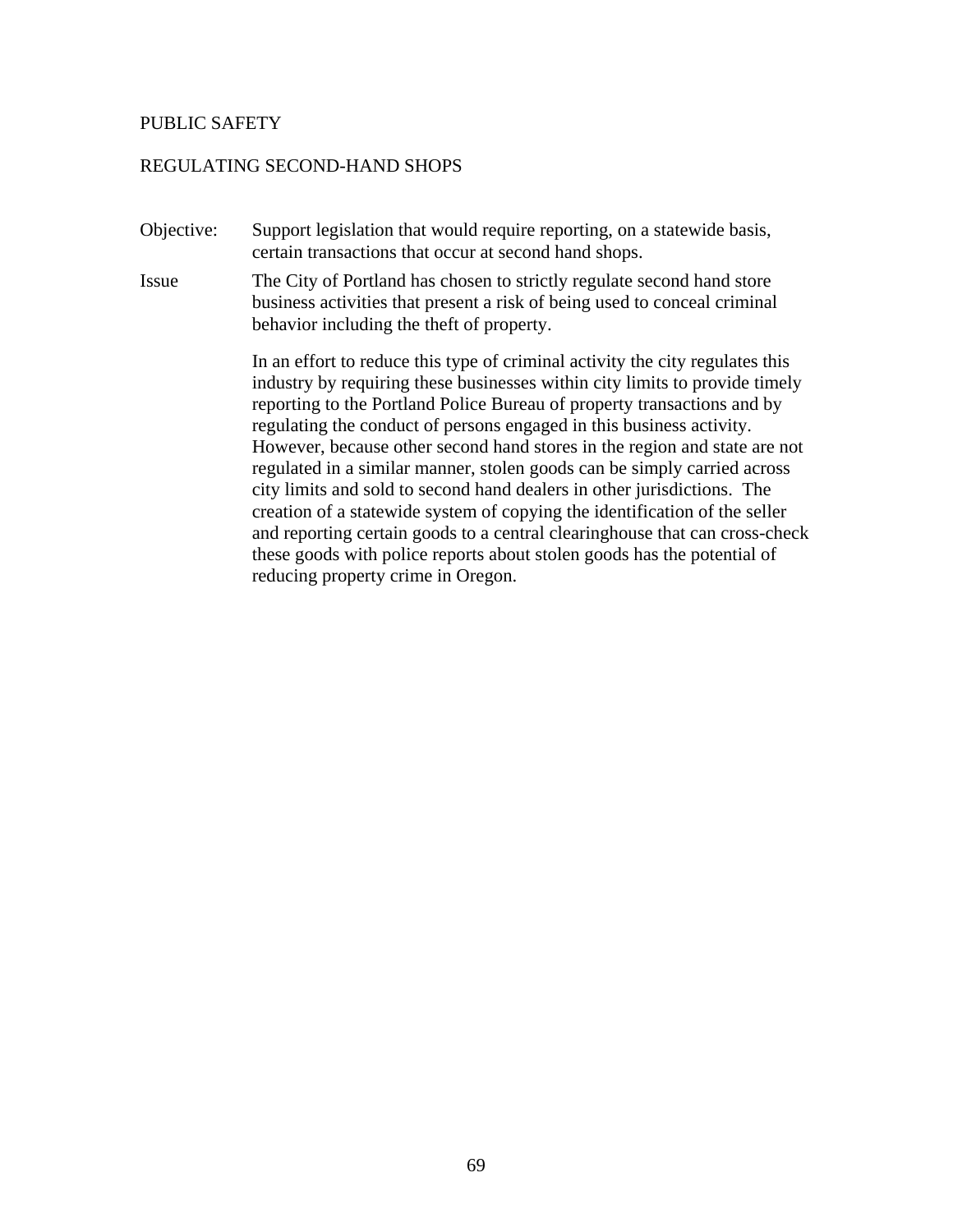## PUBLIC SAFETY

### REGULATING SECOND-HAND SHOPS

**Objective:** Support legislation that would require reporting, on a statewide basis, certain transactions that occur at second hand shops.

**Issue** The City of Portland has chosen to strictly regulate second hand store business activities that present a risk of being used to conceal criminal behavior including the theft of property.

In an effort to reduce this type of criminal activity the city regulates this industry by requiring these businesses within city limits to provide timely reporting to the Portland Police Bureau of property transactions and by regulating the conduct of persons engaged in this business activity. However, because other second hand stores in the region and state are not regulated in a similar manner, stolen goods can be simply carried across city limits and sold to second hand dealers in other jurisdictions. The creation of a statewide system of copying the identification of the seller and reporting certain goods to a central clearinghouse that can cross-check these goods with police reports about stolen goods has the potential of reducing property crime in Oregon.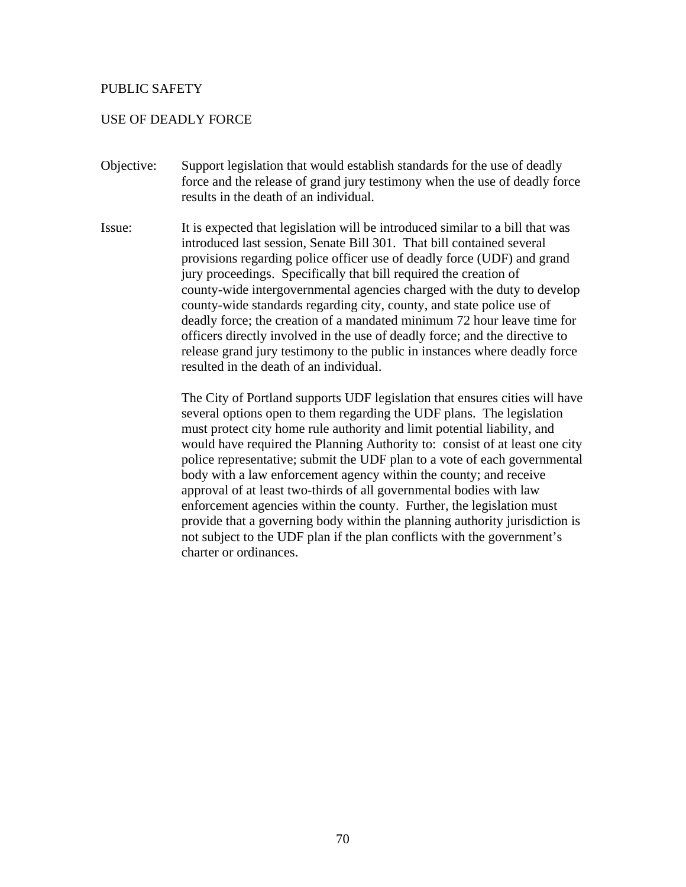## PUBLIC SAFETY

### USE OF DEADLY FORCE

**Objective:** Support legislation that would establish standards for the use of deadly force and the release of grand jury testimony when the use of deadly force results in the death of an individual.

**Issue:** It is expected that legislation will be introduced similar to a bill that was introduced last session, Senate Bill 301. That bill contained several provisions regarding police officer use of deadly force (UDF) and grand jury proceedings. Specifically that bill required the creation of county-wide intergovernmental agencies charged with the duty to develop county-wide standards regarding city, county, and state police use of deadly force; the creation of a mandated minimum 72 hour leave time for officers directly involved in the use of deadly force; and the directive to release grand jury testimony to the public in instances where deadly force resulted in the death of an individual.

The City of Portland supports UDF legislation that ensures cities will have several options open to them regarding the UDF plans. The legislation must protect city home rule authority and limit potential liability, and would have required the Planning Authority to: consist of at least one city police representative; submit the UDF plan to a vote of each governmental body with a law enforcement agency within the county; and receive approval of at least two-thirds of all governmental bodies with law enforcement agencies within the county. Further, the legislation must provide that a governing body within the planning authority jurisdiction is not subject to the UDF plan if the plan conflicts with the government's charter or ordinances.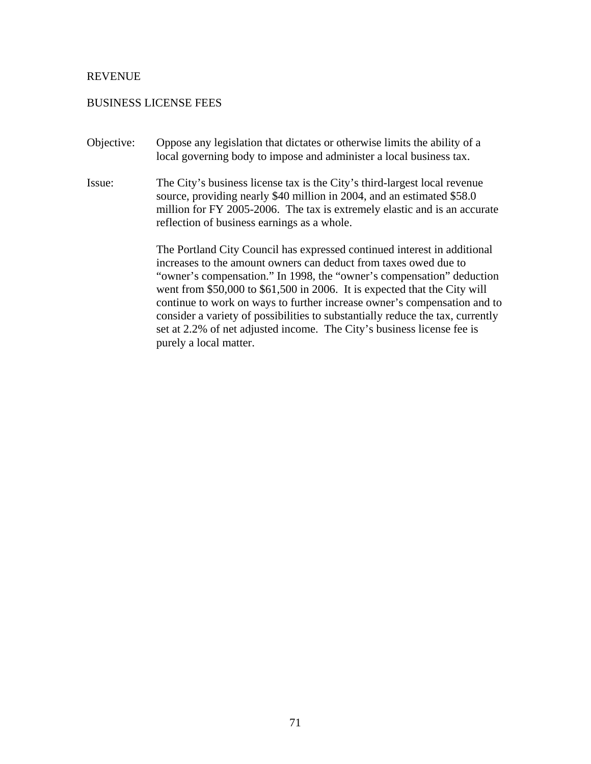## REVENUE

### BUSINESS LICENSE FEES

**Objective:** Oppose any legislation that dictates or otherwise limits the ability of a local governing body to impose and administer a local business tax.

**Issue:** The City's business license tax is the City's third-largest local revenue source, providing nearly $40 million in 2004, and an estimated $58.0 million for FY 2005-2006. The tax is extremely elastic and is an accurate reflection of business earnings as a whole.

The Portland City Council has expressed continued interest in additional increases to the amount owners can deduct from taxes owed due to "owner's compensation." In 1998, the "owner's compensation" deduction went from $50,000 to $61,500 in 2006. It is expected that the City will continue to work on ways to further increase owner's compensation and to consider a variety of possibilities to substantially reduce the tax, currently set at 2.2% of net adjusted income. The City's business license fee is purely a local matter.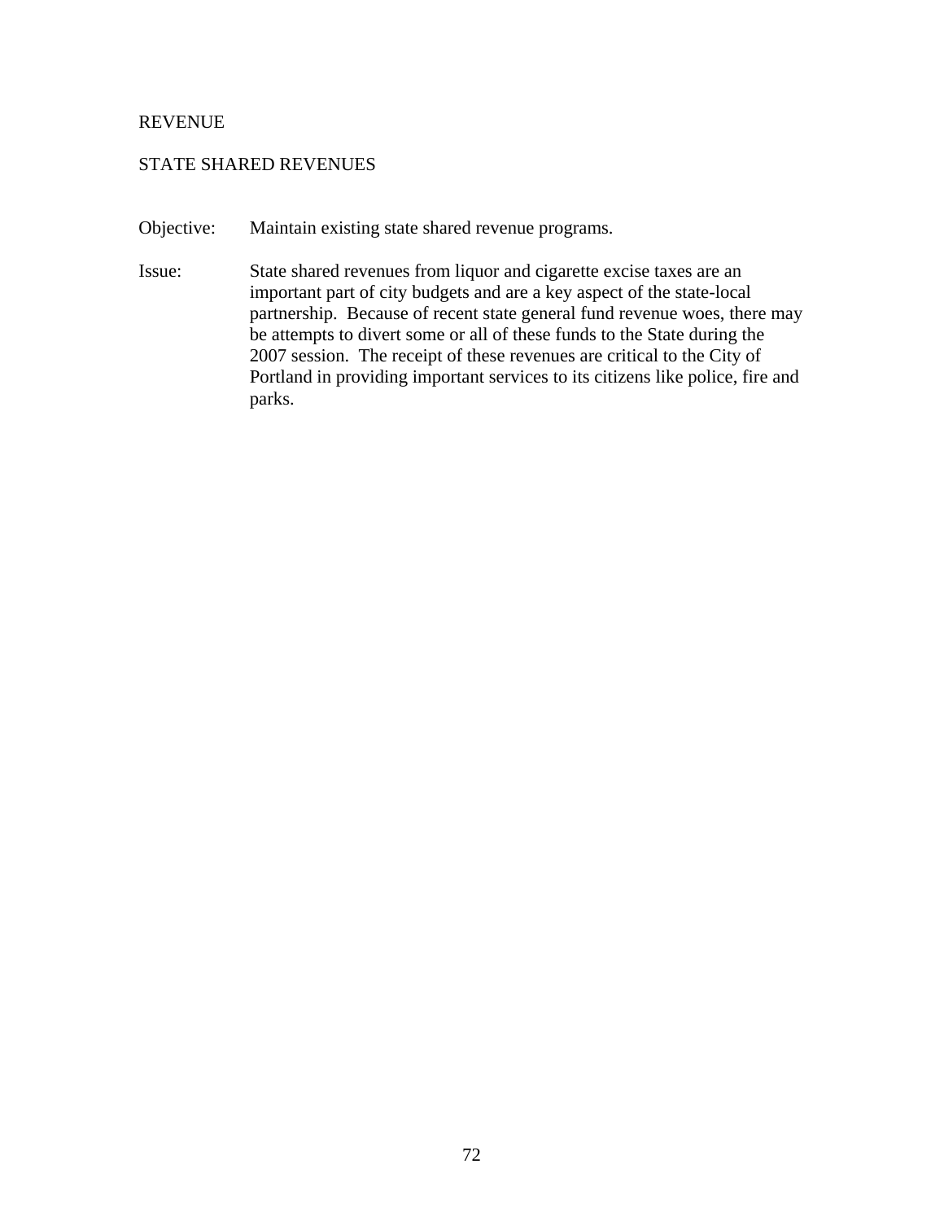# REVENUE

## STATE SHARED REVENUES

Objective: Maintain existing state shared revenue programs.

Issue: State shared revenues from liquor and cigarette excise taxes are an important part of city budgets and are a key aspect of the state-local partnership. Because of recent state general fund revenue woes, there may be attempts to divert some or all of these funds to the State during the 2007 session. The receipt of these revenues are critical to the City of Portland in providing important services to its citizens like police, fire and parks.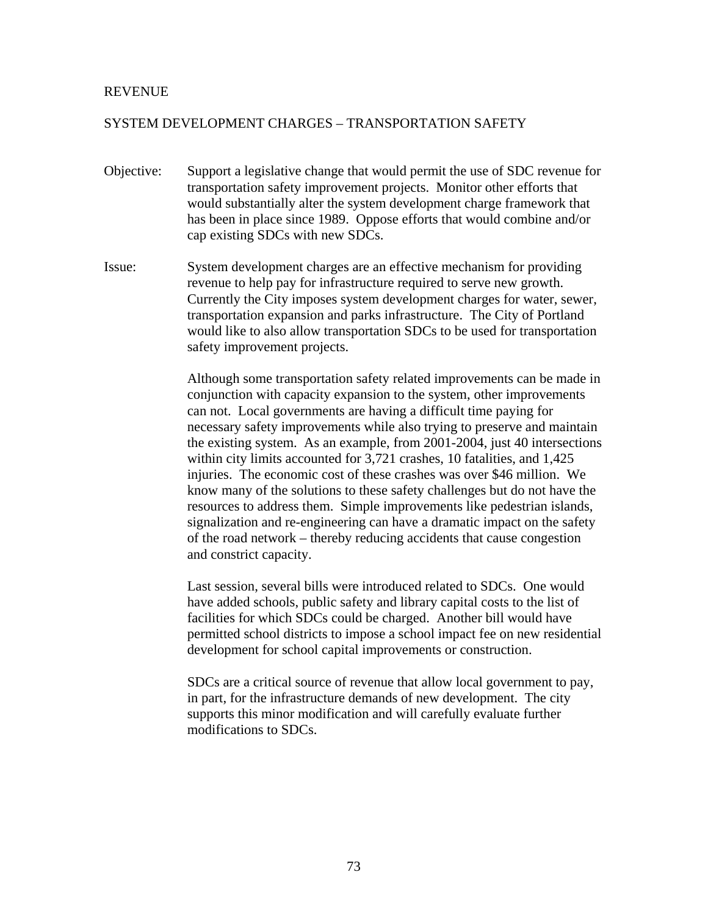## REVENUE

### SYSTEM DEVELOPMENT CHARGES – TRANSPORTATION SAFETY

**Objective:** Support a legislative change that would permit the use of SDC revenue for transportation safety improvement projects. Monitor other efforts that would substantially alter the system development charge framework that has been in place since 1989. Oppose efforts that would combine and/or cap existing SDCs with new SDCs.

**Issue:** System development charges are an effective mechanism for providing revenue to help pay for infrastructure required to serve new growth. Currently the City imposes system development charges for water, sewer, transportation expansion and parks infrastructure. The City of Portland would like to also allow transportation SDCs to be used for transportation safety improvement projects.

Although some transportation safety related improvements can be made in conjunction with capacity expansion to the system, other improvements can not. Local governments are having a difficult time paying for necessary safety improvements while also trying to preserve and maintain the existing system. As an example, from 2001-2004, just 40 intersections within city limits accounted for 3,721 crashes, 10 fatalities, and 1,425 injuries. The economic cost of these crashes was over $46 million. We know many of the solutions to these safety challenges but do not have the resources to address them. Simple improvements like pedestrian islands, signalization and re-engineering can have a dramatic impact on the safety of the road network – thereby reducing accidents that cause congestion and constrict capacity.

Last session, several bills were introduced related to SDCs. One would have added schools, public safety and library capital costs to the list of facilities for which SDCs could be charged. Another bill would have permitted school districts to impose a school impact fee on new residential development for school capital improvements or construction.

SDCs are a critical source of revenue that allow local government to pay, in part, for the infrastructure demands of new development. The city supports this minor modification and will carefully evaluate further modifications to SDCs.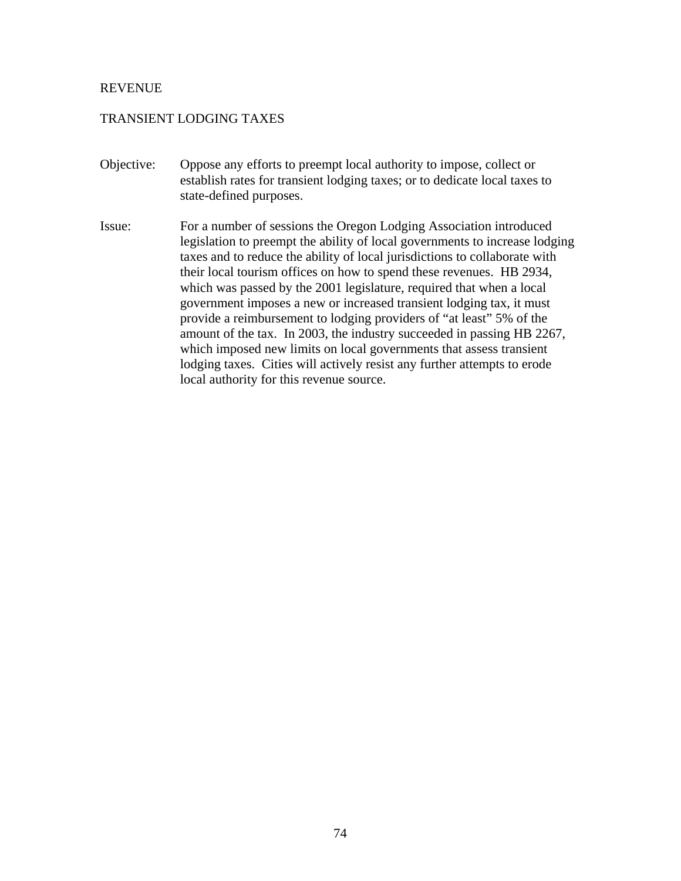# REVENUE

## TRANSIENT LODGING TAXES

**Objective:** Oppose any efforts to preempt local authority to impose, collect or establish rates for transient lodging taxes; or to dedicate local taxes to state-defined purposes.

**Issue:** For a number of sessions the Oregon Lodging Association introduced legislation to preempt the ability of local governments to increase lodging taxes and to reduce the ability of local jurisdictions to collaborate with their local tourism offices on how to spend these revenues. HB 2934, which was passed by the 2001 legislature, required that when a local government imposes a new or increased transient lodging tax, it must provide a reimbursement to lodging providers of "at least" 5% of the amount of the tax. In 2003, the industry succeeded in passing HB 2267, which imposed new limits on local governments that assess transient lodging taxes. Cities will actively resist any further attempts to erode local authority for this revenue source.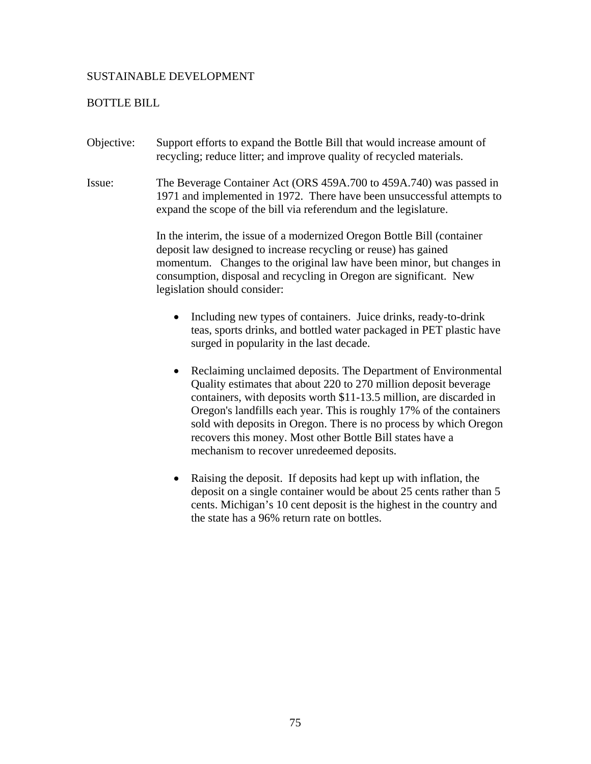# SUSTAINABLE DEVELOPMENT

## BOTTLE BILL

Objective: Support efforts to expand the Bottle Bill that would increase amount of recycling; reduce litter; and improve quality of recycled materials.

Issue: The Beverage Container Act (ORS 459A.700 to 459A.740) was passed in 1971 and implemented in 1972. There have been unsuccessful attempts to expand the scope of the bill via referendum and the legislature.

In the interim, the issue of a modernized Oregon Bottle Bill (container deposit law designed to increase recycling or reuse) has gained momentum. Changes to the original law have been minor, but changes in consumption, disposal and recycling in Oregon are significant. New legislation should consider:

- Including new types of containers. Juice drinks, ready-to-drink teas, sports drinks, and bottled water packaged in PET plastic have surged in popularity in the last decade.

- Reclaiming unclaimed deposits. The Department of Environmental Quality estimates that about 220 to 270 million deposit beverage containers, with deposits worth $11-13.5 million, are discarded in Oregon's landfills each year. This is roughly 17% of the containers sold with deposits in Oregon. There is no process by which Oregon recovers this money. Most other Bottle Bill states have a mechanism to recover unredeemed deposits.

- Raising the deposit. If deposits had kept up with inflation, the deposit on a single container would be about 25 cents rather than 5 cents. Michigan's 10 cent deposit is the highest in the country and the state has a 96% return rate on bottles.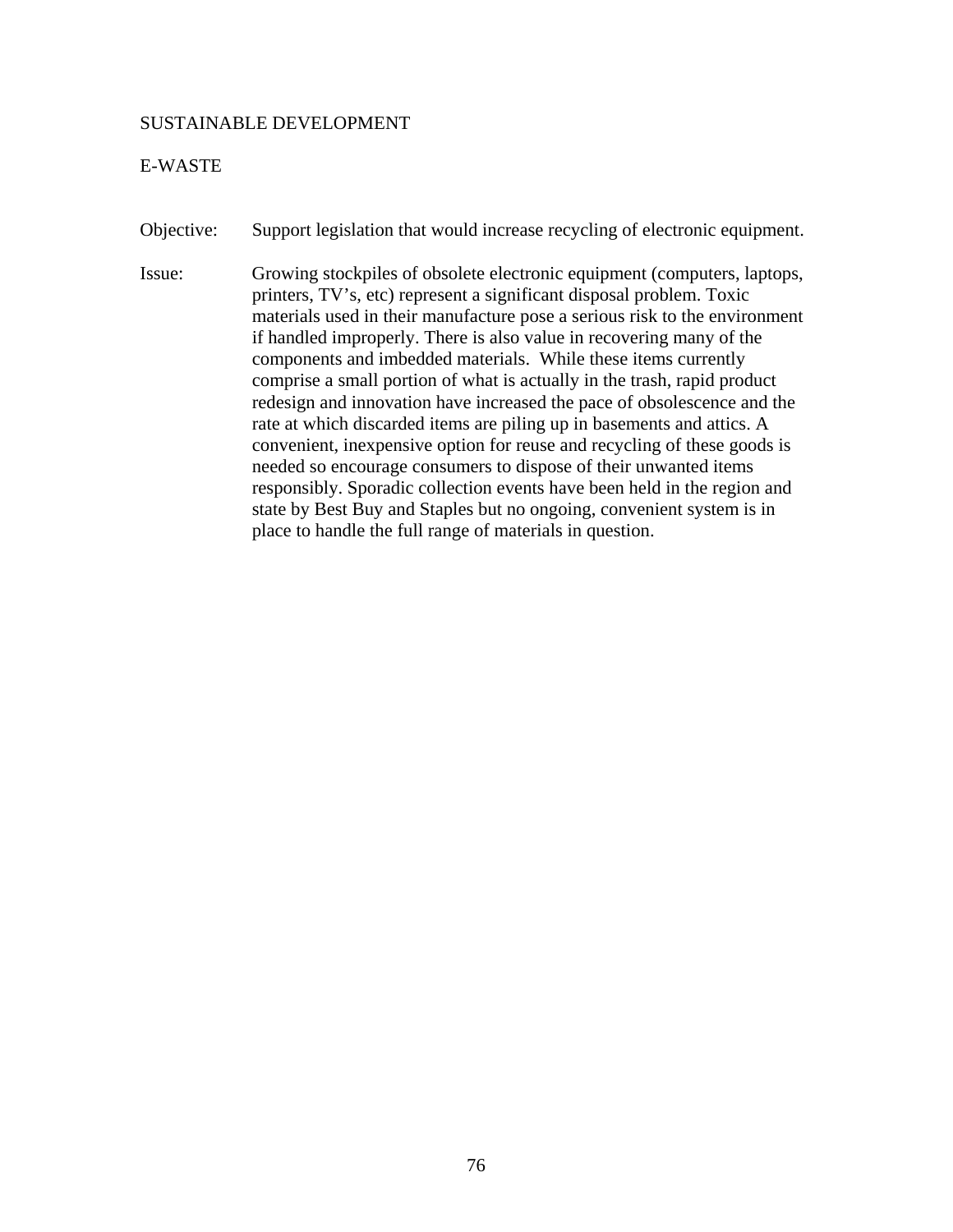## SUSTAINABLE DEVELOPMENT

### E-WASTE

**Objective:** Support legislation that would increase recycling of electronic equipment.

**Issue:** Growing stockpiles of obsolete electronic equipment (computers, laptops, printers, TV's, etc) represent a significant disposal problem. Toxic materials used in their manufacture pose a serious risk to the environment if handled improperly. There is also value in recovering many of the components and imbedded materials. While these items currently comprise a small portion of what is actually in the trash, rapid product redesign and innovation have increased the pace of obsolescence and the rate at which discarded items are piling up in basements and attics. A convenient, inexpensive option for reuse and recycling of these goods is needed so encourage consumers to dispose of their unwanted items responsibly. Sporadic collection events have been held in the region and state by Best Buy and Staples but no ongoing, convenient system is in place to handle the full range of materials in question.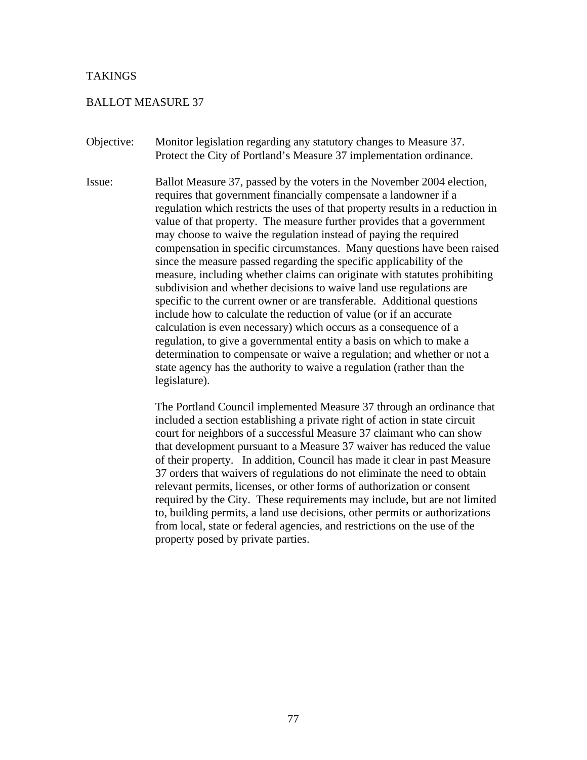## TAKINGS

### BALLOT MEASURE 37

**Objective:** Monitor legislation regarding any statutory changes to Measure 37. Protect the City of Portland's Measure 37 implementation ordinance.

**Issue:** Ballot Measure 37, passed by the voters in the November 2004 election, requires that government financially compensate a landowner if a regulation which restricts the uses of that property results in a reduction in value of that property. The measure further provides that a government may choose to waive the regulation instead of paying the required compensation in specific circumstances. Many questions have been raised since the measure passed regarding the specific applicability of the measure, including whether claims can originate with statutes prohibiting subdivision and whether decisions to waive land use regulations are specific to the current owner or are transferable. Additional questions include how to calculate the reduction of value (or if an accurate calculation is even necessary) which occurs as a consequence of a regulation, to give a governmental entity a basis on which to make a determination to compensate or waive a regulation; and whether or not a state agency has the authority to waive a regulation (rather than the legislature).

The Portland Council implemented Measure 37 through an ordinance that included a section establishing a private right of action in state circuit court for neighbors of a successful Measure 37 claimant who can show that development pursuant to a Measure 37 waiver has reduced the value of their property. In addition, Council has made it clear in past Measure 37 orders that waivers of regulations do not eliminate the need to obtain relevant permits, licenses, or other forms of authorization or consent required by the City. These requirements may include, but are not limited to, building permits, a land use decisions, other permits or authorizations from local, state or federal agencies, and restrictions on the use of the property posed by private parties.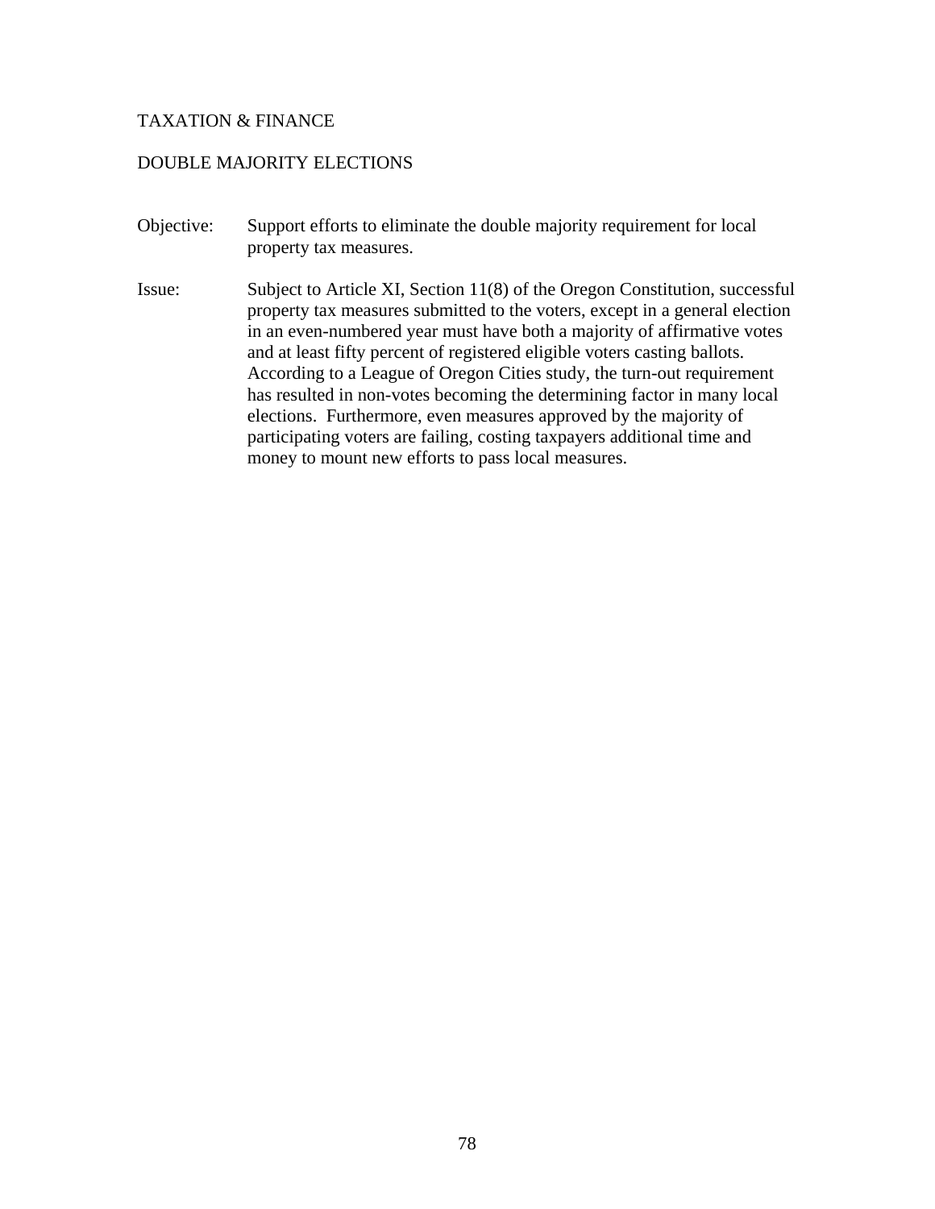## TAXATION & FINANCE

### DOUBLE MAJORITY ELECTIONS

**Objective:** Support efforts to eliminate the double majority requirement for local property tax measures.

**Issue:** Subject to Article XI, Section 11(8) of the Oregon Constitution, successful property tax measures submitted to the voters, except in a general election in an even-numbered year must have both a majority of affirmative votes and at least fifty percent of registered eligible voters casting ballots. According to a League of Oregon Cities study, the turn-out requirement has resulted in non-votes becoming the determining factor in many local elections. Furthermore, even measures approved by the majority of participating voters are failing, costing taxpayers additional time and money to mount new efforts to pass local measures.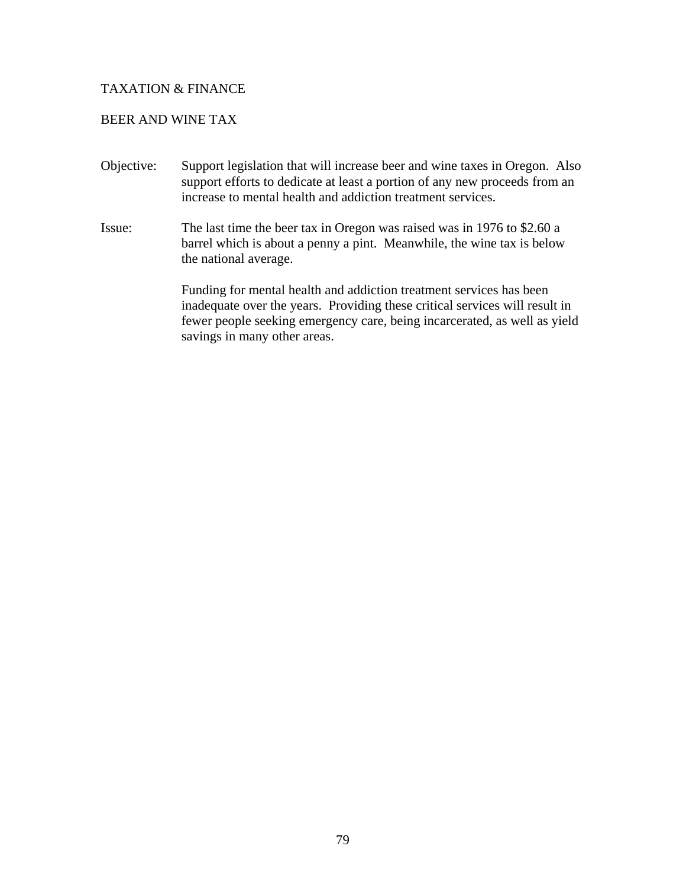## TAXATION & FINANCE

### BEER AND WINE TAX

**Objective:** Support legislation that will increase beer and wine taxes in Oregon. Also support efforts to dedicate at least a portion of any new proceeds from an increase to mental health and addiction treatment services.

**Issue:** The last time the beer tax in Oregon was raised was in 1976 to $2.60 a barrel which is about a penny a pint. Meanwhile, the wine tax is below the national average.

Funding for mental health and addiction treatment services has been inadequate over the years. Providing these critical services will result in fewer people seeking emergency care, being incarcerated, as well as yield savings in many other areas.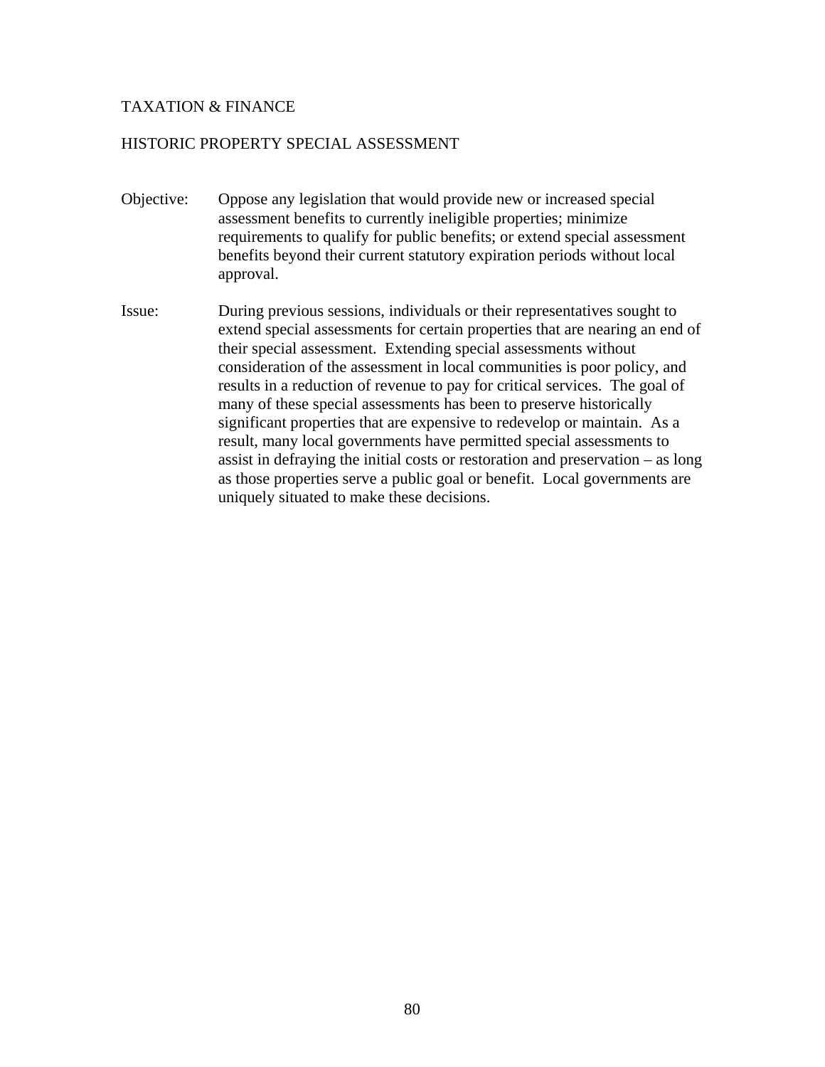## TAXATION & FINANCE

### HISTORIC PROPERTY SPECIAL ASSESSMENT

**Objective:** Oppose any legislation that would provide new or increased special assessment benefits to currently ineligible properties; minimize requirements to qualify for public benefits; or extend special assessment benefits beyond their current statutory expiration periods without local approval.

**Issue:** During previous sessions, individuals or their representatives sought to extend special assessments for certain properties that are nearing an end of their special assessment. Extending special assessments without consideration of the assessment in local communities is poor policy, and results in a reduction of revenue to pay for critical services. The goal of many of these special assessments has been to preserve historically significant properties that are expensive to redevelop or maintain. As a result, many local governments have permitted special assessments to assist in defraying the initial costs or restoration and preservation – as long as those properties serve a public goal or benefit. Local governments are uniquely situated to make these decisions.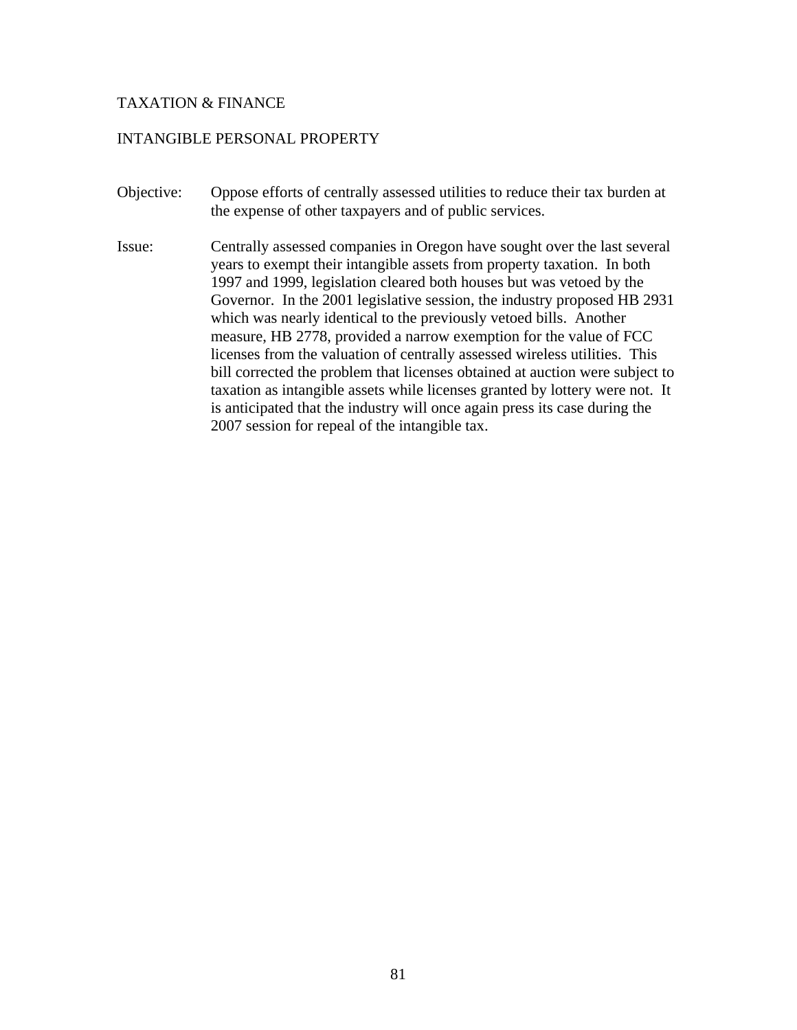## TAXATION & FINANCE

### INTANGIBLE PERSONAL PROPERTY

**Objective:** Oppose efforts of centrally assessed utilities to reduce their tax burden at the expense of other taxpayers and of public services.

**Issue:** Centrally assessed companies in Oregon have sought over the last several years to exempt their intangible assets from property taxation. In both 1997 and 1999, legislation cleared both houses but was vetoed by the Governor. In the 2001 legislative session, the industry proposed HB 2931 which was nearly identical to the previously vetoed bills. Another measure, HB 2778, provided a narrow exemption for the value of FCC licenses from the valuation of centrally assessed wireless utilities. This bill corrected the problem that licenses obtained at auction were subject to taxation as intangible assets while licenses granted by lottery were not. It is anticipated that the industry will once again press its case during the 2007 session for repeal of the intangible tax.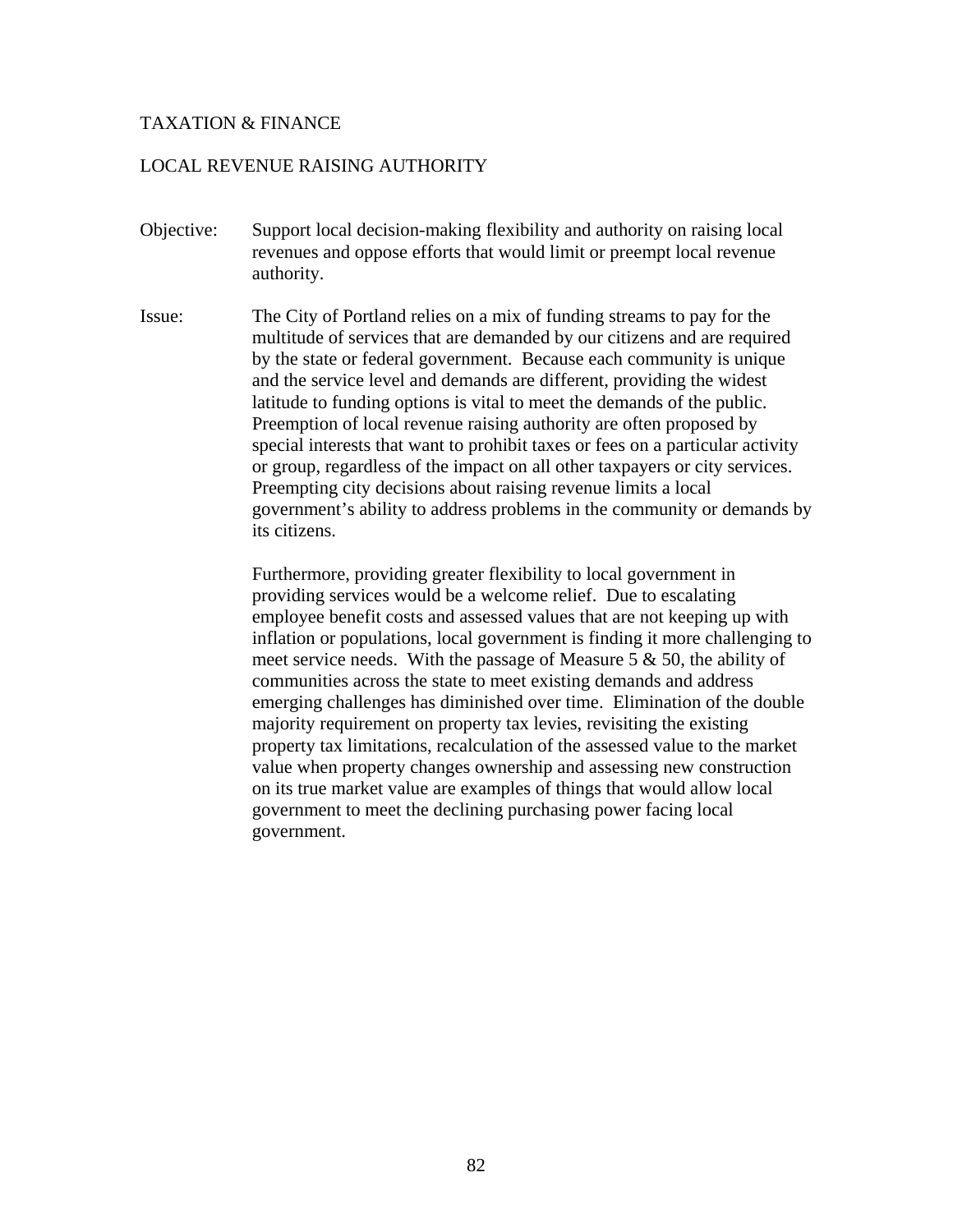## TAXATION & FINANCE

### LOCAL REVENUE RAISING AUTHORITY

**Objective:** Support local decision-making flexibility and authority on raising local revenues and oppose efforts that would limit or preempt local revenue authority.

**Issue:** The City of Portland relies on a mix of funding streams to pay for the multitude of services that are demanded by our citizens and are required by the state or federal government. Because each community is unique and the service level and demands are different, providing the widest latitude to funding options is vital to meet the demands of the public. Preemption of local revenue raising authority are often proposed by special interests that want to prohibit taxes or fees on a particular activity or group, regardless of the impact on all other taxpayers or city services. Preempting city decisions about raising revenue limits a local government's ability to address problems in the community or demands by its citizens.

Furthermore, providing greater flexibility to local government in providing services would be a welcome relief. Due to escalating employee benefit costs and assessed values that are not keeping up with inflation or populations, local government is finding it more challenging to meet service needs. With the passage of Measure 5 & 50, the ability of communities across the state to meet existing demands and address emerging challenges has diminished over time. Elimination of the double majority requirement on property tax levies, revisiting the existing property tax limitations, recalculation of the assessed value to the market value when property changes ownership and assessing new construction on its true market value are examples of things that would allow local government to meet the declining purchasing power facing local government.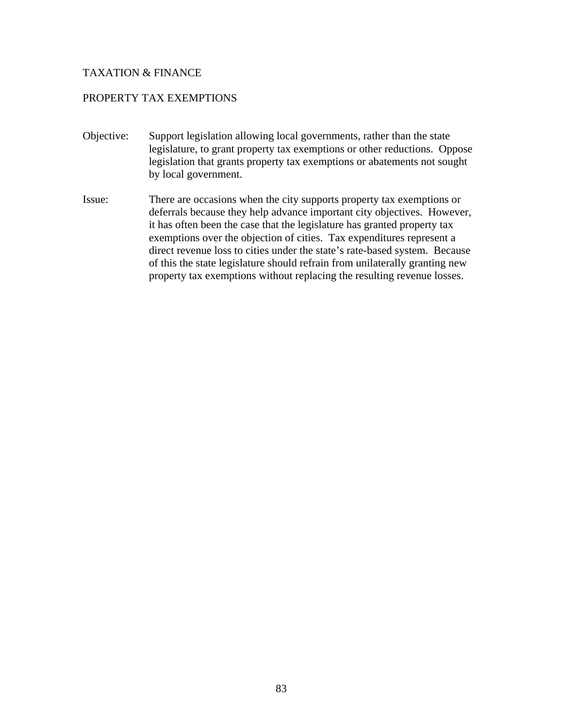## TAXATION & FINANCE

### PROPERTY TAX EXEMPTIONS

**Objective:** Support legislation allowing local governments, rather than the state legislature, to grant property tax exemptions or other reductions. Oppose legislation that grants property tax exemptions or abatements not sought by local government.

**Issue:** There are occasions when the city supports property tax exemptions or deferrals because they help advance important city objectives. However, it has often been the case that the legislature has granted property tax exemptions over the objection of cities. Tax expenditures represent a direct revenue loss to cities under the state's rate-based system. Because of this the state legislature should refrain from unilaterally granting new property tax exemptions without replacing the resulting revenue losses.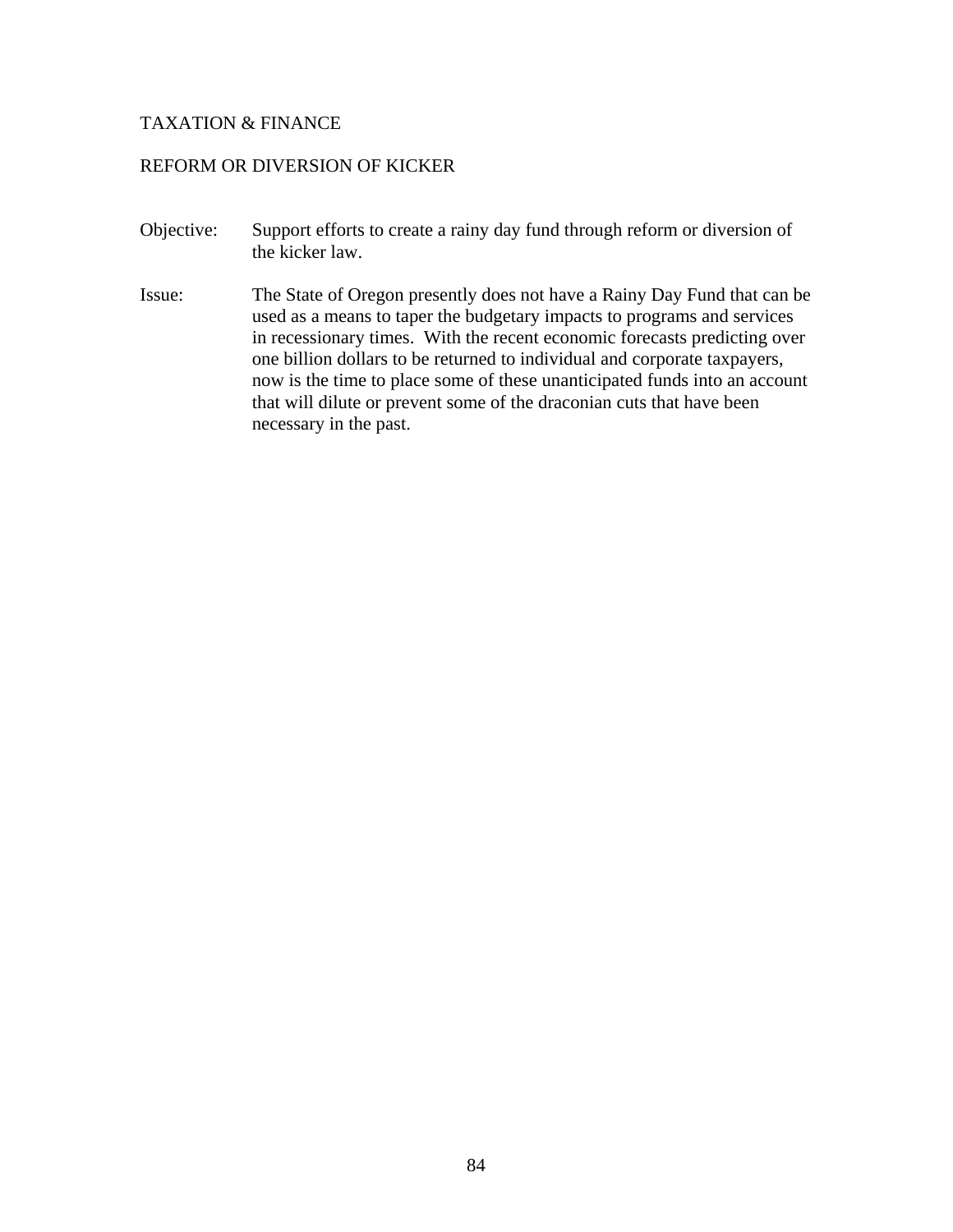## TAXATION & FINANCE

### REFORM OR DIVERSION OF KICKER

**Objective:** Support efforts to create a rainy day fund through reform or diversion of the kicker law.

**Issue:** The State of Oregon presently does not have a Rainy Day Fund that can be used as a means to taper the budgetary impacts to programs and services in recessionary times. With the recent economic forecasts predicting over one billion dollars to be returned to individual and corporate taxpayers, now is the time to place some of these unanticipated funds into an account that will dilute or prevent some of the draconian cuts that have been necessary in the past.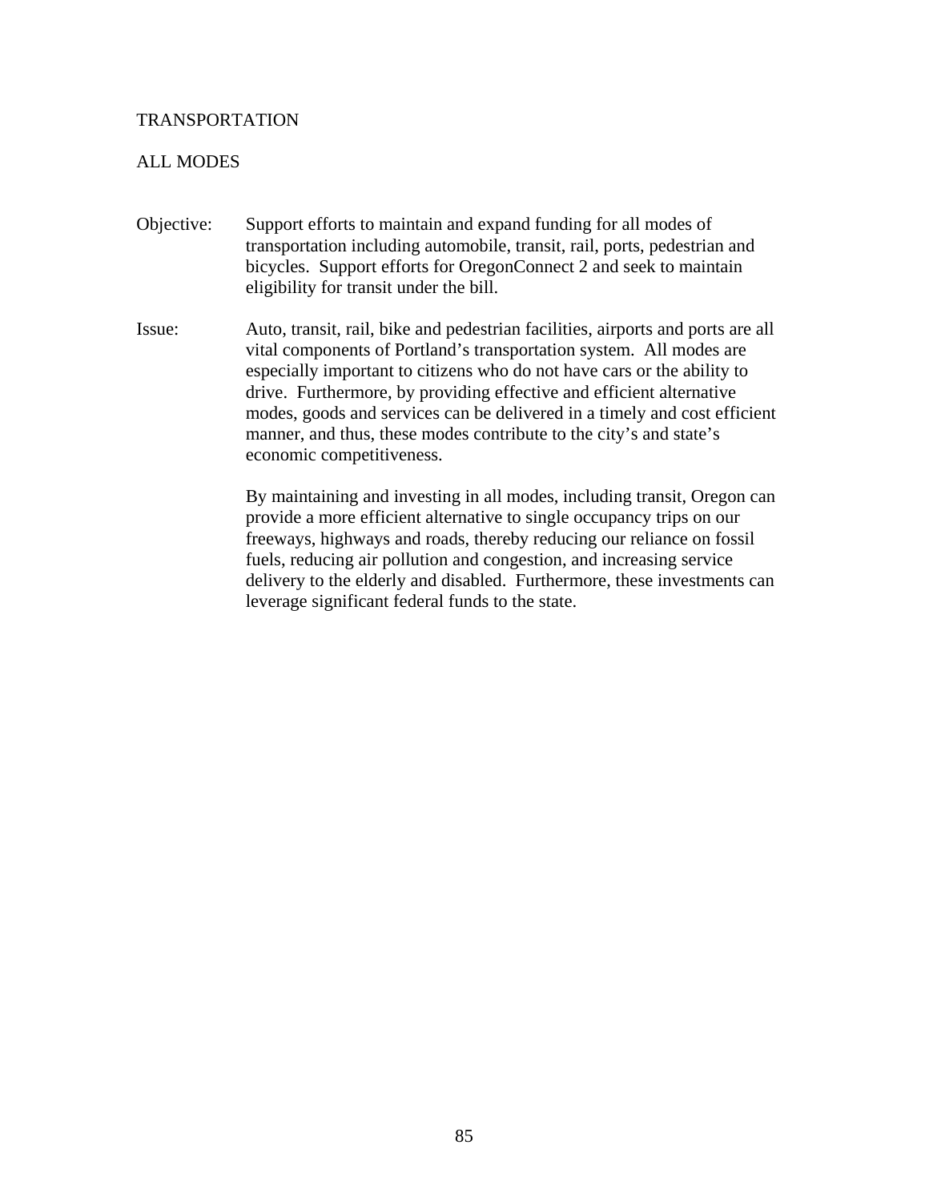# TRANSPORTATION

## ALL MODES

**Objective:** Support efforts to maintain and expand funding for all modes of transportation including automobile, transit, rail, ports, pedestrian and bicycles. Support efforts for OregonConnect 2 and seek to maintain eligibility for transit under the bill.

**Issue:** Auto, transit, rail, bike and pedestrian facilities, airports and ports are all vital components of Portland's transportation system. All modes are especially important to citizens who do not have cars or the ability to drive. Furthermore, by providing effective and efficient alternative modes, goods and services can be delivered in a timely and cost efficient manner, and thus, these modes contribute to the city's and state's economic competitiveness.

By maintaining and investing in all modes, including transit, Oregon can provide a more efficient alternative to single occupancy trips on our freeways, highways and roads, thereby reducing our reliance on fossil fuels, reducing air pollution and congestion, and increasing service delivery to the elderly and disabled. Furthermore, these investments can leverage significant federal funds to the state.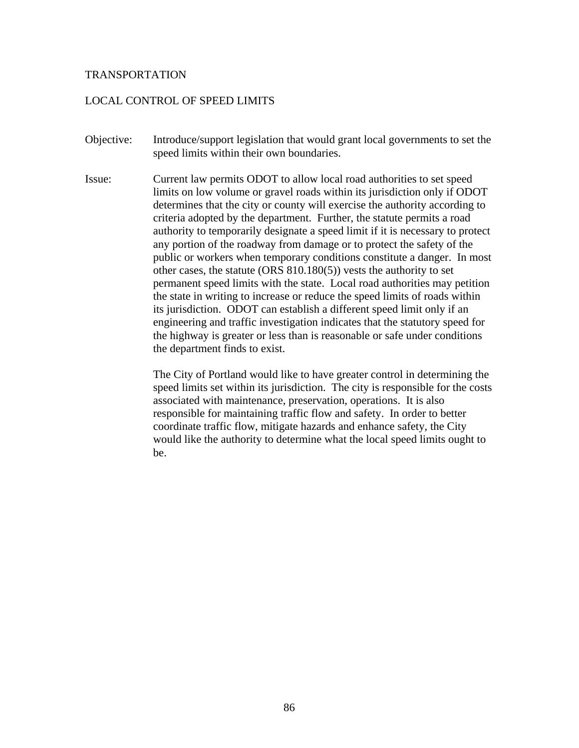# TRANSPORTATION

## LOCAL CONTROL OF SPEED LIMITS

**Objective:** Introduce/support legislation that would grant local governments to set the speed limits within their own boundaries.

**Issue:** Current law permits ODOT to allow local road authorities to set speed limits on low volume or gravel roads within its jurisdiction only if ODOT determines that the city or county will exercise the authority according to criteria adopted by the department. Further, the statute permits a road authority to temporarily designate a speed limit if it is necessary to protect any portion of the roadway from damage or to protect the safety of the public or workers when temporary conditions constitute a danger. In most other cases, the statute (ORS 810.180(5)) vests the authority to set permanent speed limits with the state. Local road authorities may petition the state in writing to increase or reduce the speed limits of roads within its jurisdiction. ODOT can establish a different speed limit only if an engineering and traffic investigation indicates that the statutory speed for the highway is greater or less than is reasonable or safe under conditions the department finds to exist.

The City of Portland would like to have greater control in determining the speed limits set within its jurisdiction. The city is responsible for the costs associated with maintenance, preservation, operations. It is also responsible for maintaining traffic flow and safety. In order to better coordinate traffic flow, mitigate hazards and enhance safety, the City would like the authority to determine what the local speed limits ought to be.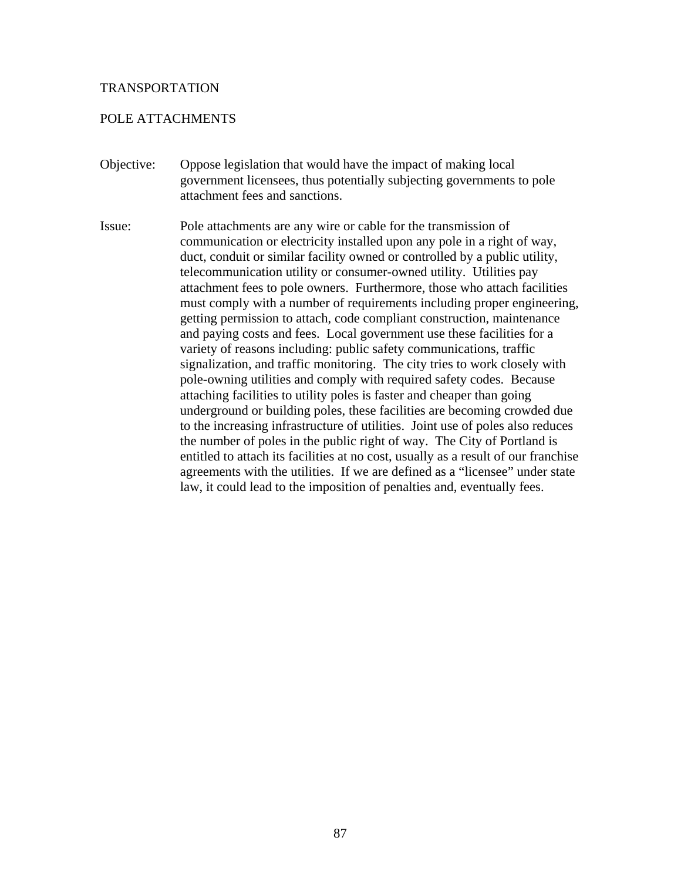## TRANSPORTATION

### POLE ATTACHMENTS

**Objective:** Oppose legislation that would have the impact of making local government licensees, thus potentially subjecting governments to pole attachment fees and sanctions.

**Issue:** Pole attachments are any wire or cable for the transmission of communication or electricity installed upon any pole in a right of way, duct, conduit or similar facility owned or controlled by a public utility, telecommunication utility or consumer-owned utility. Utilities pay attachment fees to pole owners. Furthermore, those who attach facilities must comply with a number of requirements including proper engineering, getting permission to attach, code compliant construction, maintenance and paying costs and fees. Local government use these facilities for a variety of reasons including: public safety communications, traffic signalization, and traffic monitoring. The city tries to work closely with pole-owning utilities and comply with required safety codes. Because attaching facilities to utility poles is faster and cheaper than going underground or building poles, these facilities are becoming crowded due to the increasing infrastructure of utilities. Joint use of poles also reduces the number of poles in the public right of way. The City of Portland is entitled to attach its facilities at no cost, usually as a result of our franchise agreements with the utilities. If we are defined as a "licensee" under state law, it could lead to the imposition of penalties and, eventually fees.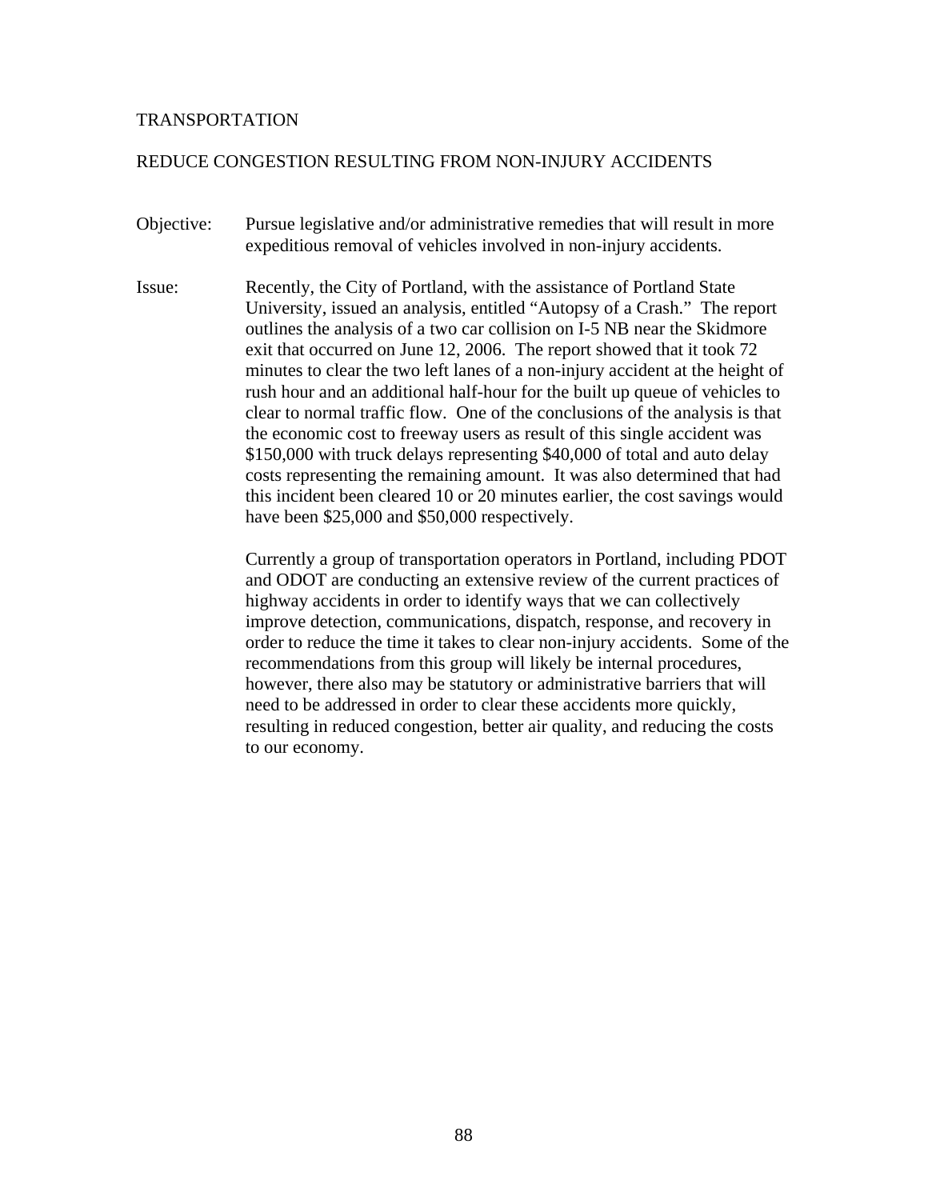# TRANSPORTATION

## REDUCE CONGESTION RESULTING FROM NON-INJURY ACCIDENTS

Objective: Pursue legislative and/or administrative remedies that will result in more expeditious removal of vehicles involved in non-injury accidents.

Issue: Recently, the City of Portland, with the assistance of Portland State University, issued an analysis, entitled "Autopsy of a Crash." The report outlines the analysis of a two car collision on I-5 NB near the Skidmore exit that occurred on June 12, 2006. The report showed that it took 72 minutes to clear the two left lanes of a non-injury accident at the height of rush hour and an additional half-hour for the built up queue of vehicles to clear to normal traffic flow. One of the conclusions of the analysis is that the economic cost to freeway users as result of this single accident was $150,000 with truck delays representing $40,000 of total and auto delay costs representing the remaining amount. It was also determined that had this incident been cleared 10 or 20 minutes earlier, the cost savings would have been $25,000 and $50,000 respectively.

Currently a group of transportation operators in Portland, including PDOT and ODOT are conducting an extensive review of the current practices of highway accidents in order to identify ways that we can collectively improve detection, communications, dispatch, response, and recovery in order to reduce the time it takes to clear non-injury accidents. Some of the recommendations from this group will likely be internal procedures, however, there also may be statutory or administrative barriers that will need to be addressed in order to clear these accidents more quickly, resulting in reduced congestion, better air quality, and reducing the costs to our economy.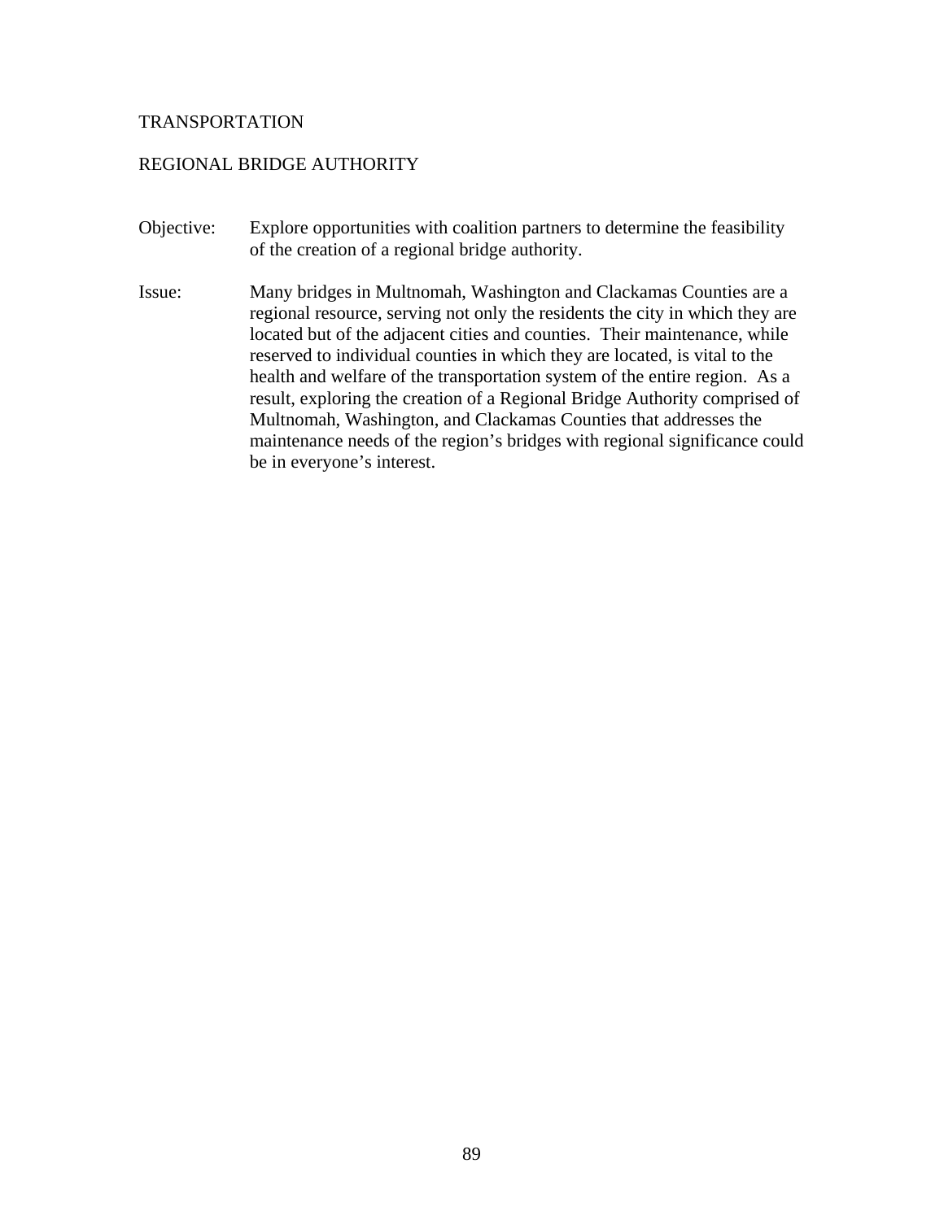# TRANSPORTATION

## REGIONAL BRIDGE AUTHORITY

Objective: Explore opportunities with coalition partners to determine the feasibility of the creation of a regional bridge authority.

Issue: Many bridges in Multnomah, Washington and Clackamas Counties are a regional resource, serving not only the residents the city in which they are located but of the adjacent cities and counties. Their maintenance, while reserved to individual counties in which they are located, is vital to the health and welfare of the transportation system of the entire region. As a result, exploring the creation of a Regional Bridge Authority comprised of Multnomah, Washington, and Clackamas Counties that addresses the maintenance needs of the region's bridges with regional significance could be in everyone's interest.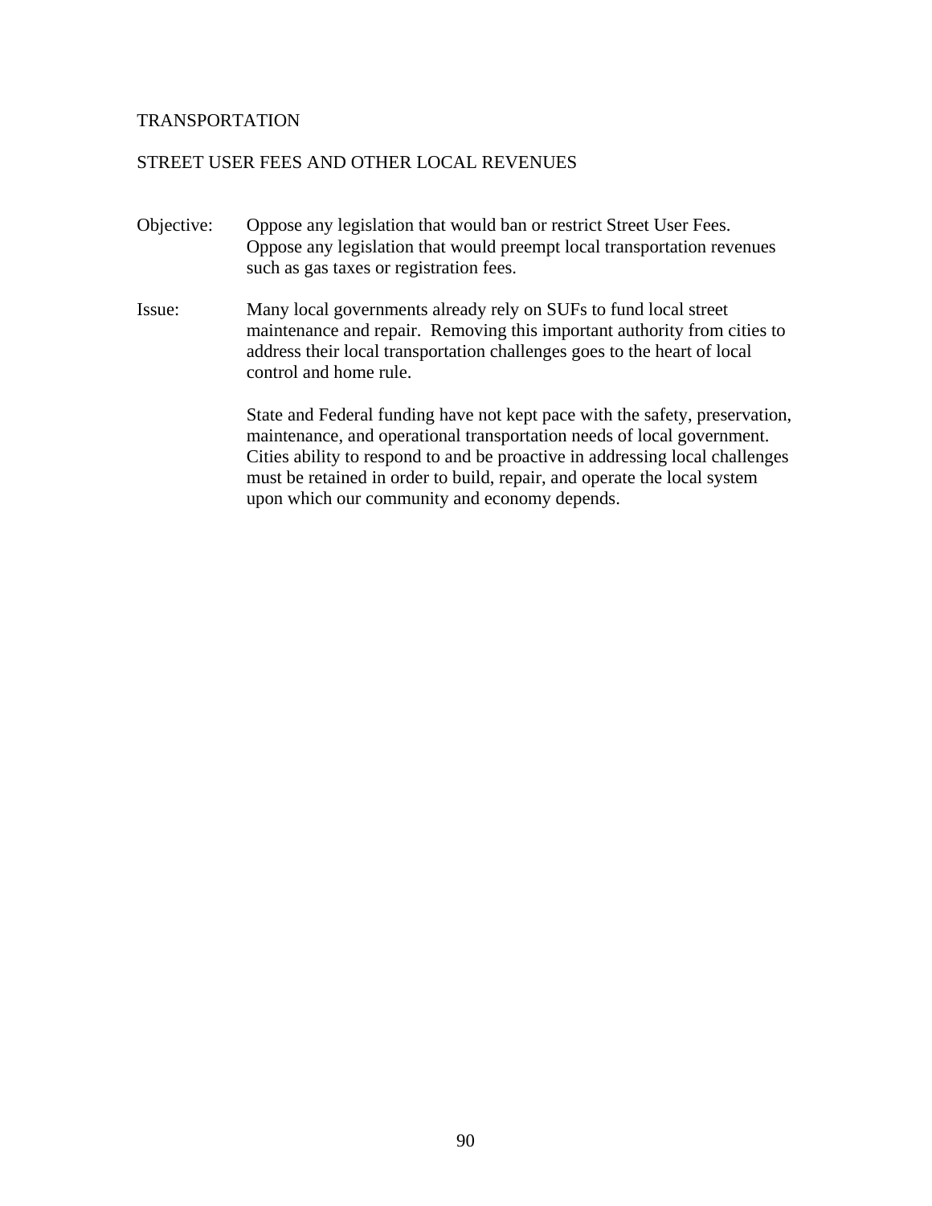# TRANSPORTATION

## STREET USER FEES AND OTHER LOCAL REVENUES

**Objective:** Oppose any legislation that would ban or restrict Street User Fees. Oppose any legislation that would preempt local transportation revenues such as gas taxes or registration fees.

**Issue:** Many local governments already rely on SUFs to fund local street maintenance and repair. Removing this important authority from cities to address their local transportation challenges goes to the heart of local control and home rule.

State and Federal funding have not kept pace with the safety, preservation, maintenance, and operational transportation needs of local government. Cities ability to respond to and be proactive in addressing local challenges must be retained in order to build, repair, and operate the local system upon which our community and economy depends.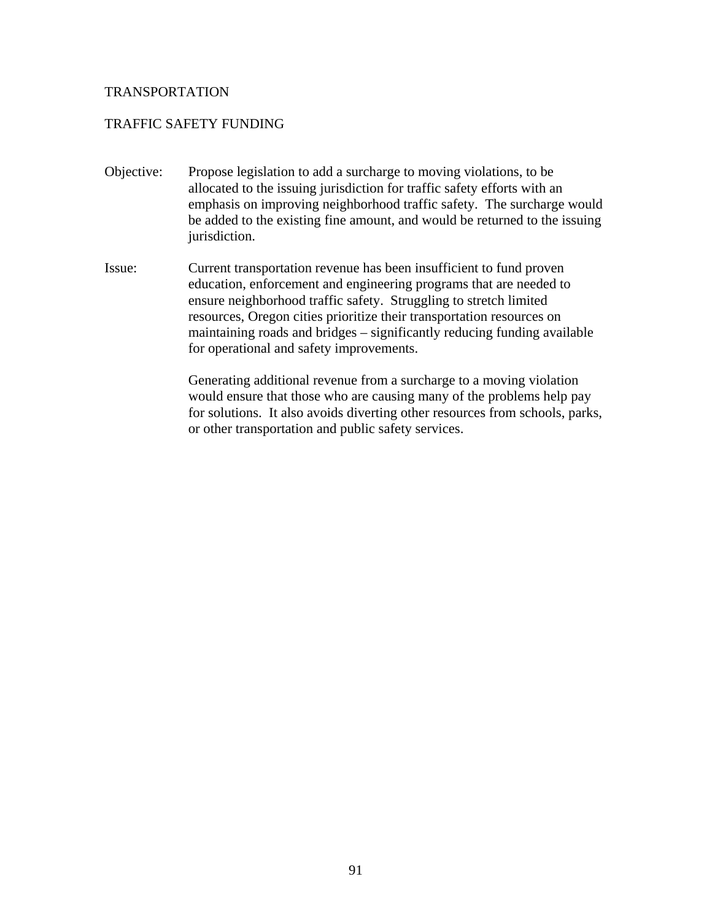# TRANSPORTATION

## TRAFFIC SAFETY FUNDING

**Objective:** Propose legislation to add a surcharge to moving violations, to be allocated to the issuing jurisdiction for traffic safety efforts with an emphasis on improving neighborhood traffic safety. The surcharge would be added to the existing fine amount, and would be returned to the issuing jurisdiction.

**Issue:** Current transportation revenue has been insufficient to fund proven education, enforcement and engineering programs that are needed to ensure neighborhood traffic safety. Struggling to stretch limited resources, Oregon cities prioritize their transportation resources on maintaining roads and bridges – significantly reducing funding available for operational and safety improvements.

Generating additional revenue from a surcharge to a moving violation would ensure that those who are causing many of the problems help pay for solutions. It also avoids diverting other resources from schools, parks, or other transportation and public safety services.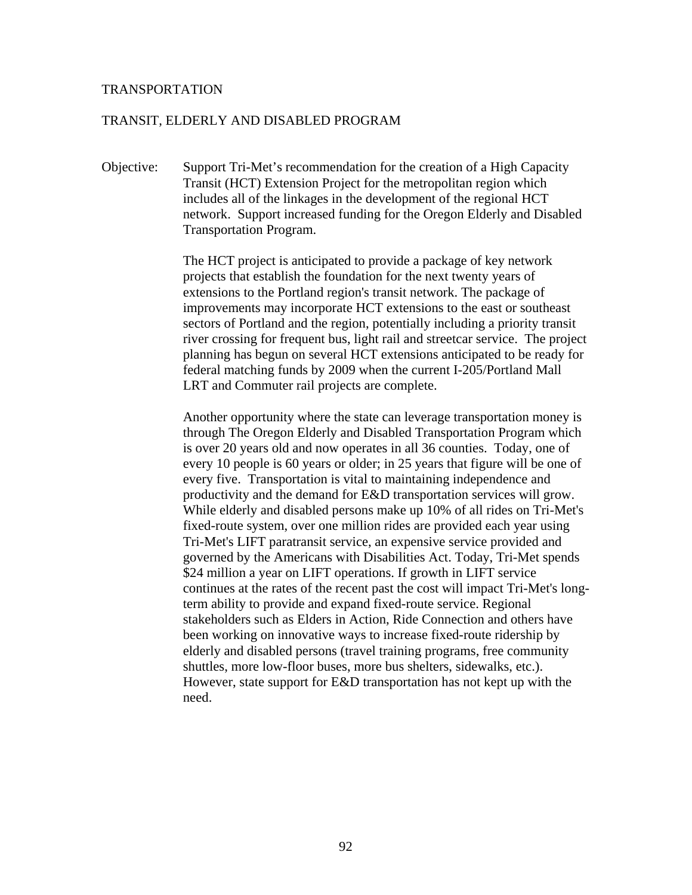## TRANSPORTATION

### TRANSIT, ELDERLY AND DISABLED PROGRAM

Objective: Support Tri-Met's recommendation for the creation of a High Capacity Transit (HCT) Extension Project for the metropolitan region which includes all of the linkages in the development of the regional HCT network. Support increased funding for the Oregon Elderly and Disabled Transportation Program.

The HCT project is anticipated to provide a package of key network projects that establish the foundation for the next twenty years of extensions to the Portland region's transit network. The package of improvements may incorporate HCT extensions to the east or southeast sectors of Portland and the region, potentially including a priority transit river crossing for frequent bus, light rail and streetcar service. The project planning has begun on several HCT extensions anticipated to be ready for federal matching funds by 2009 when the current I-205/Portland Mall LRT and Commuter rail projects are complete.

Another opportunity where the state can leverage transportation money is through The Oregon Elderly and Disabled Transportation Program which is over 20 years old and now operates in all 36 counties. Today, one of every 10 people is 60 years or older; in 25 years that figure will be one of every five. Transportation is vital to maintaining independence and productivity and the demand for E&D transportation services will grow. While elderly and disabled persons make up 10% of all rides on Tri-Met's fixed-route system, over one million rides are provided each year using Tri-Met's LIFT paratransit service, an expensive service provided and governed by the Americans with Disabilities Act. Today, Tri-Met spends $24 million a year on LIFT operations. If growth in LIFT service continues at the rates of the recent past the cost will impact Tri-Met's long-term ability to provide and expand fixed-route service. Regional stakeholders such as Elders in Action, Ride Connection and others have been working on innovative ways to increase fixed-route ridership by elderly and disabled persons (travel training programs, free community shuttles, more low-floor buses, more bus shelters, sidewalks, etc.). However, state support for E&D transportation has not kept up with the need.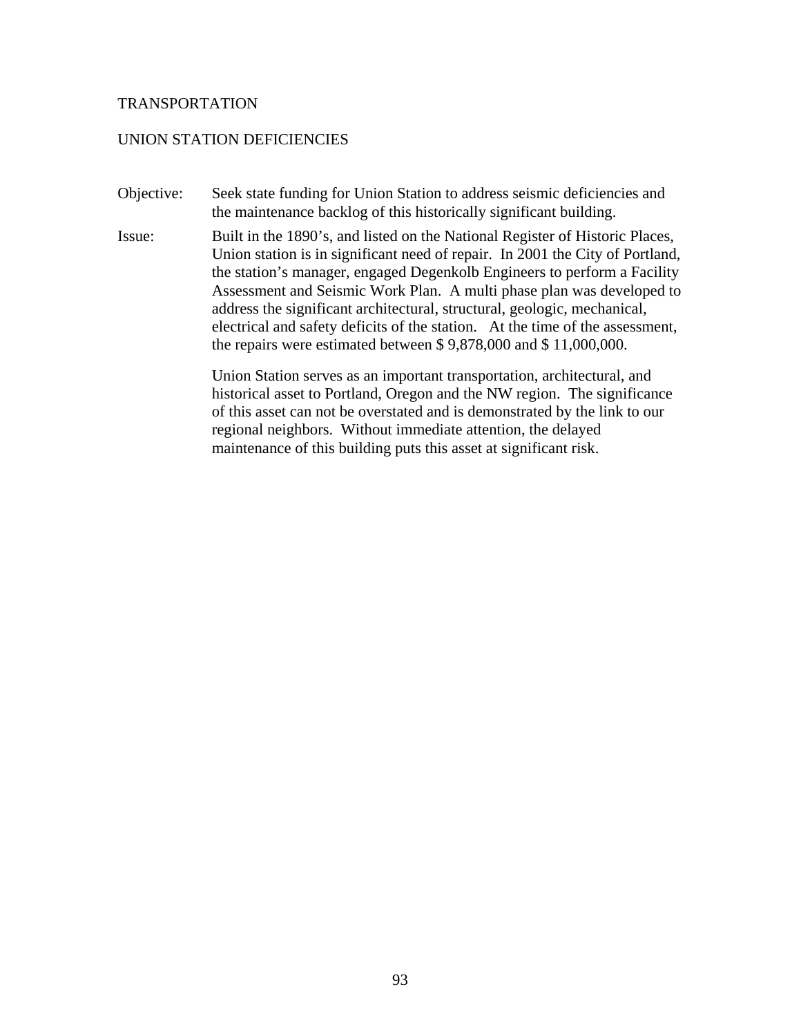# TRANSPORTATION

## UNION STATION DEFICIENCIES

**Objective:** Seek state funding for Union Station to address seismic deficiencies and the maintenance backlog of this historically significant building.

**Issue:** Built in the 1890's, and listed on the National Register of Historic Places, Union station is in significant need of repair. In 2001 the City of Portland, the station's manager, engaged Degenkolb Engineers to perform a Facility Assessment and Seismic Work Plan. A multi phase plan was developed to address the significant architectural, structural, geologic, mechanical, electrical and safety deficits of the station. At the time of the assessment, the repairs were estimated between $ 9,878,000 and $ 11,000,000.

Union Station serves as an important transportation, architectural, and historical asset to Portland, Oregon and the NW region. The significance of this asset can not be overstated and is demonstrated by the link to our regional neighbors. Without immediate attention, the delayed maintenance of this building puts this asset at significant risk.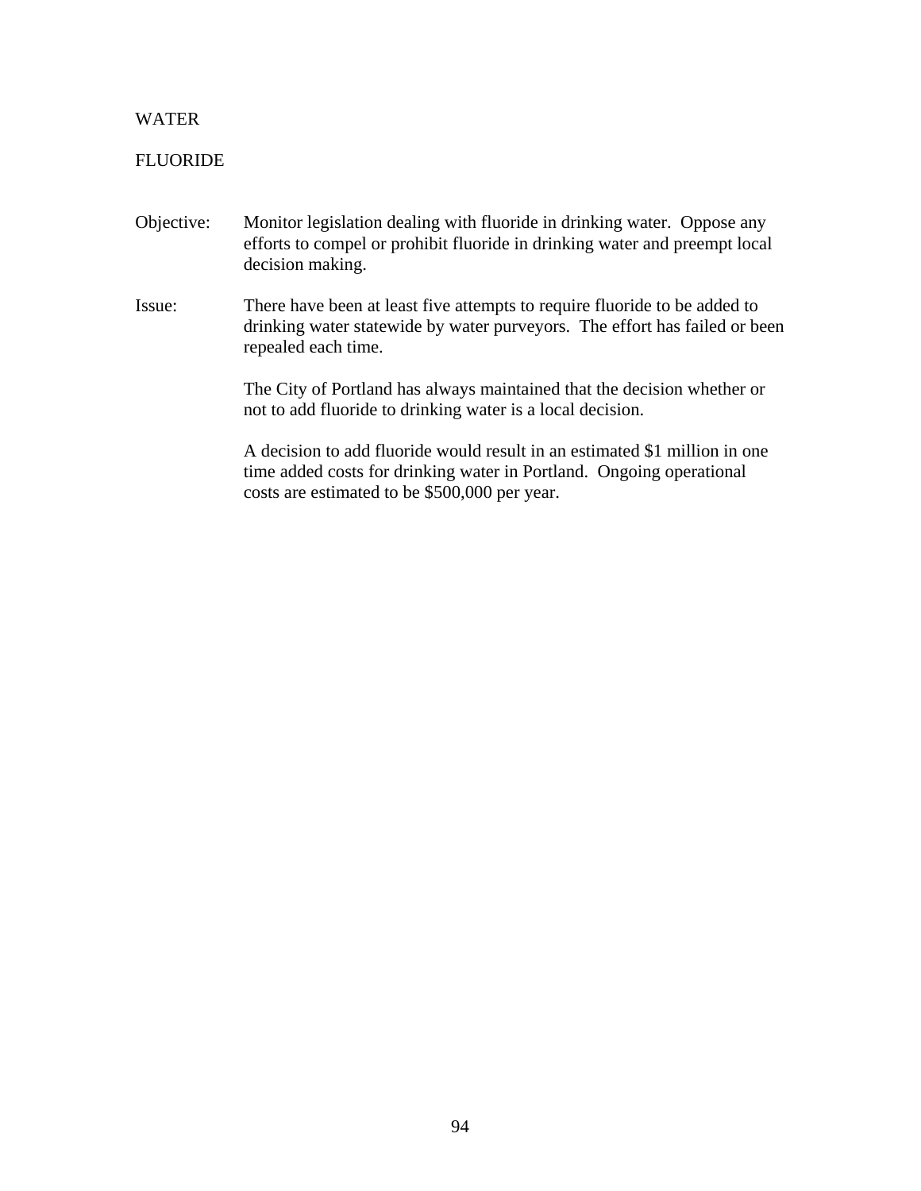# WATER

## FLUORIDE

**Objective:** Monitor legislation dealing with fluoride in drinking water. Oppose any efforts to compel or prohibit fluoride in drinking water and preempt local decision making.

**Issue:** There have been at least five attempts to require fluoride to be added to drinking water statewide by water purveyors. The effort has failed or been repealed each time.

The City of Portland has always maintained that the decision whether or not to add fluoride to drinking water is a local decision.

A decision to add fluoride would result in an estimated $1 million in one time added costs for drinking water in Portland. Ongoing operational costs are estimated to be $500,000 per year.